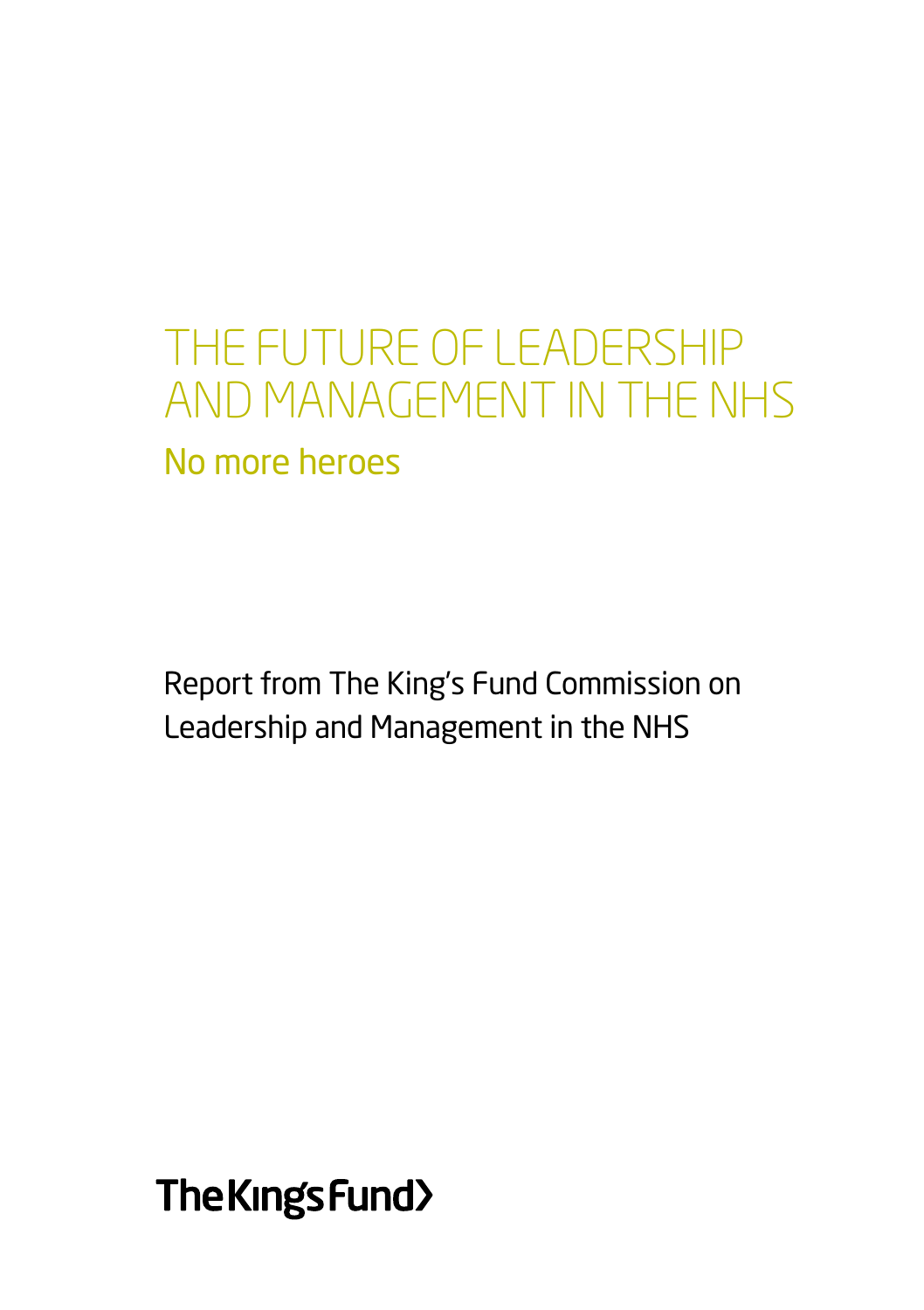# THE FUTURE OF LEADERSHIP AND MANAGEMENT IN THE NHS

## No more heroes

Report from The King's Fund Commission on Leadership and Management in the NHS

The King's Fund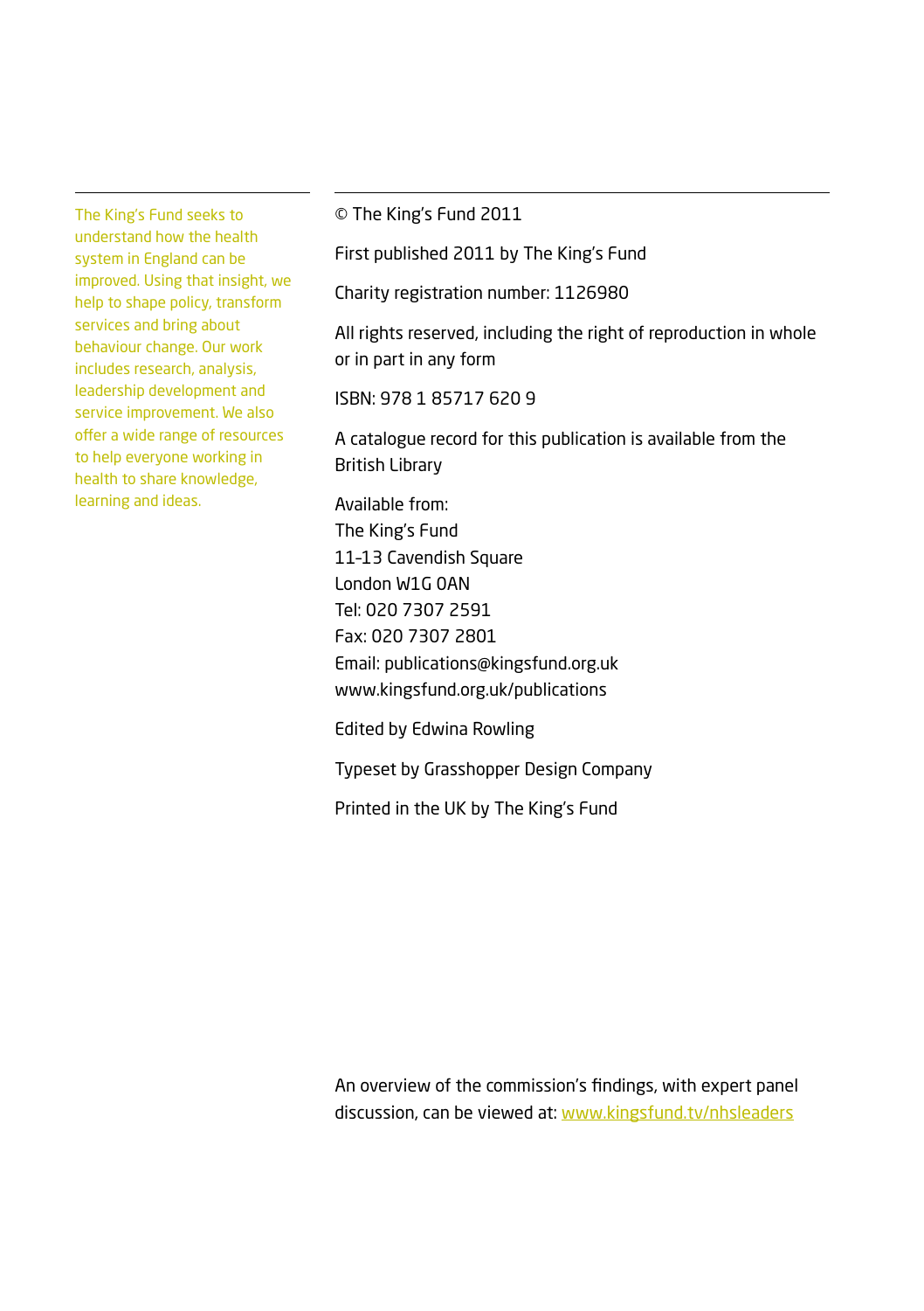The King's Fund seeks to understand how the health system in England can be improved. Using that insight, we help to shape policy, transform services and bring about behaviour change. Our work includes research, analysis, leadership development and service improvement. We also offer a wide range of resources to help everyone working in health to share knowledge, learning and ideas.

© The King's Fund 2011

First published 2011 by The King's Fund

Charity registration number: 1126980

All rights reserved, including the right of reproduction in whole or in part in any form

ISBN: 978 1 85717 620 9

A catalogue record for this publication is available from the British Library

Available from:
The King's Fund
11–13 Cavendish Square
London W1G 0AN
Tel: 020 7307 2591
Fax: 020 7307 2801
Email: publications@kingsfund.org.uk
www.kingsfund.org.uk/publications

Edited by Edwina Rowling

Typeset by Grasshopper Design Company

Printed in the UK by The King's Fund

An overview of the commission's findings, with expert panel discussion, can be viewed at: www.kingsfund.tv/nhsleaders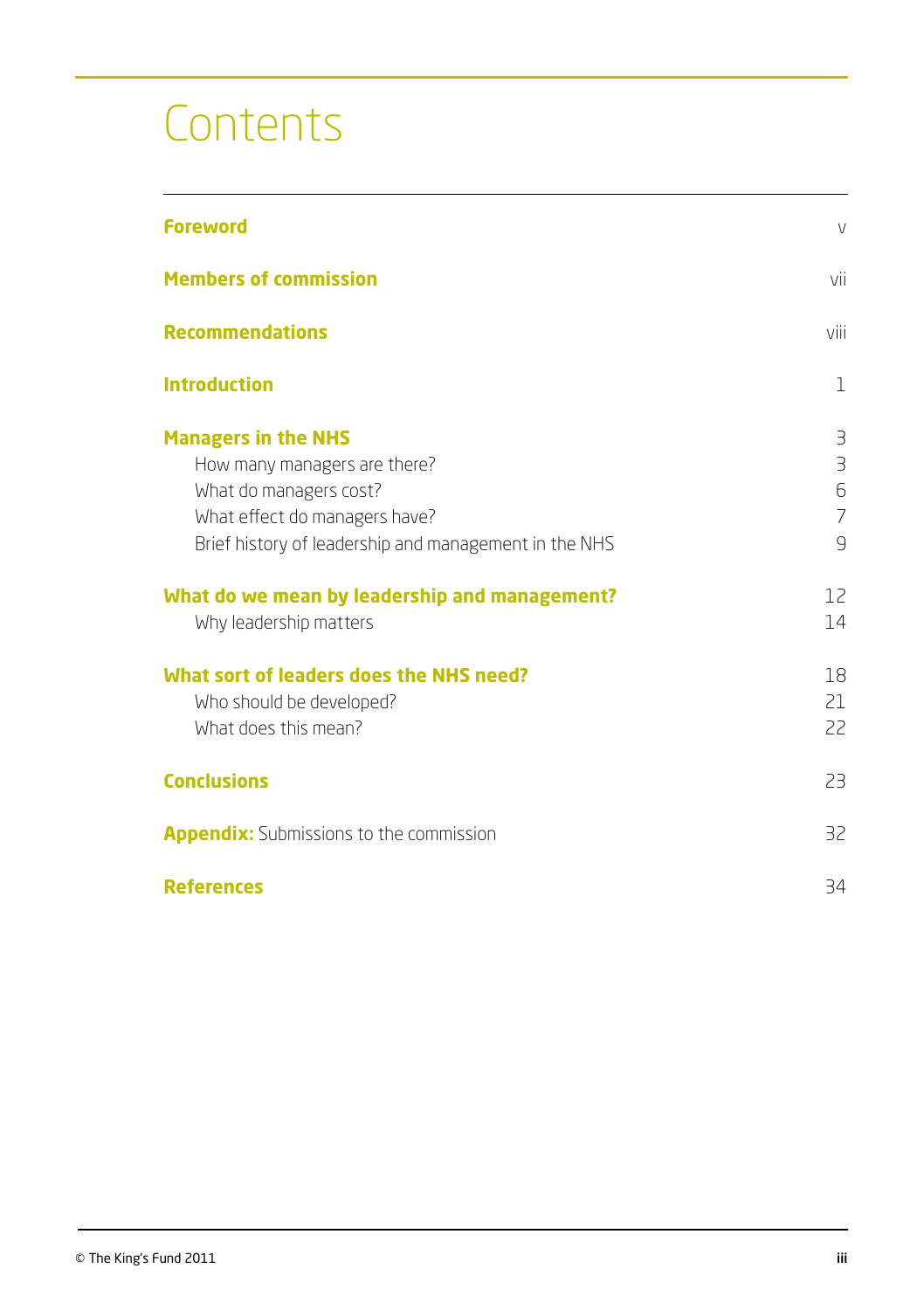# Contents

**Foreword** v

**Members of commission** vii

**Recommendations** viii

**Introduction** 1

**Managers in the NHS** 3

- How many managers are there? 3
- What do managers cost? 6
- What effect do managers have? 7
- Brief history of leadership and management in the NHS 9

**What do we mean by leadership and management?** 12

- Why leadership matters 14

**What sort of leaders does the NHS need?** 18

- Who should be developed? 21
- What does this mean? 22

**Conclusions** 23

**Appendix:** Submissions to the commission 32

**References** 34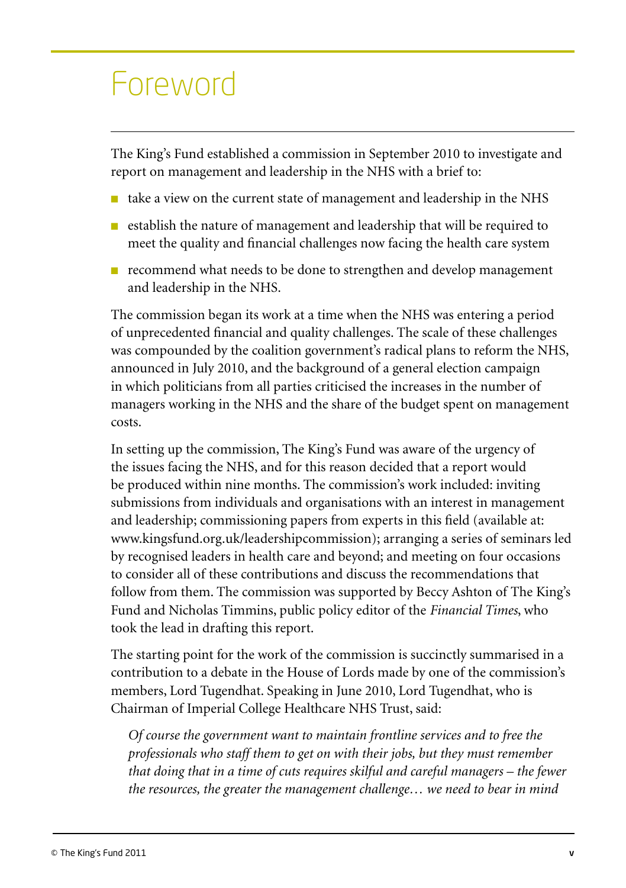# Foreword

The King's Fund established a commission in September 2010 to investigate and report on management and leadership in the NHS with a brief to:

- take a view on the current state of management and leadership in the NHS
- establish the nature of management and leadership that will be required to meet the quality and financial challenges now facing the health care system
- recommend what needs to be done to strengthen and develop management and leadership in the NHS.

The commission began its work at a time when the NHS was entering a period of unprecedented financial and quality challenges. The scale of these challenges was compounded by the coalition government's radical plans to reform the NHS, announced in July 2010, and the background of a general election campaign in which politicians from all parties criticised the increases in the number of managers working in the NHS and the share of the budget spent on management costs.

In setting up the commission, The King's Fund was aware of the urgency of the issues facing the NHS, and for this reason decided that a report would be produced within nine months. The commission's work included: inviting submissions from individuals and organisations with an interest in management and leadership; commissioning papers from experts in this field (available at: www.kingsfund.org.uk/leadershipcommission); arranging a series of seminars led by recognised leaders in health care and beyond; and meeting on four occasions to consider all of these contributions and discuss the recommendations that follow from them. The commission was supported by Beccy Ashton of The King's Fund and Nicholas Timmins, public policy editor of the *Financial Times*, who took the lead in drafting this report.

The starting point for the work of the commission is succinctly summarised in a contribution to a debate in the House of Lords made by one of the commission's members, Lord Tugendhat. Speaking in June 2010, Lord Tugendhat, who is Chairman of Imperial College Healthcare NHS Trust, said:

> *Of course the government want to maintain frontline services and to free the professionals who staff them to get on with their jobs, but they must remember that doing that in a time of cuts requires skilful and careful managers – the fewer the resources, the greater the management challenge… we need to bear in mind*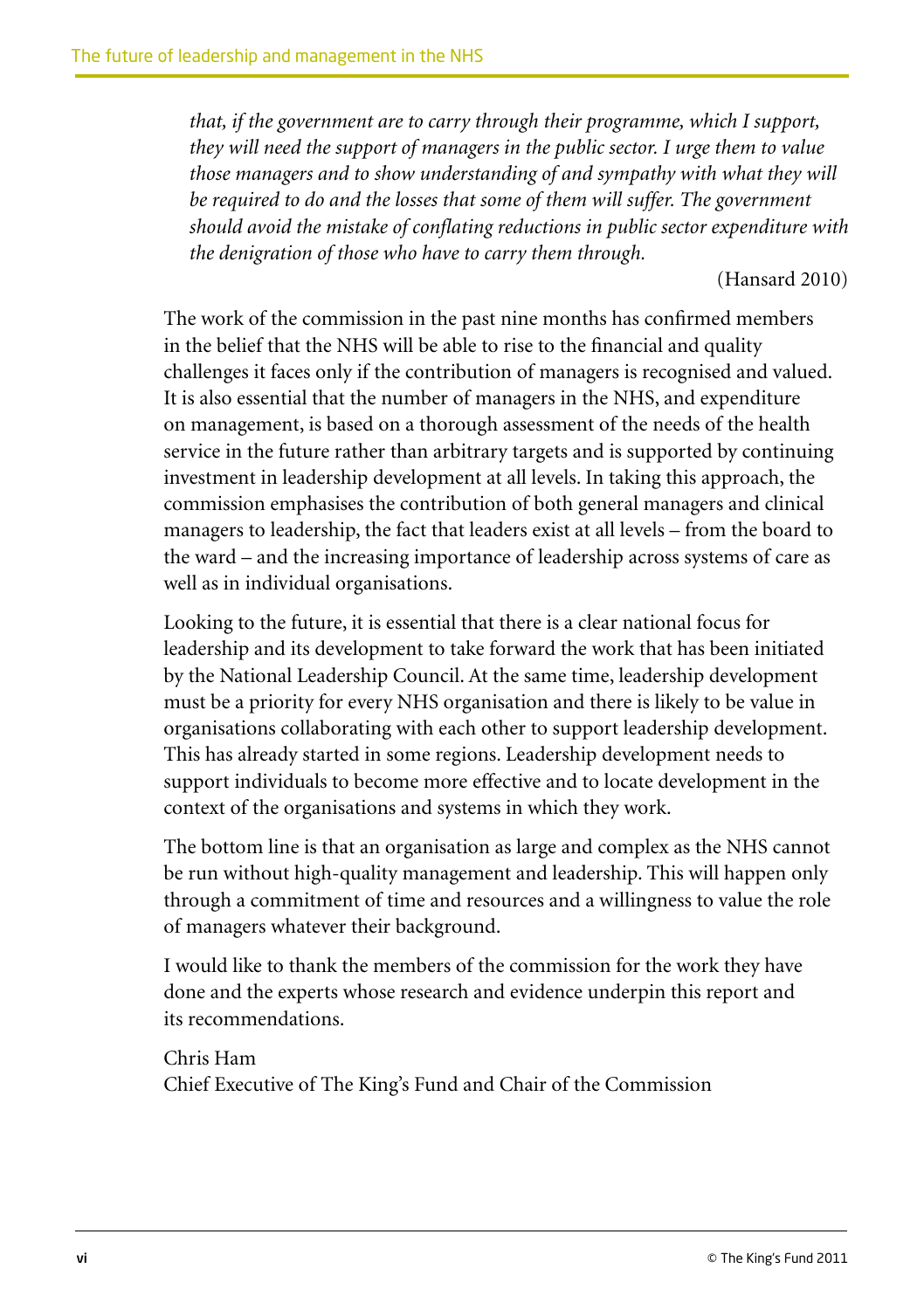*that, if the government are to carry through their programme, which I support, they will need the support of managers in the public sector. I urge them to value those managers and to show understanding of and sympathy with what they will be required to do and the losses that some of them will suffer. The government should avoid the mistake of conflating reductions in public sector expenditure with the denigration of those who have to carry them through.*

(Hansard 2010)

The work of the commission in the past nine months has confirmed members in the belief that the NHS will be able to rise to the financial and quality challenges it faces only if the contribution of managers is recognised and valued. It is also essential that the number of managers in the NHS, and expenditure on management, is based on a thorough assessment of the needs of the health service in the future rather than arbitrary targets and is supported by continuing investment in leadership development at all levels. In taking this approach, the commission emphasises the contribution of both general managers and clinical managers to leadership, the fact that leaders exist at all levels – from the board to the ward – and the increasing importance of leadership across systems of care as well as in individual organisations.

Looking to the future, it is essential that there is a clear national focus for leadership and its development to take forward the work that has been initiated by the National Leadership Council. At the same time, leadership development must be a priority for every NHS organisation and there is likely to be value in organisations collaborating with each other to support leadership development. This has already started in some regions. Leadership development needs to support individuals to become more effective and to locate development in the context of the organisations and systems in which they work.

The bottom line is that an organisation as large and complex as the NHS cannot be run without high-quality management and leadership. This will happen only through a commitment of time and resources and a willingness to value the role of managers whatever their background.

I would like to thank the members of the commission for the work they have done and the experts whose research and evidence underpin this report and its recommendations.

Chris Ham
Chief Executive of The King's Fund and Chair of the Commission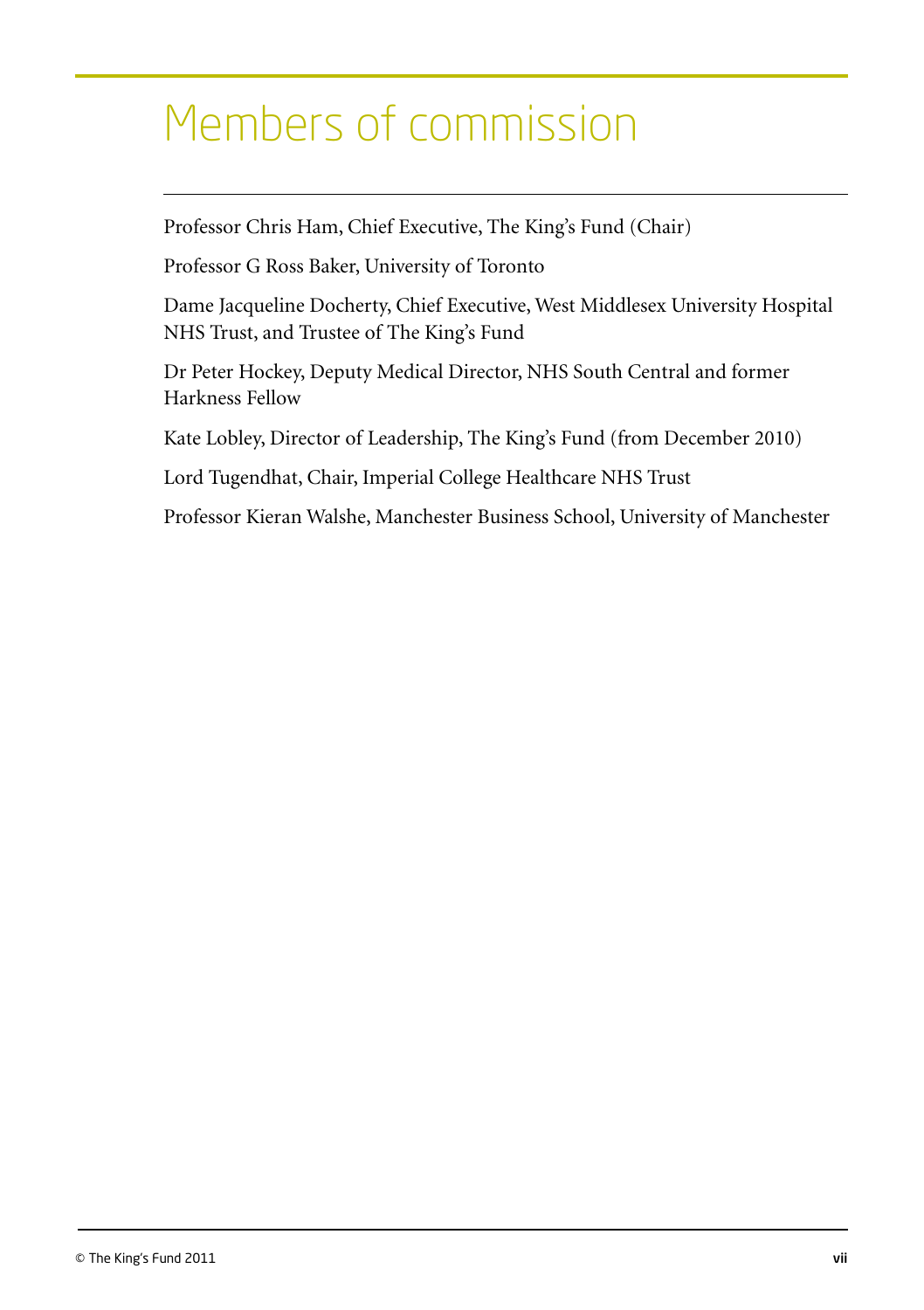# Members of commission

Professor Chris Ham, Chief Executive, The King's Fund (Chair)

Professor G Ross Baker, University of Toronto

Dame Jacqueline Docherty, Chief Executive, West Middlesex University Hospital NHS Trust, and Trustee of The King's Fund

Dr Peter Hockey, Deputy Medical Director, NHS South Central and former Harkness Fellow

Kate Lobley, Director of Leadership, The King's Fund (from December 2010)

Lord Tugendhat, Chair, Imperial College Healthcare NHS Trust

Professor Kieran Walshe, Manchester Business School, University of Manchester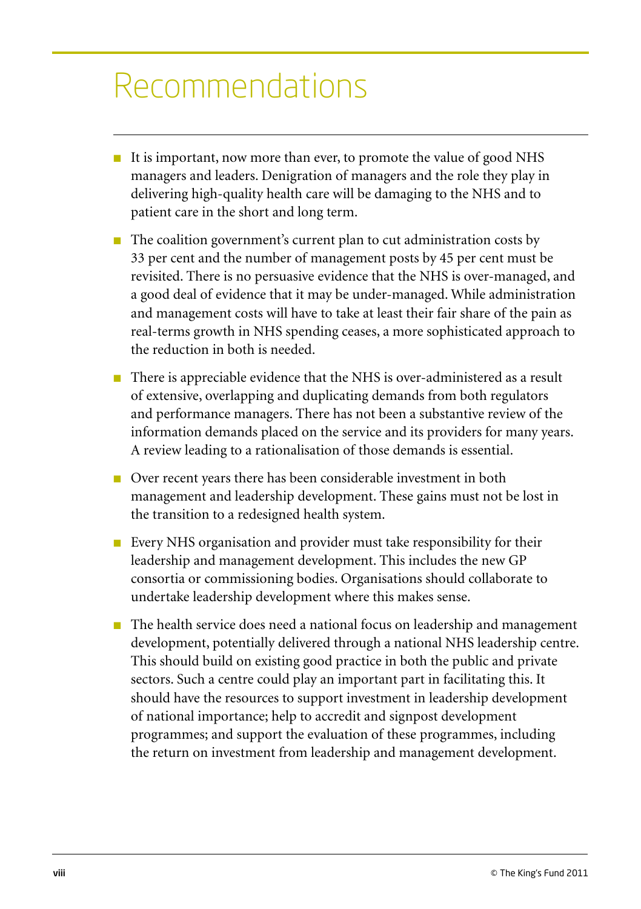# Recommendations

- It is important, now more than ever, to promote the value of good NHS managers and leaders. Denigration of managers and the role they play in delivering high-quality health care will be damaging to the NHS and to patient care in the short and long term.
- The coalition government's current plan to cut administration costs by 33 per cent and the number of management posts by 45 per cent must be revisited. There is no persuasive evidence that the NHS is over-managed, and a good deal of evidence that it may be under-managed. While administration and management costs will have to take at least their fair share of the pain as real-terms growth in NHS spending ceases, a more sophisticated approach to the reduction in both is needed.
- There is appreciable evidence that the NHS is over-administered as a result of extensive, overlapping and duplicating demands from both regulators and performance managers. There has not been a substantive review of the information demands placed on the service and its providers for many years. A review leading to a rationalisation of those demands is essential.
- Over recent years there has been considerable investment in both management and leadership development. These gains must not be lost in the transition to a redesigned health system.
- Every NHS organisation and provider must take responsibility for their leadership and management development. This includes the new GP consortia or commissioning bodies. Organisations should collaborate to undertake leadership development where this makes sense.
- The health service does need a national focus on leadership and management development, potentially delivered through a national NHS leadership centre. This should build on existing good practice in both the public and private sectors. Such a centre could play an important part in facilitating this. It should have the resources to support investment in leadership development of national importance; help to accredit and signpost development programmes; and support the evaluation of these programmes, including the return on investment from leadership and management development.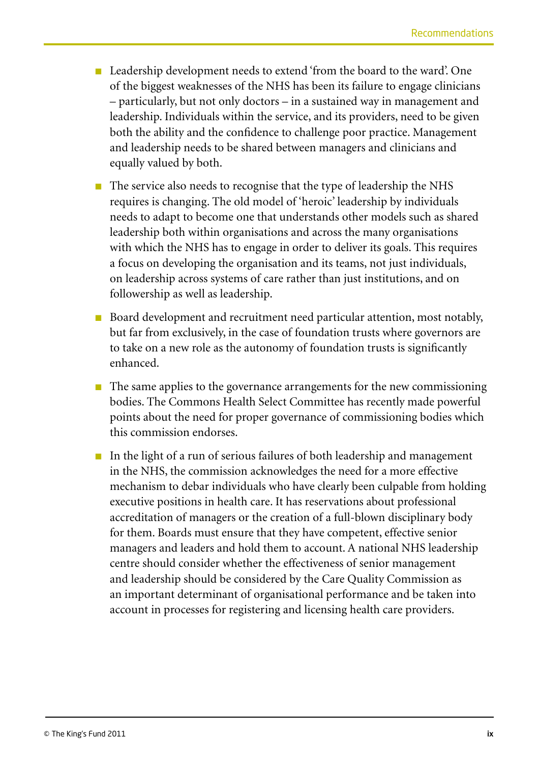- Leadership development needs to extend 'from the board to the ward'. One of the biggest weaknesses of the NHS has been its failure to engage clinicians – particularly, but not only doctors – in a sustained way in management and leadership. Individuals within the service, and its providers, need to be given both the ability and the confidence to challenge poor practice. Management and leadership needs to be shared between managers and clinicians and equally valued by both.

- The service also needs to recognise that the type of leadership the NHS requires is changing. The old model of 'heroic' leadership by individuals needs to adapt to become one that understands other models such as shared leadership both within organisations and across the many organisations with which the NHS has to engage in order to deliver its goals. This requires a focus on developing the organisation and its teams, not just individuals, on leadership across systems of care rather than just institutions, and on followership as well as leadership.

- Board development and recruitment need particular attention, most notably, but far from exclusively, in the case of foundation trusts where governors are to take on a new role as the autonomy of foundation trusts is significantly enhanced.

- The same applies to the governance arrangements for the new commissioning bodies. The Commons Health Select Committee has recently made powerful points about the need for proper governance of commissioning bodies which this commission endorses.

- In the light of a run of serious failures of both leadership and management in the NHS, the commission acknowledges the need for a more effective mechanism to debar individuals who have clearly been culpable from holding executive positions in health care. It has reservations about professional accreditation of managers or the creation of a full-blown disciplinary body for them. Boards must ensure that they have competent, effective senior managers and leaders and hold them to account. A national NHS leadership centre should consider whether the effectiveness of senior management and leadership should be considered by the Care Quality Commission as an important determinant of organisational performance and be taken into account in processes for registering and licensing health care providers.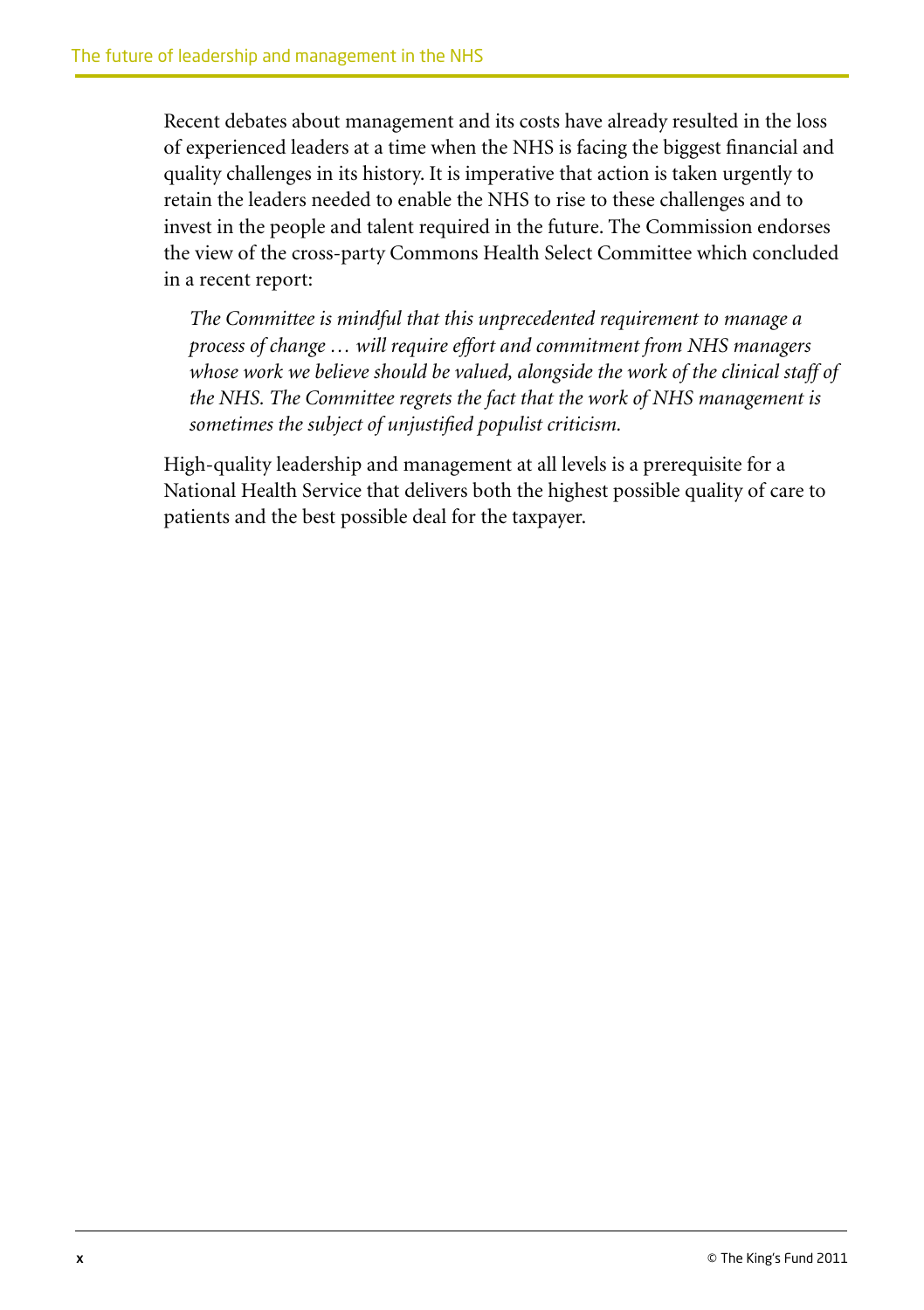Recent debates about management and its costs have already resulted in the loss of experienced leaders at a time when the NHS is facing the biggest financial and quality challenges in its history. It is imperative that action is taken urgently to retain the leaders needed to enable the NHS to rise to these challenges and to invest in the people and talent required in the future. The Commission endorses the view of the cross-party Commons Health Select Committee which concluded in a recent report:

> *The Committee is mindful that this unprecedented requirement to manage a process of change … will require effort and commitment from NHS managers whose work we believe should be valued, alongside the work of the clinical staff of the NHS. The Committee regrets the fact that the work of NHS management is sometimes the subject of unjustified populist criticism.*

High-quality leadership and management at all levels is a prerequisite for a National Health Service that delivers both the highest possible quality of care to patients and the best possible deal for the taxpayer.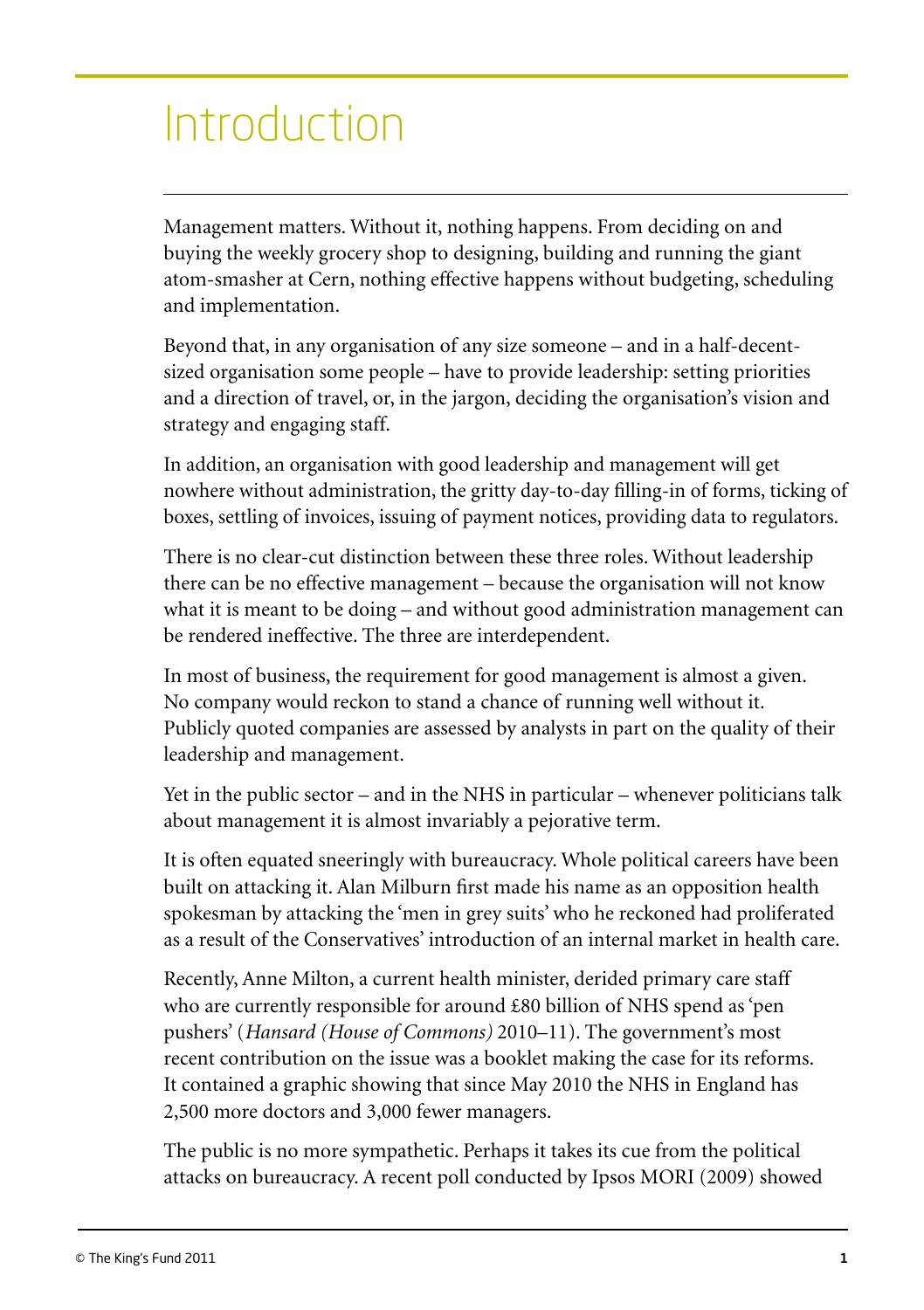# Introduction

Management matters. Without it, nothing happens. From deciding on and buying the weekly grocery shop to designing, building and running the giant atom-smasher at Cern, nothing effective happens without budgeting, scheduling and implementation.

Beyond that, in any organisation of any size someone – and in a half-decent-sized organisation some people – have to provide leadership: setting priorities and a direction of travel, or, in the jargon, deciding the organisation's vision and strategy and engaging staff.

In addition, an organisation with good leadership and management will get nowhere without administration, the gritty day-to-day filling-in of forms, ticking of boxes, settling of invoices, issuing of payment notices, providing data to regulators.

There is no clear-cut distinction between these three roles. Without leadership there can be no effective management – because the organisation will not know what it is meant to be doing – and without good administration management can be rendered ineffective. The three are interdependent.

In most of business, the requirement for good management is almost a given. No company would reckon to stand a chance of running well without it. Publicly quoted companies are assessed by analysts in part on the quality of their leadership and management.

Yet in the public sector – and in the NHS in particular – whenever politicians talk about management it is almost invariably a pejorative term.

It is often equated sneeringly with bureaucracy. Whole political careers have been built on attacking it. Alan Milburn first made his name as an opposition health spokesman by attacking the 'men in grey suits' who he reckoned had proliferated as a result of the Conservatives' introduction of an internal market in health care.

Recently, Anne Milton, a current health minister, derided primary care staff who are currently responsible for around £80 billion of NHS spend as 'pen pushers' (*Hansard (House of Commons)* 2010–11). The government's most recent contribution on the issue was a booklet making the case for its reforms. It contained a graphic showing that since May 2010 the NHS in England has 2,500 more doctors and 3,000 fewer managers.

The public is no more sympathetic. Perhaps it takes its cue from the political attacks on bureaucracy. A recent poll conducted by Ipsos MORI (2009) showed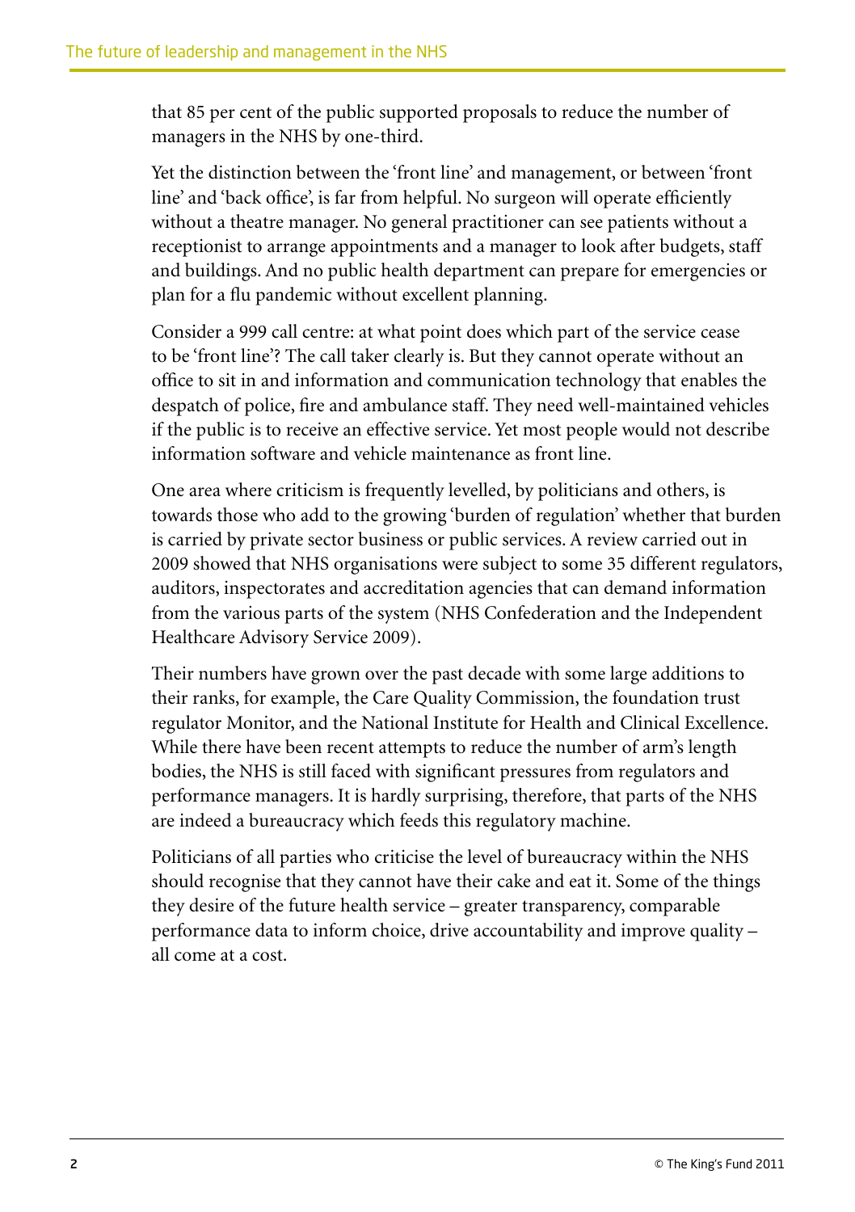that 85 per cent of the public supported proposals to reduce the number of managers in the NHS by one-third.

Yet the distinction between the 'front line' and management, or between 'front line' and 'back office', is far from helpful. No surgeon will operate efficiently without a theatre manager. No general practitioner can see patients without a receptionist to arrange appointments and a manager to look after budgets, staff and buildings. And no public health department can prepare for emergencies or plan for a flu pandemic without excellent planning.

Consider a 999 call centre: at what point does which part of the service cease to be 'front line'? The call taker clearly is. But they cannot operate without an office to sit in and information and communication technology that enables the despatch of police, fire and ambulance staff. They need well-maintained vehicles if the public is to receive an effective service. Yet most people would not describe information software and vehicle maintenance as front line.

One area where criticism is frequently levelled, by politicians and others, is towards those who add to the growing 'burden of regulation' whether that burden is carried by private sector business or public services. A review carried out in 2009 showed that NHS organisations were subject to some 35 different regulators, auditors, inspectorates and accreditation agencies that can demand information from the various parts of the system (NHS Confederation and the Independent Healthcare Advisory Service 2009).

Their numbers have grown over the past decade with some large additions to their ranks, for example, the Care Quality Commission, the foundation trust regulator Monitor, and the National Institute for Health and Clinical Excellence. While there have been recent attempts to reduce the number of arm's length bodies, the NHS is still faced with significant pressures from regulators and performance managers. It is hardly surprising, therefore, that parts of the NHS are indeed a bureaucracy which feeds this regulatory machine.

Politicians of all parties who criticise the level of bureaucracy within the NHS should recognise that they cannot have their cake and eat it. Some of the things they desire of the future health service – greater transparency, comparable performance data to inform choice, drive accountability and improve quality – all come at a cost.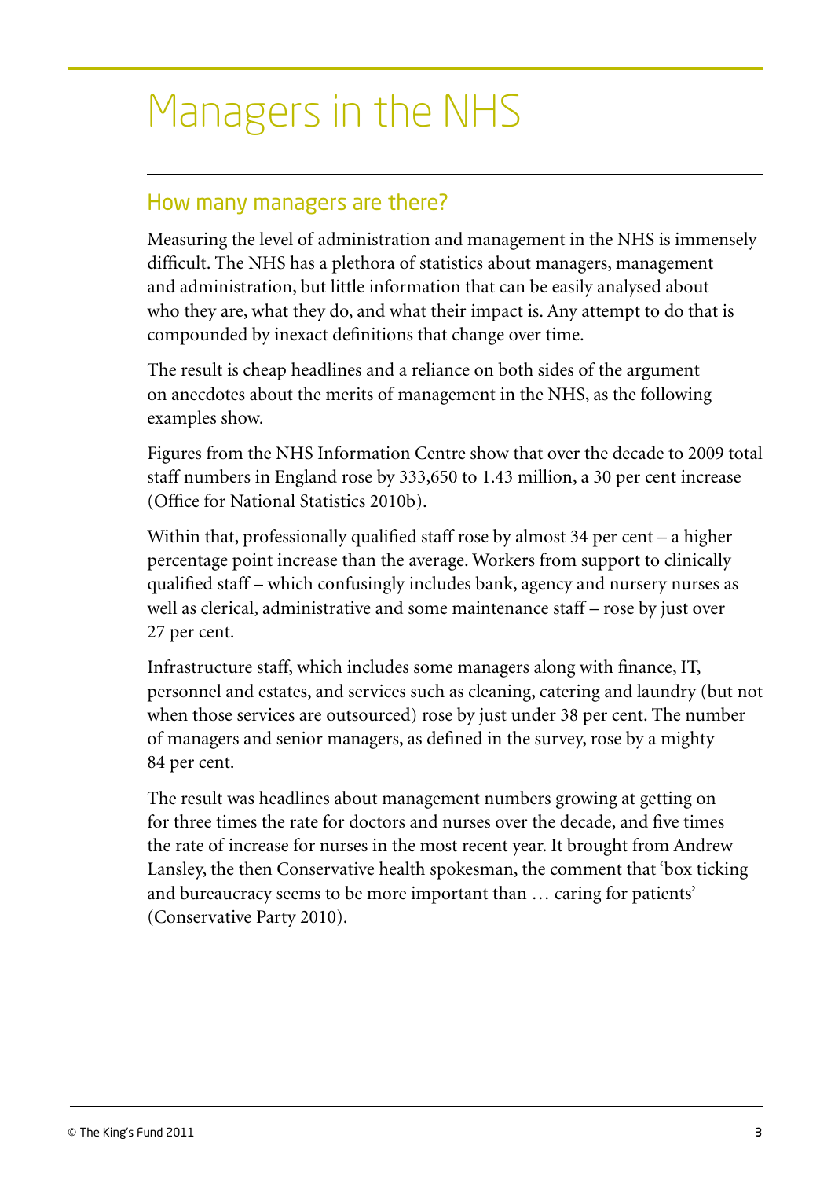# Managers in the NHS

## How many managers are there?

Measuring the level of administration and management in the NHS is immensely difficult. The NHS has a plethora of statistics about managers, management and administration, but little information that can be easily analysed about who they are, what they do, and what their impact is. Any attempt to do that is compounded by inexact definitions that change over time.

The result is cheap headlines and a reliance on both sides of the argument on anecdotes about the merits of management in the NHS, as the following examples show.

Figures from the NHS Information Centre show that over the decade to 2009 total staff numbers in England rose by 333,650 to 1.43 million, a 30 per cent increase (Office for National Statistics 2010b).

Within that, professionally qualified staff rose by almost 34 per cent – a higher percentage point increase than the average. Workers from support to clinically qualified staff – which confusingly includes bank, agency and nursery nurses as well as clerical, administrative and some maintenance staff – rose by just over 27 per cent.

Infrastructure staff, which includes some managers along with finance, IT, personnel and estates, and services such as cleaning, catering and laundry (but not when those services are outsourced) rose by just under 38 per cent. The number of managers and senior managers, as defined in the survey, rose by a mighty 84 per cent.

The result was headlines about management numbers growing at getting on for three times the rate for doctors and nurses over the decade, and five times the rate of increase for nurses in the most recent year. It brought from Andrew Lansley, the then Conservative health spokesman, the comment that 'box ticking and bureaucracy seems to be more important than … caring for patients' (Conservative Party 2010).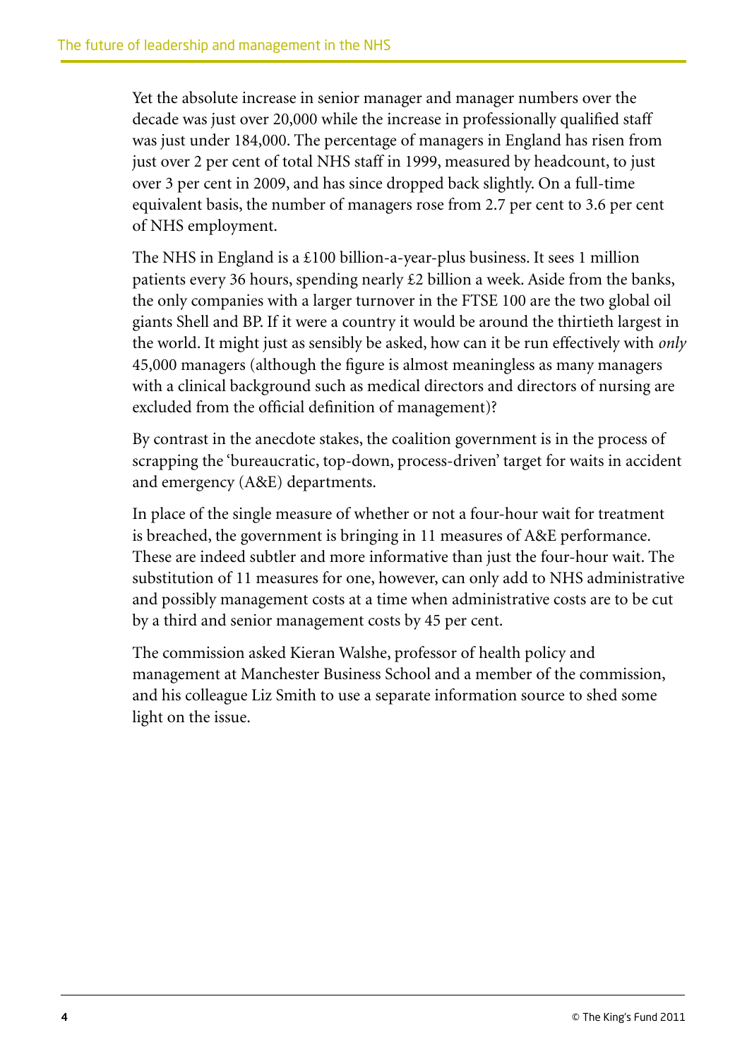Yet the absolute increase in senior manager and manager numbers over the decade was just over 20,000 while the increase in professionally qualified staff was just under 184,000. The percentage of managers in England has risen from just over 2 per cent of total NHS staff in 1999, measured by headcount, to just over 3 per cent in 2009, and has since dropped back slightly. On a full-time equivalent basis, the number of managers rose from 2.7 per cent to 3.6 per cent of NHS employment.

The NHS in England is a £100 billion-a-year-plus business. It sees 1 million patients every 36 hours, spending nearly £2 billion a week. Aside from the banks, the only companies with a larger turnover in the FTSE 100 are the two global oil giants Shell and BP. If it were a country it would be around the thirtieth largest in the world. It might just as sensibly be asked, how can it be run effectively with *only* 45,000 managers (although the figure is almost meaningless as many managers with a clinical background such as medical directors and directors of nursing are excluded from the official definition of management)?

By contrast in the anecdote stakes, the coalition government is in the process of scrapping the 'bureaucratic, top-down, process-driven' target for waits in accident and emergency (A&E) departments.

In place of the single measure of whether or not a four-hour wait for treatment is breached, the government is bringing in 11 measures of A&E performance. These are indeed subtler and more informative than just the four-hour wait. The substitution of 11 measures for one, however, can only add to NHS administrative and possibly management costs at a time when administrative costs are to be cut by a third and senior management costs by 45 per cent.

The commission asked Kieran Walshe, professor of health policy and management at Manchester Business School and a member of the commission, and his colleague Liz Smith to use a separate information source to shed some light on the issue.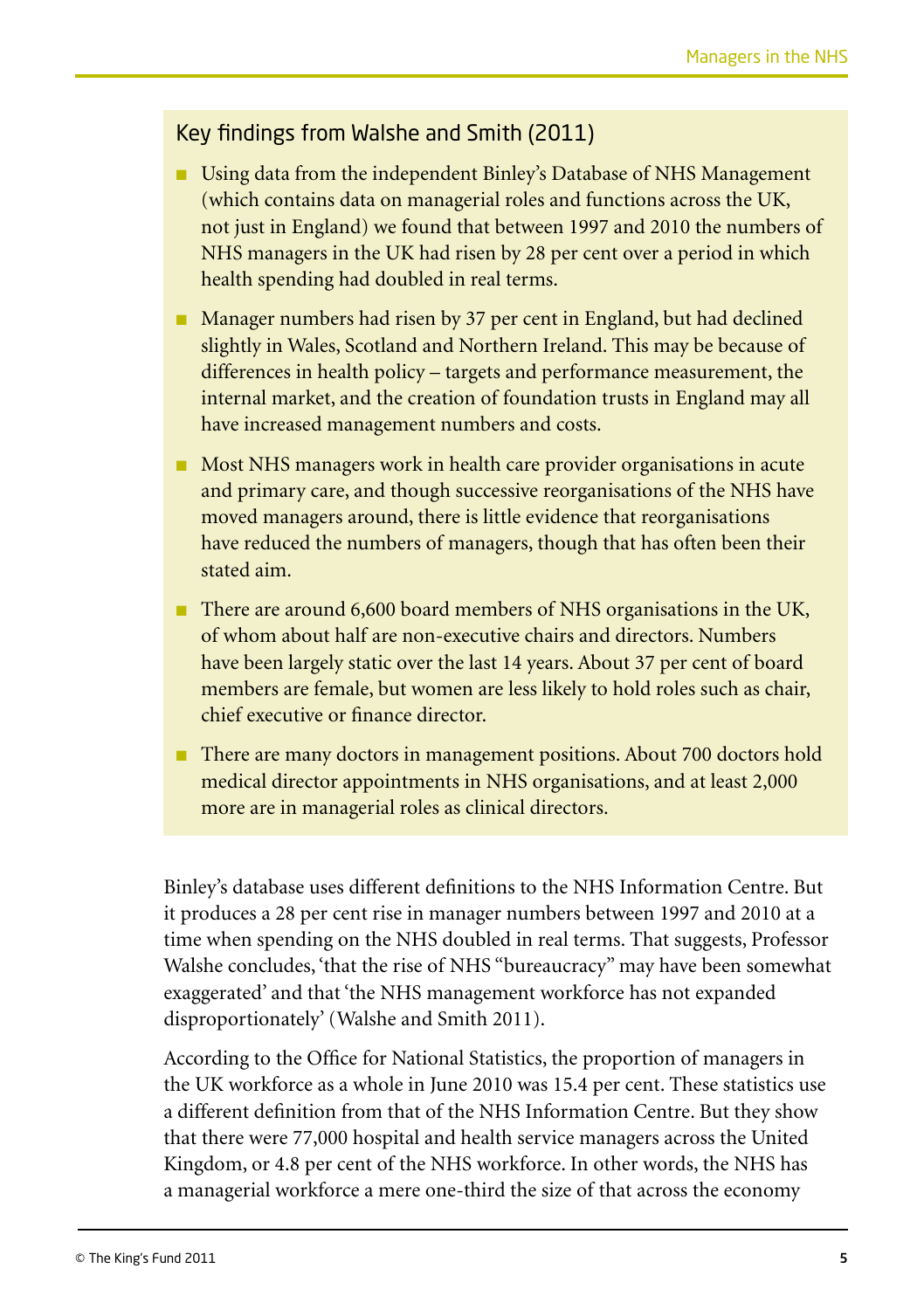### Key findings from Walshe and Smith (2011)

- Using data from the independent Binley's Database of NHS Management (which contains data on managerial roles and functions across the UK, not just in England) we found that between 1997 and 2010 the numbers of NHS managers in the UK had risen by 28 per cent over a period in which health spending had doubled in real terms.
- Manager numbers had risen by 37 per cent in England, but had declined slightly in Wales, Scotland and Northern Ireland. This may be because of differences in health policy – targets and performance measurement, the internal market, and the creation of foundation trusts in England may all have increased management numbers and costs.
- Most NHS managers work in health care provider organisations in acute and primary care, and though successive reorganisations of the NHS have moved managers around, there is little evidence that reorganisations have reduced the numbers of managers, though that has often been their stated aim.
- There are around 6,600 board members of NHS organisations in the UK, of whom about half are non-executive chairs and directors. Numbers have been largely static over the last 14 years. About 37 per cent of board members are female, but women are less likely to hold roles such as chair, chief executive or finance director.
- There are many doctors in management positions. About 700 doctors hold medical director appointments in NHS organisations, and at least 2,000 more are in managerial roles as clinical directors.

Binley's database uses different definitions to the NHS Information Centre. But it produces a 28 per cent rise in manager numbers between 1997 and 2010 at a time when spending on the NHS doubled in real terms. That suggests, Professor Walshe concludes, 'that the rise of NHS "bureaucracy" may have been somewhat exaggerated' and that 'the NHS management workforce has not expanded disproportionately' (Walshe and Smith 2011).

According to the Office for National Statistics, the proportion of managers in the UK workforce as a whole in June 2010 was 15.4 per cent. These statistics use a different definition from that of the NHS Information Centre. But they show that there were 77,000 hospital and health service managers across the United Kingdom, or 4.8 per cent of the NHS workforce. In other words, the NHS has a managerial workforce a mere one-third the size of that across the economy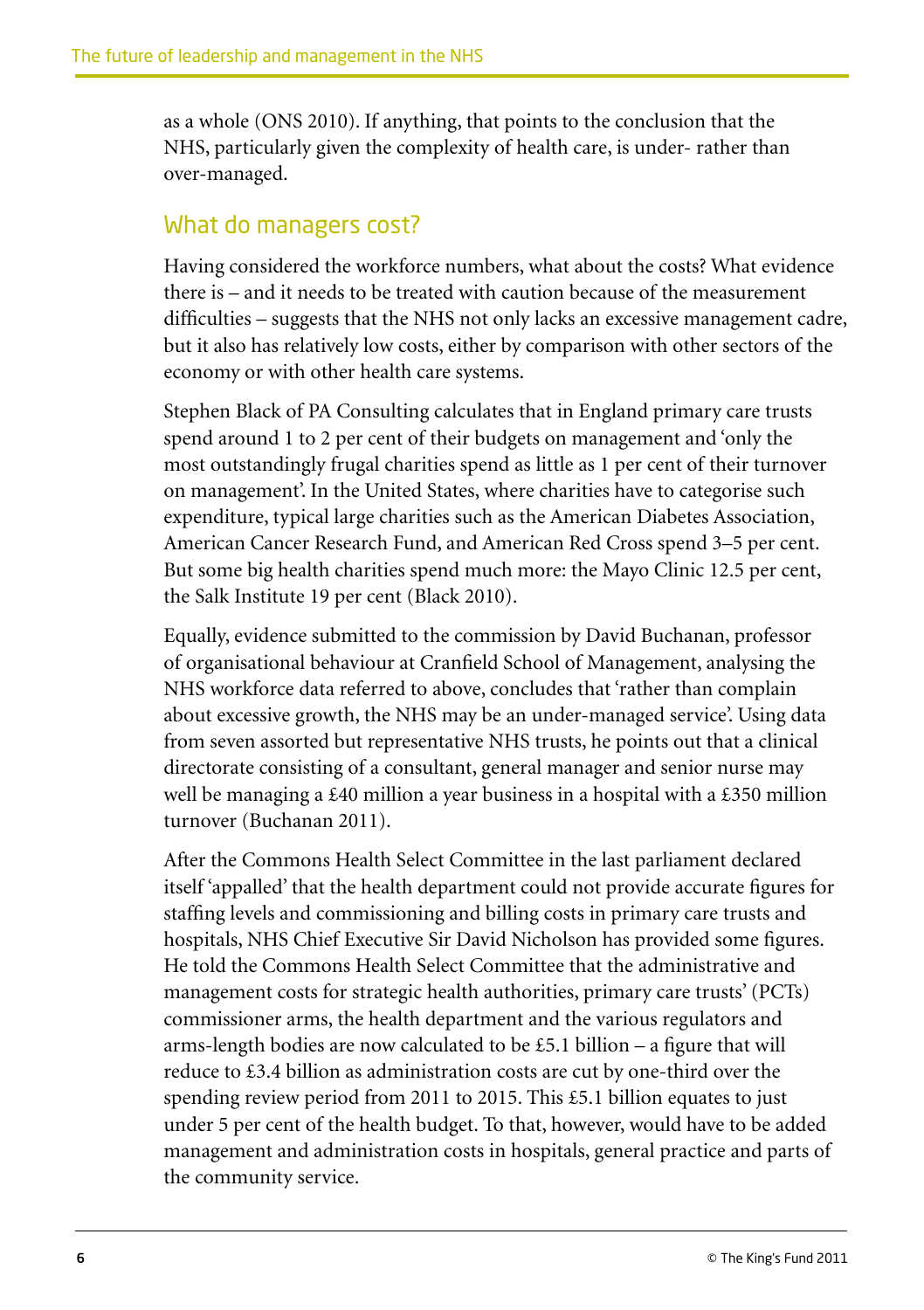as a whole (ONS 2010). If anything, that points to the conclusion that the NHS, particularly given the complexity of health care, is under- rather than over-managed.

## What do managers cost?

Having considered the workforce numbers, what about the costs? What evidence there is – and it needs to be treated with caution because of the measurement difficulties – suggests that the NHS not only lacks an excessive management cadre, but it also has relatively low costs, either by comparison with other sectors of the economy or with other health care systems.

Stephen Black of PA Consulting calculates that in England primary care trusts spend around 1 to 2 per cent of their budgets on management and 'only the most outstandingly frugal charities spend as little as 1 per cent of their turnover on management'. In the United States, where charities have to categorise such expenditure, typical large charities such as the American Diabetes Association, American Cancer Research Fund, and American Red Cross spend 3–5 per cent. But some big health charities spend much more: the Mayo Clinic 12.5 per cent, the Salk Institute 19 per cent (Black 2010).

Equally, evidence submitted to the commission by David Buchanan, professor of organisational behaviour at Cranfield School of Management, analysing the NHS workforce data referred to above, concludes that 'rather than complain about excessive growth, the NHS may be an under-managed service'. Using data from seven assorted but representative NHS trusts, he points out that a clinical directorate consisting of a consultant, general manager and senior nurse may well be managing a £40 million a year business in a hospital with a £350 million turnover (Buchanan 2011).

After the Commons Health Select Committee in the last parliament declared itself 'appalled' that the health department could not provide accurate figures for staffing levels and commissioning and billing costs in primary care trusts and hospitals, NHS Chief Executive Sir David Nicholson has provided some figures. He told the Commons Health Select Committee that the administrative and management costs for strategic health authorities, primary care trusts' (PCTs) commissioner arms, the health department and the various regulators and arms-length bodies are now calculated to be £5.1 billion – a figure that will reduce to £3.4 billion as administration costs are cut by one-third over the spending review period from 2011 to 2015. This £5.1 billion equates to just under 5 per cent of the health budget. To that, however, would have to be added management and administration costs in hospitals, general practice and parts of the community service.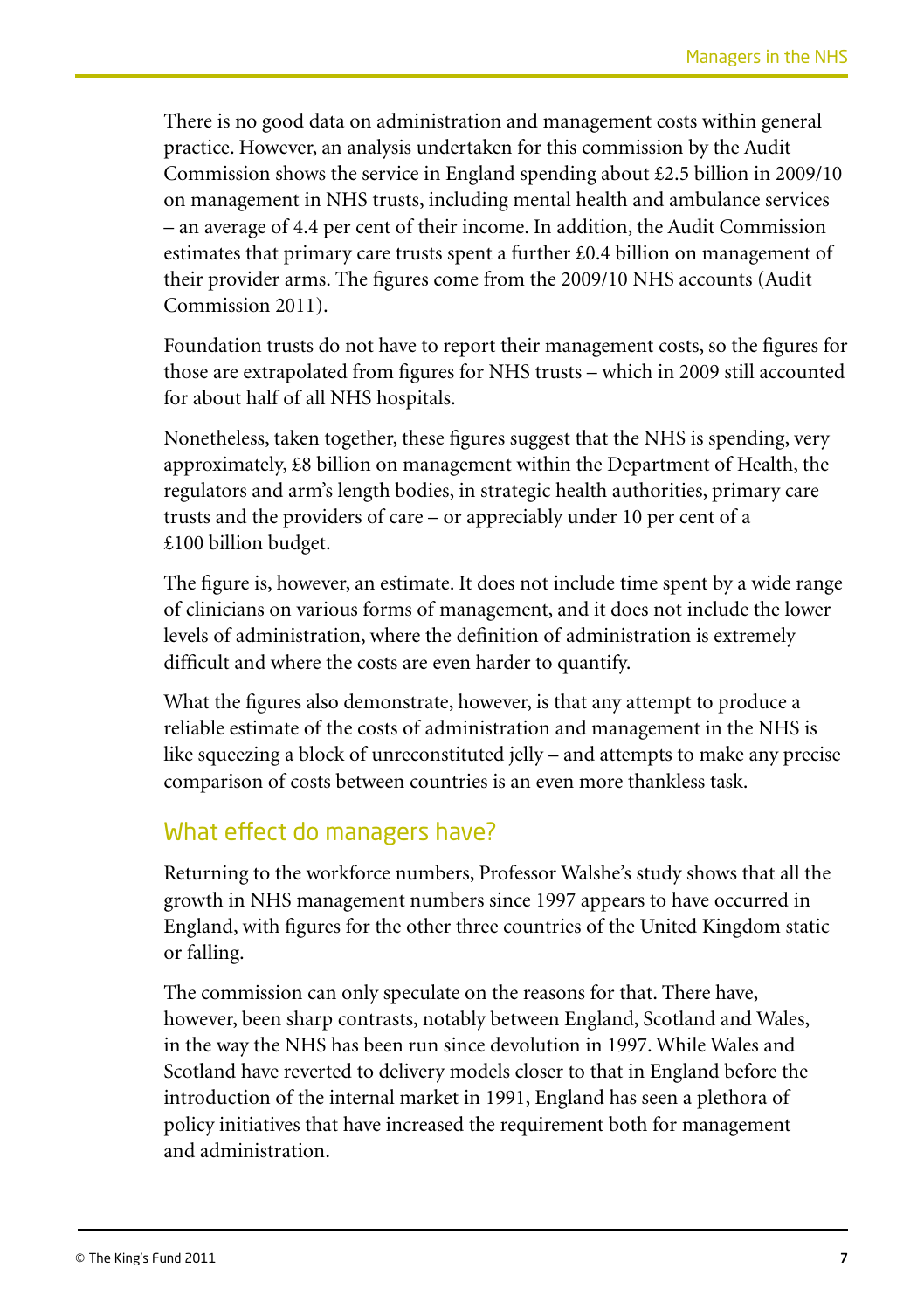There is no good data on administration and management costs within general practice. However, an analysis undertaken for this commission by the Audit Commission shows the service in England spending about £2.5 billion in 2009/10 on management in NHS trusts, including mental health and ambulance services – an average of 4.4 per cent of their income. In addition, the Audit Commission estimates that primary care trusts spent a further £0.4 billion on management of their provider arms. The figures come from the 2009/10 NHS accounts (Audit Commission 2011).

Foundation trusts do not have to report their management costs, so the figures for those are extrapolated from figures for NHS trusts – which in 2009 still accounted for about half of all NHS hospitals.

Nonetheless, taken together, these figures suggest that the NHS is spending, very approximately, £8 billion on management within the Department of Health, the regulators and arm's length bodies, in strategic health authorities, primary care trusts and the providers of care – or appreciably under 10 per cent of a £100 billion budget.

The figure is, however, an estimate. It does not include time spent by a wide range of clinicians on various forms of management, and it does not include the lower levels of administration, where the definition of administration is extremely difficult and where the costs are even harder to quantify.

What the figures also demonstrate, however, is that any attempt to produce a reliable estimate of the costs of administration and management in the NHS is like squeezing a block of unreconstituted jelly – and attempts to make any precise comparison of costs between countries is an even more thankless task.

## What effect do managers have?

Returning to the workforce numbers, Professor Walshe's study shows that all the growth in NHS management numbers since 1997 appears to have occurred in England, with figures for the other three countries of the United Kingdom static or falling.

The commission can only speculate on the reasons for that. There have, however, been sharp contrasts, notably between England, Scotland and Wales, in the way the NHS has been run since devolution in 1997. While Wales and Scotland have reverted to delivery models closer to that in England before the introduction of the internal market in 1991, England has seen a plethora of policy initiatives that have increased the requirement both for management and administration.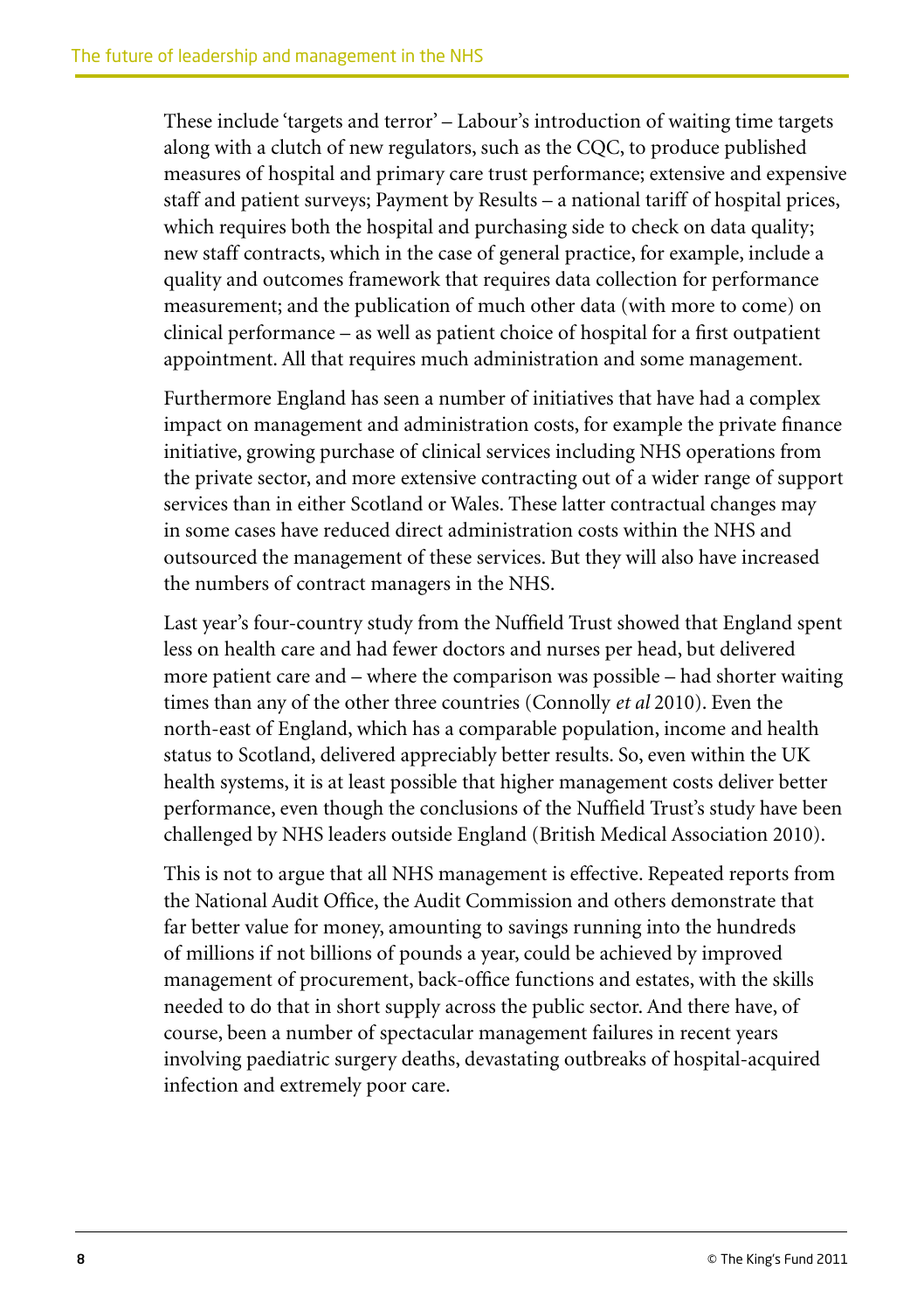These include 'targets and terror' – Labour's introduction of waiting time targets along with a clutch of new regulators, such as the CQC, to produce published measures of hospital and primary care trust performance; extensive and expensive staff and patient surveys; Payment by Results – a national tariff of hospital prices, which requires both the hospital and purchasing side to check on data quality; new staff contracts, which in the case of general practice, for example, include a quality and outcomes framework that requires data collection for performance measurement; and the publication of much other data (with more to come) on clinical performance – as well as patient choice of hospital for a first outpatient appointment. All that requires much administration and some management.

Furthermore England has seen a number of initiatives that have had a complex impact on management and administration costs, for example the private finance initiative, growing purchase of clinical services including NHS operations from the private sector, and more extensive contracting out of a wider range of support services than in either Scotland or Wales. These latter contractual changes may in some cases have reduced direct administration costs within the NHS and outsourced the management of these services. But they will also have increased the numbers of contract managers in the NHS.

Last year's four-country study from the Nuffield Trust showed that England spent less on health care and had fewer doctors and nurses per head, but delivered more patient care and – where the comparison was possible – had shorter waiting times than any of the other three countries (Connolly *et al* 2010). Even the north-east of England, which has a comparable population, income and health status to Scotland, delivered appreciably better results. So, even within the UK health systems, it is at least possible that higher management costs deliver better performance, even though the conclusions of the Nuffield Trust's study have been challenged by NHS leaders outside England (British Medical Association 2010).

This is not to argue that all NHS management is effective. Repeated reports from the National Audit Office, the Audit Commission and others demonstrate that far better value for money, amounting to savings running into the hundreds of millions if not billions of pounds a year, could be achieved by improved management of procurement, back-office functions and estates, with the skills needed to do that in short supply across the public sector. And there have, of course, been a number of spectacular management failures in recent years involving paediatric surgery deaths, devastating outbreaks of hospital-acquired infection and extremely poor care.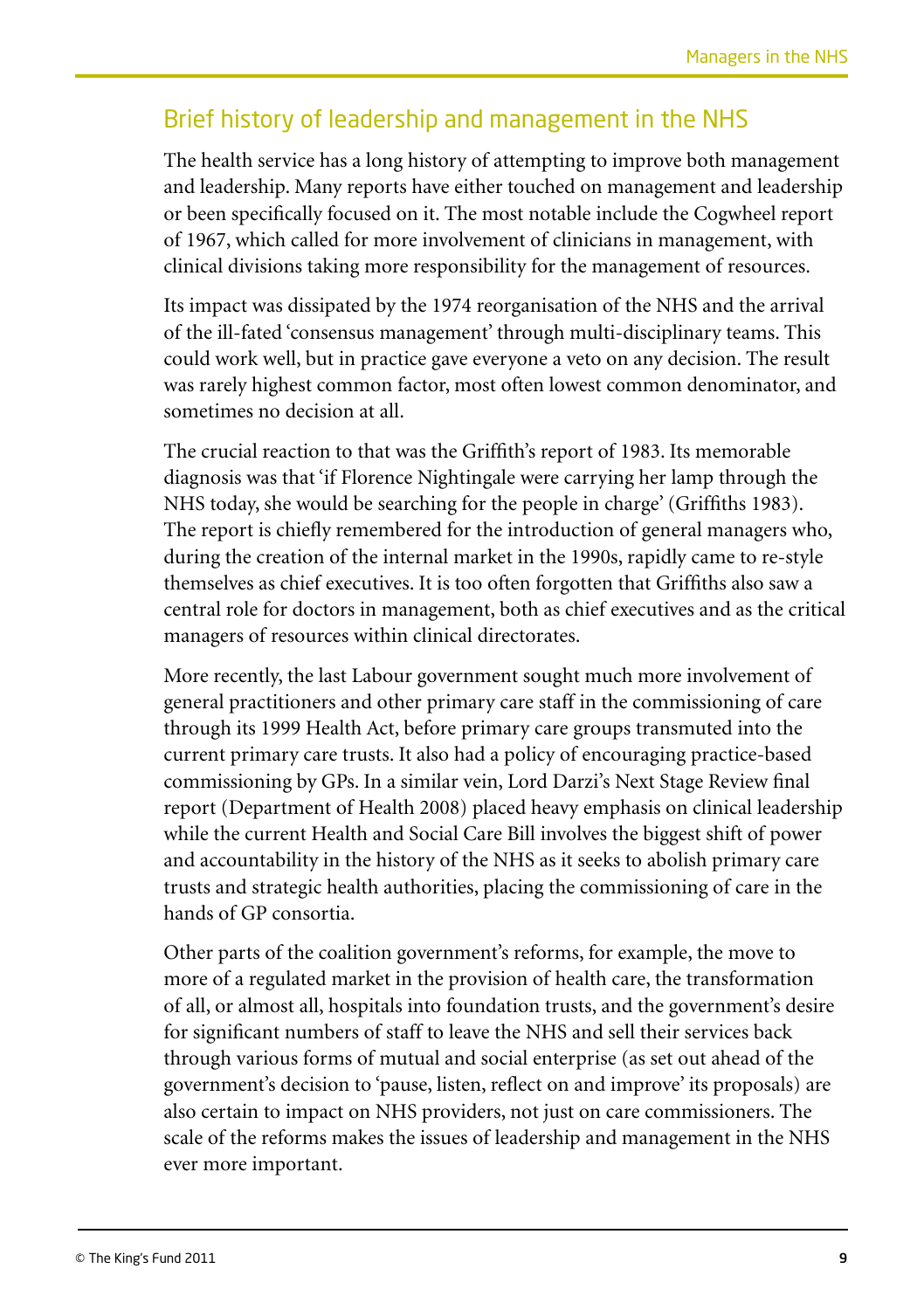## Brief history of leadership and management in the NHS

The health service has a long history of attempting to improve both management and leadership. Many reports have either touched on management and leadership or been specifically focused on it. The most notable include the Cogwheel report of 1967, which called for more involvement of clinicians in management, with clinical divisions taking more responsibility for the management of resources.

Its impact was dissipated by the 1974 reorganisation of the NHS and the arrival of the ill-fated 'consensus management' through multi-disciplinary teams. This could work well, but in practice gave everyone a veto on any decision. The result was rarely highest common factor, most often lowest common denominator, and sometimes no decision at all.

The crucial reaction to that was the Griffith's report of 1983. Its memorable diagnosis was that 'if Florence Nightingale were carrying her lamp through the NHS today, she would be searching for the people in charge' (Griffiths 1983). The report is chiefly remembered for the introduction of general managers who, during the creation of the internal market in the 1990s, rapidly came to re-style themselves as chief executives. It is too often forgotten that Griffiths also saw a central role for doctors in management, both as chief executives and as the critical managers of resources within clinical directorates.

More recently, the last Labour government sought much more involvement of general practitioners and other primary care staff in the commissioning of care through its 1999 Health Act, before primary care groups transmuted into the current primary care trusts. It also had a policy of encouraging practice-based commissioning by GPs. In a similar vein, Lord Darzi's Next Stage Review final report (Department of Health 2008) placed heavy emphasis on clinical leadership while the current Health and Social Care Bill involves the biggest shift of power and accountability in the history of the NHS as it seeks to abolish primary care trusts and strategic health authorities, placing the commissioning of care in the hands of GP consortia.

Other parts of the coalition government's reforms, for example, the move to more of a regulated market in the provision of health care, the transformation of all, or almost all, hospitals into foundation trusts, and the government's desire for significant numbers of staff to leave the NHS and sell their services back through various forms of mutual and social enterprise (as set out ahead of the government's decision to 'pause, listen, reflect on and improve' its proposals) are also certain to impact on NHS providers, not just on care commissioners. The scale of the reforms makes the issues of leadership and management in the NHS ever more important.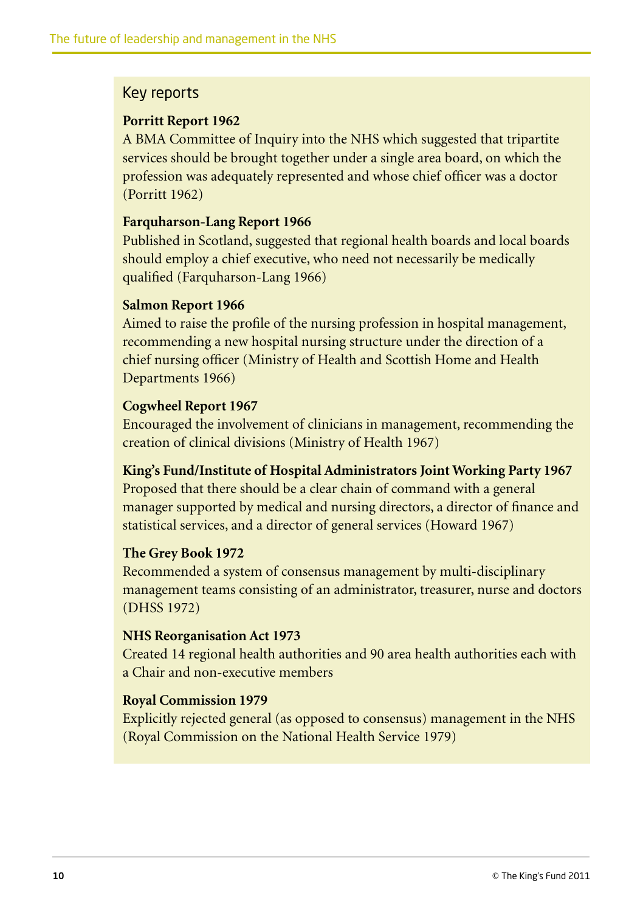## Key reports

**Porritt Report 1962**
A BMA Committee of Inquiry into the NHS which suggested that tripartite services should be brought together under a single area board, on which the profession was adequately represented and whose chief officer was a doctor (Porritt 1962)

**Farquharson-Lang Report 1966**
Published in Scotland, suggested that regional health boards and local boards should employ a chief executive, who need not necessarily be medically qualified (Farquharson-Lang 1966)

**Salmon Report 1966**
Aimed to raise the profile of the nursing profession in hospital management, recommending a new hospital nursing structure under the direction of a chief nursing officer (Ministry of Health and Scottish Home and Health Departments 1966)

**Cogwheel Report 1967**
Encouraged the involvement of clinicians in management, recommending the creation of clinical divisions (Ministry of Health 1967)

**King's Fund/Institute of Hospital Administrators Joint Working Party 1967**
Proposed that there should be a clear chain of command with a general manager supported by medical and nursing directors, a director of finance and statistical services, and a director of general services (Howard 1967)

**The Grey Book 1972**
Recommended a system of consensus management by multi-disciplinary management teams consisting of an administrator, treasurer, nurse and doctors (DHSS 1972)

**NHS Reorganisation Act 1973**
Created 14 regional health authorities and 90 area health authorities each with a Chair and non-executive members

**Royal Commission 1979**
Explicitly rejected general (as opposed to consensus) management in the NHS (Royal Commission on the National Health Service 1979)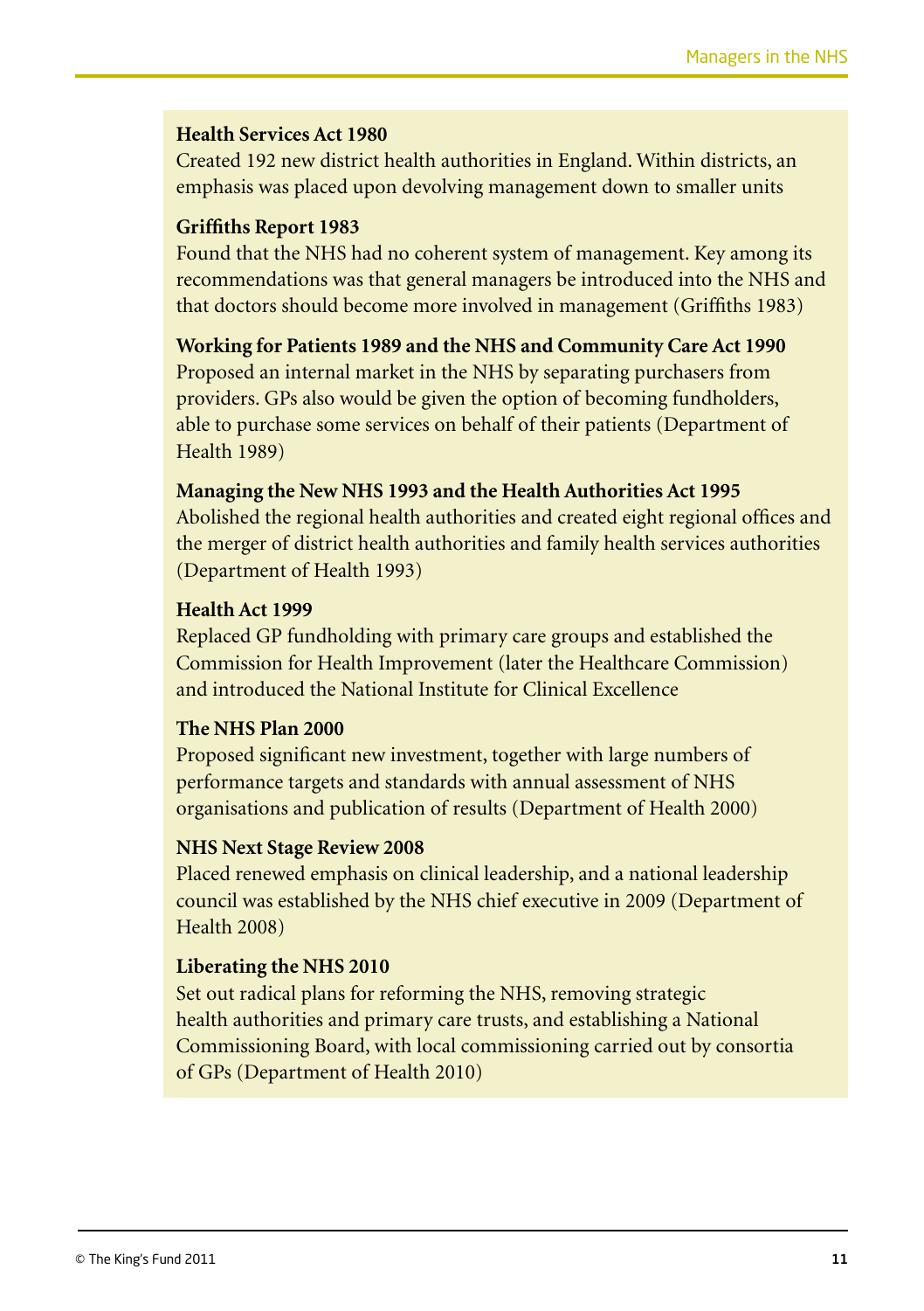**Health Services Act 1980**
Created 192 new district health authorities in England. Within districts, an emphasis was placed upon devolving management down to smaller units

**Griffiths Report 1983**
Found that the NHS had no coherent system of management. Key among its recommendations was that general managers be introduced into the NHS and that doctors should become more involved in management (Griffiths 1983)

**Working for Patients 1989 and the NHS and Community Care Act 1990**
Proposed an internal market in the NHS by separating purchasers from providers. GPs also would be given the option of becoming fundholders, able to purchase some services on behalf of their patients (Department of Health 1989)

**Managing the New NHS 1993 and the Health Authorities Act 1995**
Abolished the regional health authorities and created eight regional offices and the merger of district health authorities and family health services authorities (Department of Health 1993)

**Health Act 1999**
Replaced GP fundholding with primary care groups and established the Commission for Health Improvement (later the Healthcare Commission) and introduced the National Institute for Clinical Excellence

**The NHS Plan 2000**
Proposed significant new investment, together with large numbers of performance targets and standards with annual assessment of NHS organisations and publication of results (Department of Health 2000)

**NHS Next Stage Review 2008**
Placed renewed emphasis on clinical leadership, and a national leadership council was established by the NHS chief executive in 2009 (Department of Health 2008)

**Liberating the NHS 2010**
Set out radical plans for reforming the NHS, removing strategic health authorities and primary care trusts, and establishing a National Commissioning Board, with local commissioning carried out by consortia of GPs (Department of Health 2010)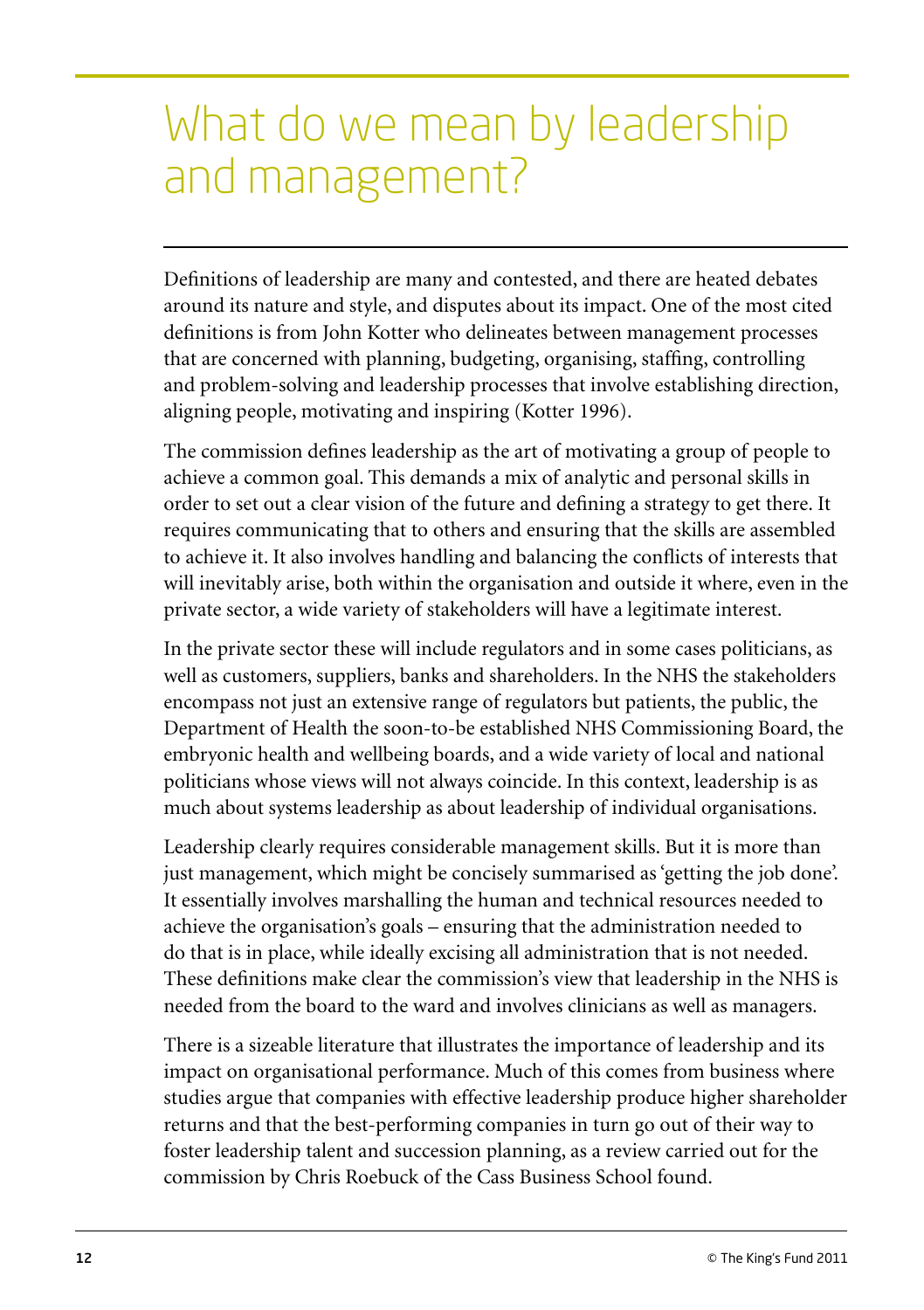# What do we mean by leadership and management?

Definitions of leadership are many and contested, and there are heated debates around its nature and style, and disputes about its impact. One of the most cited definitions is from John Kotter who delineates between management processes that are concerned with planning, budgeting, organising, staffing, controlling and problem-solving and leadership processes that involve establishing direction, aligning people, motivating and inspiring (Kotter 1996).

The commission defines leadership as the art of motivating a group of people to achieve a common goal. This demands a mix of analytic and personal skills in order to set out a clear vision of the future and defining a strategy to get there. It requires communicating that to others and ensuring that the skills are assembled to achieve it. It also involves handling and balancing the conflicts of interests that will inevitably arise, both within the organisation and outside it where, even in the private sector, a wide variety of stakeholders will have a legitimate interest.

In the private sector these will include regulators and in some cases politicians, as well as customers, suppliers, banks and shareholders. In the NHS the stakeholders encompass not just an extensive range of regulators but patients, the public, the Department of Health the soon-to-be established NHS Commissioning Board, the embryonic health and wellbeing boards, and a wide variety of local and national politicians whose views will not always coincide. In this context, leadership is as much about systems leadership as about leadership of individual organisations.

Leadership clearly requires considerable management skills. But it is more than just management, which might be concisely summarised as 'getting the job done'. It essentially involves marshalling the human and technical resources needed to achieve the organisation's goals – ensuring that the administration needed to do that is in place, while ideally excising all administration that is not needed. These definitions make clear the commission's view that leadership in the NHS is needed from the board to the ward and involves clinicians as well as managers.

There is a sizeable literature that illustrates the importance of leadership and its impact on organisational performance. Much of this comes from business where studies argue that companies with effective leadership produce higher shareholder returns and that the best-performing companies in turn go out of their way to foster leadership talent and succession planning, as a review carried out for the commission by Chris Roebuck of the Cass Business School found.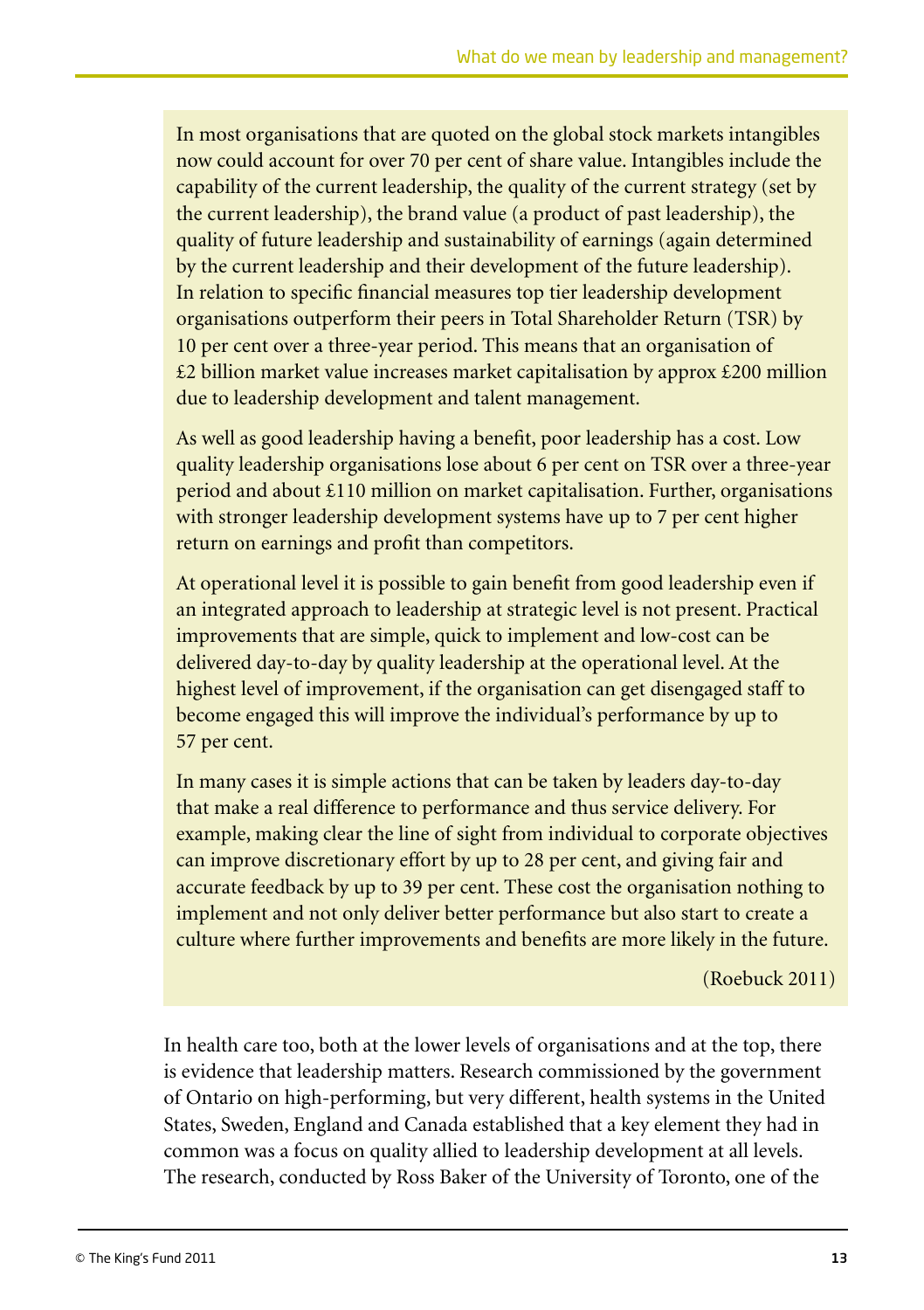> In most organisations that are quoted on the global stock markets intangibles now could account for over 70 per cent of share value. Intangibles include the capability of the current leadership, the quality of the current strategy (set by the current leadership), the brand value (a product of past leadership), the quality of future leadership and sustainability of earnings (again determined by the current leadership and their development of the future leadership). In relation to specific financial measures top tier leadership development organisations outperform their peers in Total Shareholder Return (TSR) by 10 per cent over a three-year period. This means that an organisation of £2 billion market value increases market capitalisation by approx £200 million due to leadership development and talent management.
>
> As well as good leadership having a benefit, poor leadership has a cost. Low quality leadership organisations lose about 6 per cent on TSR over a three-year period and about £110 million on market capitalisation. Further, organisations with stronger leadership development systems have up to 7 per cent higher return on earnings and profit than competitors.
>
> At operational level it is possible to gain benefit from good leadership even if an integrated approach to leadership at strategic level is not present. Practical improvements that are simple, quick to implement and low-cost can be delivered day-to-day by quality leadership at the operational level. At the highest level of improvement, if the organisation can get disengaged staff to become engaged this will improve the individual's performance by up to 57 per cent.
>
> In many cases it is simple actions that can be taken by leaders day-to-day that make a real difference to performance and thus service delivery. For example, making clear the line of sight from individual to corporate objectives can improve discretionary effort by up to 28 per cent, and giving fair and accurate feedback by up to 39 per cent. These cost the organisation nothing to implement and not only deliver better performance but also start to create a culture where further improvements and benefits are more likely in the future.
>
> (Roebuck 2011)

In health care too, both at the lower levels of organisations and at the top, there is evidence that leadership matters. Research commissioned by the government of Ontario on high-performing, but very different, health systems in the United States, Sweden, England and Canada established that a key element they had in common was a focus on quality allied to leadership development at all levels. The research, conducted by Ross Baker of the University of Toronto, one of the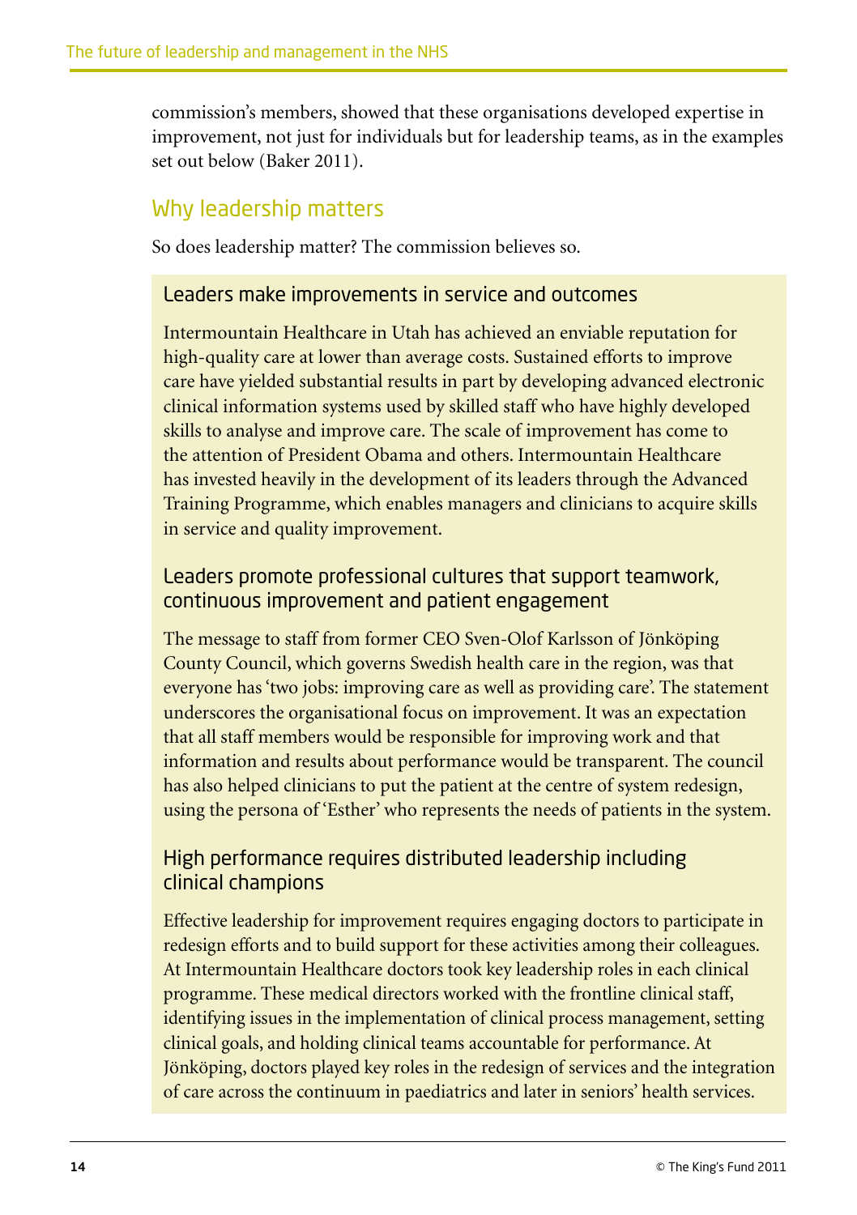commission's members, showed that these organisations developed expertise in improvement, not just for individuals but for leadership teams, as in the examples set out below (Baker 2011).

## Why leadership matters

So does leadership matter? The commission believes so.

### Leaders make improvements in service and outcomes

Intermountain Healthcare in Utah has achieved an enviable reputation for high-quality care at lower than average costs. Sustained efforts to improve care have yielded substantial results in part by developing advanced electronic clinical information systems used by skilled staff who have highly developed skills to analyse and improve care. The scale of improvement has come to the attention of President Obama and others. Intermountain Healthcare has invested heavily in the development of its leaders through the Advanced Training Programme, which enables managers and clinicians to acquire skills in service and quality improvement.

### Leaders promote professional cultures that support teamwork, continuous improvement and patient engagement

The message to staff from former CEO Sven-Olof Karlsson of Jönköping County Council, which governs Swedish health care in the region, was that everyone has 'two jobs: improving care as well as providing care'. The statement underscores the organisational focus on improvement. It was an expectation that all staff members would be responsible for improving work and that information and results about performance would be transparent. The council has also helped clinicians to put the patient at the centre of system redesign, using the persona of 'Esther' who represents the needs of patients in the system.

### High performance requires distributed leadership including clinical champions

Effective leadership for improvement requires engaging doctors to participate in redesign efforts and to build support for these activities among their colleagues. At Intermountain Healthcare doctors took key leadership roles in each clinical programme. These medical directors worked with the frontline clinical staff, identifying issues in the implementation of clinical process management, setting clinical goals, and holding clinical teams accountable for performance. At Jönköping, doctors played key roles in the redesign of services and the integration of care across the continuum in paediatrics and later in seniors' health services.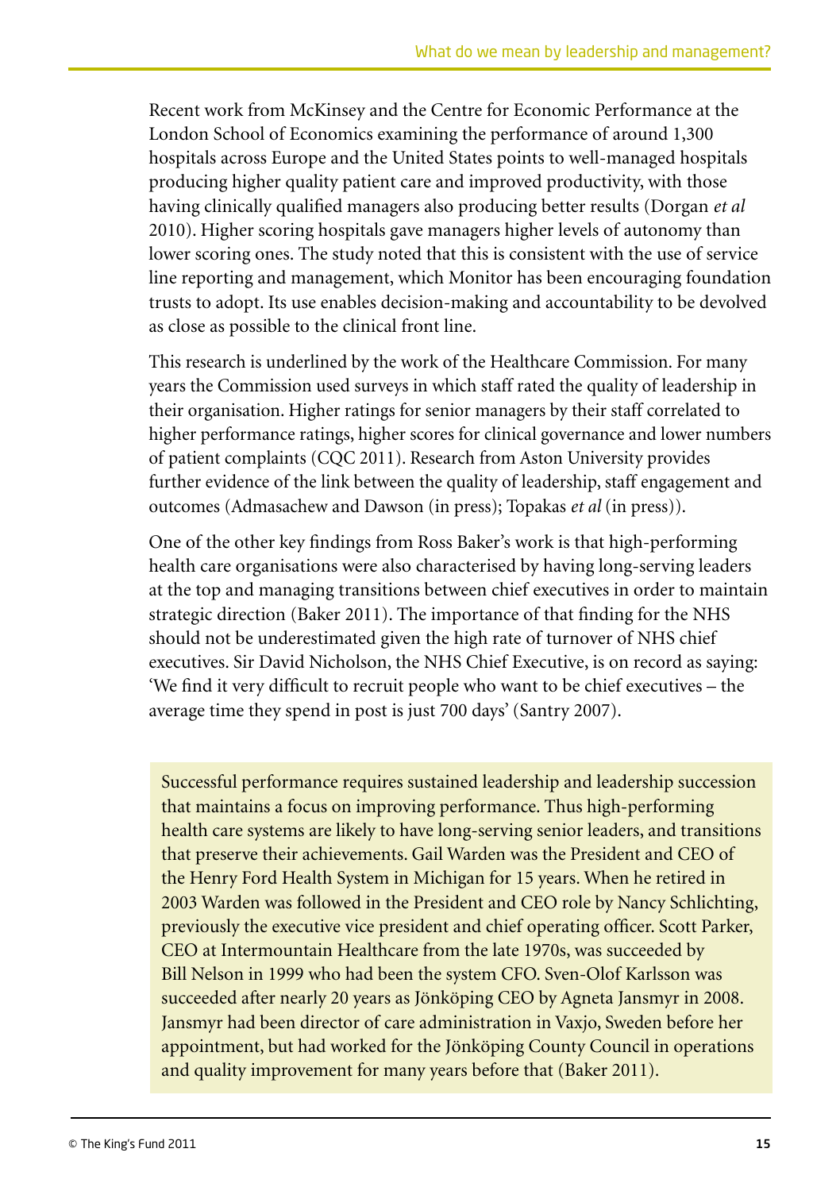Recent work from McKinsey and the Centre for Economic Performance at the London School of Economics examining the performance of around 1,300 hospitals across Europe and the United States points to well-managed hospitals producing higher quality patient care and improved productivity, with those having clinically qualified managers also producing better results (Dorgan *et al* 2010). Higher scoring hospitals gave managers higher levels of autonomy than lower scoring ones. The study noted that this is consistent with the use of service line reporting and management, which Monitor has been encouraging foundation trusts to adopt. Its use enables decision-making and accountability to be devolved as close as possible to the clinical front line.

This research is underlined by the work of the Healthcare Commission. For many years the Commission used surveys in which staff rated the quality of leadership in their organisation. Higher ratings for senior managers by their staff correlated to higher performance ratings, higher scores for clinical governance and lower numbers of patient complaints (CQC 2011). Research from Aston University provides further evidence of the link between the quality of leadership, staff engagement and outcomes (Admasachew and Dawson (in press); Topakas *et al* (in press)).

One of the other key findings from Ross Baker's work is that high-performing health care organisations were also characterised by having long-serving leaders at the top and managing transitions between chief executives in order to maintain strategic direction (Baker 2011). The importance of that finding for the NHS should not be underestimated given the high rate of turnover of NHS chief executives. Sir David Nicholson, the NHS Chief Executive, is on record as saying: 'We find it very difficult to recruit people who want to be chief executives – the average time they spend in post is just 700 days' (Santry 2007).

> Successful performance requires sustained leadership and leadership succession that maintains a focus on improving performance. Thus high-performing health care systems are likely to have long-serving senior leaders, and transitions that preserve their achievements. Gail Warden was the President and CEO of the Henry Ford Health System in Michigan for 15 years. When he retired in 2003 Warden was followed in the President and CEO role by Nancy Schlichting, previously the executive vice president and chief operating officer. Scott Parker, CEO at Intermountain Healthcare from the late 1970s, was succeeded by Bill Nelson in 1999 who had been the system CFO. Sven-Olof Karlsson was succeeded after nearly 20 years as Jönköping CEO by Agneta Jansmyr in 2008. Jansmyr had been director of care administration in Vaxjo, Sweden before her appointment, but had worked for the Jönköping County Council in operations and quality improvement for many years before that (Baker 2011).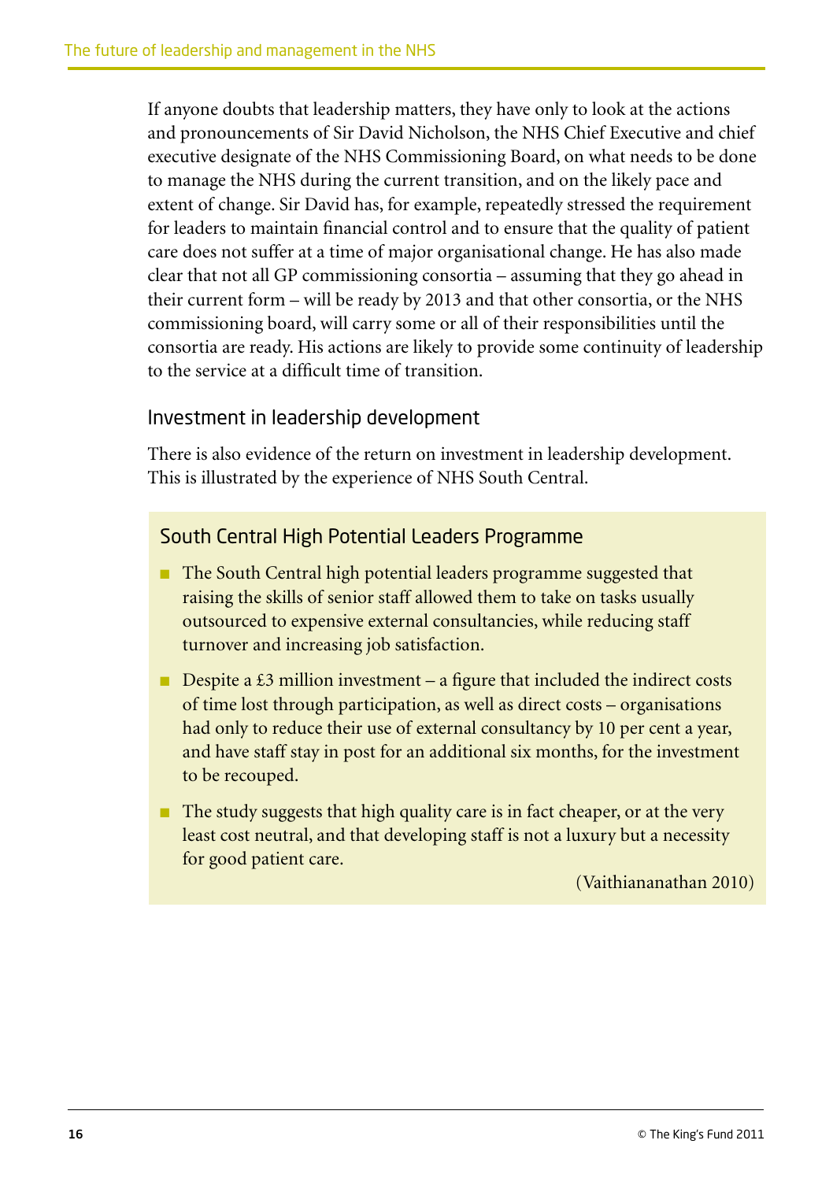If anyone doubts that leadership matters, they have only to look at the actions and pronouncements of Sir David Nicholson, the NHS Chief Executive and chief executive designate of the NHS Commissioning Board, on what needs to be done to manage the NHS during the current transition, and on the likely pace and extent of change. Sir David has, for example, repeatedly stressed the requirement for leaders to maintain financial control and to ensure that the quality of patient care does not suffer at a time of major organisational change. He has also made clear that not all GP commissioning consortia – assuming that they go ahead in their current form – will be ready by 2013 and that other consortia, or the NHS commissioning board, will carry some or all of their responsibilities until the consortia are ready. His actions are likely to provide some continuity of leadership to the service at a difficult time of transition.

## Investment in leadership development

There is also evidence of the return on investment in leadership development. This is illustrated by the experience of NHS South Central.

### South Central High Potential Leaders Programme

- The South Central high potential leaders programme suggested that raising the skills of senior staff allowed them to take on tasks usually outsourced to expensive external consultancies, while reducing staff turnover and increasing job satisfaction.
- Despite a £3 million investment – a figure that included the indirect costs of time lost through participation, as well as direct costs – organisations had only to reduce their use of external consultancy by 10 per cent a year, and have staff stay in post for an additional six months, for the investment to be recouped.
- The study suggests that high quality care is in fact cheaper, or at the very least cost neutral, and that developing staff is not a luxury but a necessity for good patient care.

(Vaithiananathan 2010)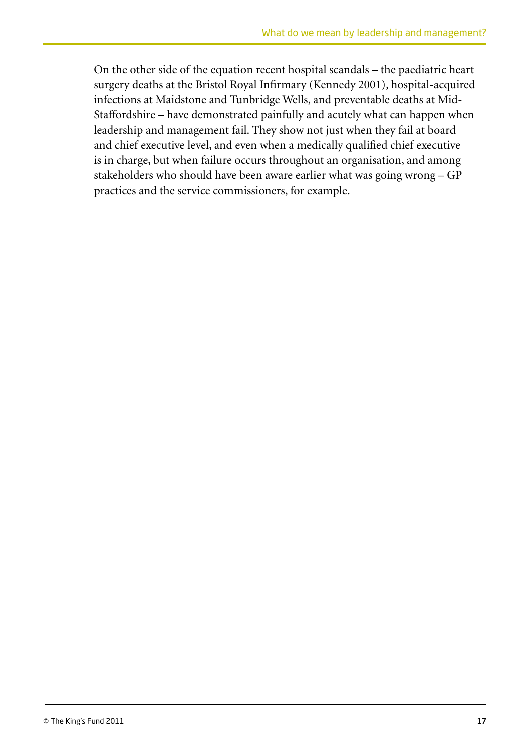On the other side of the equation recent hospital scandals – the paediatric heart surgery deaths at the Bristol Royal Infirmary (Kennedy 2001), hospital-acquired infections at Maidstone and Tunbridge Wells, and preventable deaths at Mid-Staffordshire – have demonstrated painfully and acutely what can happen when leadership and management fail. They show not just when they fail at board and chief executive level, and even when a medically qualified chief executive is in charge, but when failure occurs throughout an organisation, and among stakeholders who should have been aware earlier what was going wrong – GP practices and the service commissioners, for example.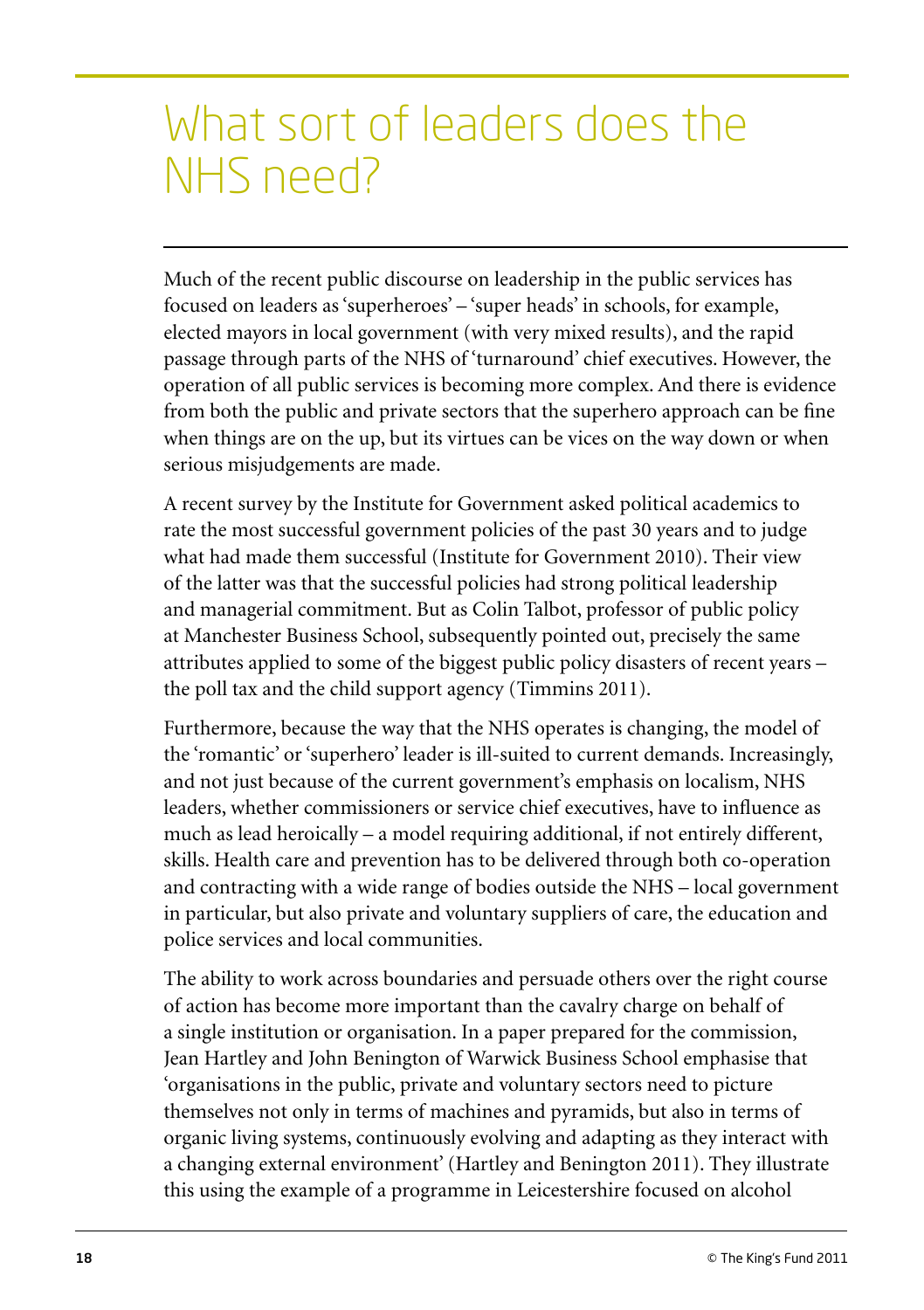# What sort of leaders does the NHS need?

Much of the recent public discourse on leadership in the public services has focused on leaders as 'superheroes' – 'super heads' in schools, for example, elected mayors in local government (with very mixed results), and the rapid passage through parts of the NHS of 'turnaround' chief executives. However, the operation of all public services is becoming more complex. And there is evidence from both the public and private sectors that the superhero approach can be fine when things are on the up, but its virtues can be vices on the way down or when serious misjudgements are made.

A recent survey by the Institute for Government asked political academics to rate the most successful government policies of the past 30 years and to judge what had made them successful (Institute for Government 2010). Their view of the latter was that the successful policies had strong political leadership and managerial commitment. But as Colin Talbot, professor of public policy at Manchester Business School, subsequently pointed out, precisely the same attributes applied to some of the biggest public policy disasters of recent years – the poll tax and the child support agency (Timmins 2011).

Furthermore, because the way that the NHS operates is changing, the model of the 'romantic' or 'superhero' leader is ill-suited to current demands. Increasingly, and not just because of the current government's emphasis on localism, NHS leaders, whether commissioners or service chief executives, have to influence as much as lead heroically – a model requiring additional, if not entirely different, skills. Health care and prevention has to be delivered through both co-operation and contracting with a wide range of bodies outside the NHS – local government in particular, but also private and voluntary suppliers of care, the education and police services and local communities.

The ability to work across boundaries and persuade others over the right course of action has become more important than the cavalry charge on behalf of a single institution or organisation. In a paper prepared for the commission, Jean Hartley and John Benington of Warwick Business School emphasise that 'organisations in the public, private and voluntary sectors need to picture themselves not only in terms of machines and pyramids, but also in terms of organic living systems, continuously evolving and adapting as they interact with a changing external environment' (Hartley and Benington 2011). They illustrate this using the example of a programme in Leicestershire focused on alcohol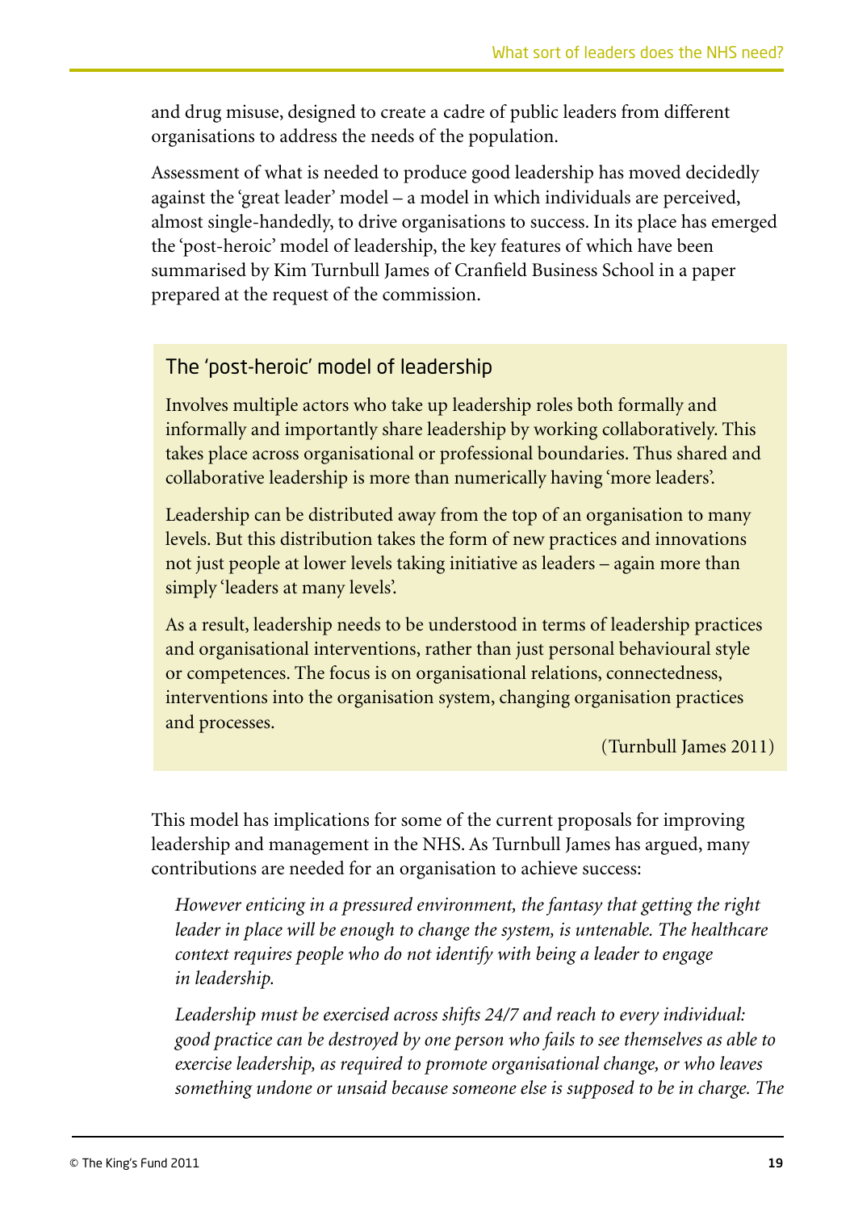and drug misuse, designed to create a cadre of public leaders from different organisations to address the needs of the population.

Assessment of what is needed to produce good leadership has moved decidedly against the 'great leader' model – a model in which individuals are perceived, almost single-handedly, to drive organisations to success. In its place has emerged the 'post-heroic' model of leadership, the key features of which have been summarised by Kim Turnbull James of Cranfield Business School in a paper prepared at the request of the commission.

### The 'post-heroic' model of leadership

Involves multiple actors who take up leadership roles both formally and informally and importantly share leadership by working collaboratively. This takes place across organisational or professional boundaries. Thus shared and collaborative leadership is more than numerically having 'more leaders'.

Leadership can be distributed away from the top of an organisation to many levels. But this distribution takes the form of new practices and innovations not just people at lower levels taking initiative as leaders – again more than simply 'leaders at many levels'.

As a result, leadership needs to be understood in terms of leadership practices and organisational interventions, rather than just personal behavioural style or competences. The focus is on organisational relations, connectedness, interventions into the organisation system, changing organisation practices and processes.

(Turnbull James 2011)

This model has implications for some of the current proposals for improving leadership and management in the NHS. As Turnbull James has argued, many contributions are needed for an organisation to achieve success:

> *However enticing in a pressured environment, the fantasy that getting the right leader in place will be enough to change the system, is untenable. The healthcare context requires people who do not identify with being a leader to engage in leadership.*
>
> *Leadership must be exercised across shifts 24/7 and reach to every individual: good practice can be destroyed by one person who fails to see themselves as able to exercise leadership, as required to promote organisational change, or who leaves something undone or unsaid because someone else is supposed to be in charge. The*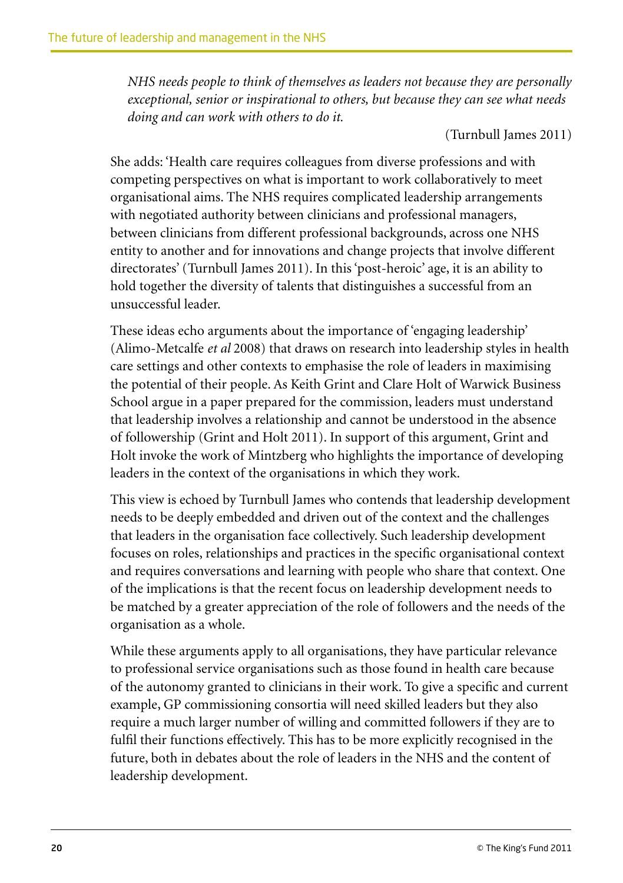*NHS needs people to think of themselves as leaders not because they are personally exceptional, senior or inspirational to others, but because they can see what needs doing and can work with others to do it.*

(Turnbull James 2011)

She adds: 'Health care requires colleagues from diverse professions and with competing perspectives on what is important to work collaboratively to meet organisational aims. The NHS requires complicated leadership arrangements with negotiated authority between clinicians and professional managers, between clinicians from different professional backgrounds, across one NHS entity to another and for innovations and change projects that involve different directorates' (Turnbull James 2011). In this 'post-heroic' age, it is an ability to hold together the diversity of talents that distinguishes a successful from an unsuccessful leader.

These ideas echo arguments about the importance of 'engaging leadership' (Alimo-Metcalfe *et al* 2008) that draws on research into leadership styles in health care settings and other contexts to emphasise the role of leaders in maximising the potential of their people. As Keith Grint and Clare Holt of Warwick Business School argue in a paper prepared for the commission, leaders must understand that leadership involves a relationship and cannot be understood in the absence of followership (Grint and Holt 2011). In support of this argument, Grint and Holt invoke the work of Mintzberg who highlights the importance of developing leaders in the context of the organisations in which they work.

This view is echoed by Turnbull James who contends that leadership development needs to be deeply embedded and driven out of the context and the challenges that leaders in the organisation face collectively. Such leadership development focuses on roles, relationships and practices in the specific organisational context and requires conversations and learning with people who share that context. One of the implications is that the recent focus on leadership development needs to be matched by a greater appreciation of the role of followers and the needs of the organisation as a whole.

While these arguments apply to all organisations, they have particular relevance to professional service organisations such as those found in health care because of the autonomy granted to clinicians in their work. To give a specific and current example, GP commissioning consortia will need skilled leaders but they also require a much larger number of willing and committed followers if they are to fulfil their functions effectively. This has to be more explicitly recognised in the future, both in debates about the role of leaders in the NHS and the content of leadership development.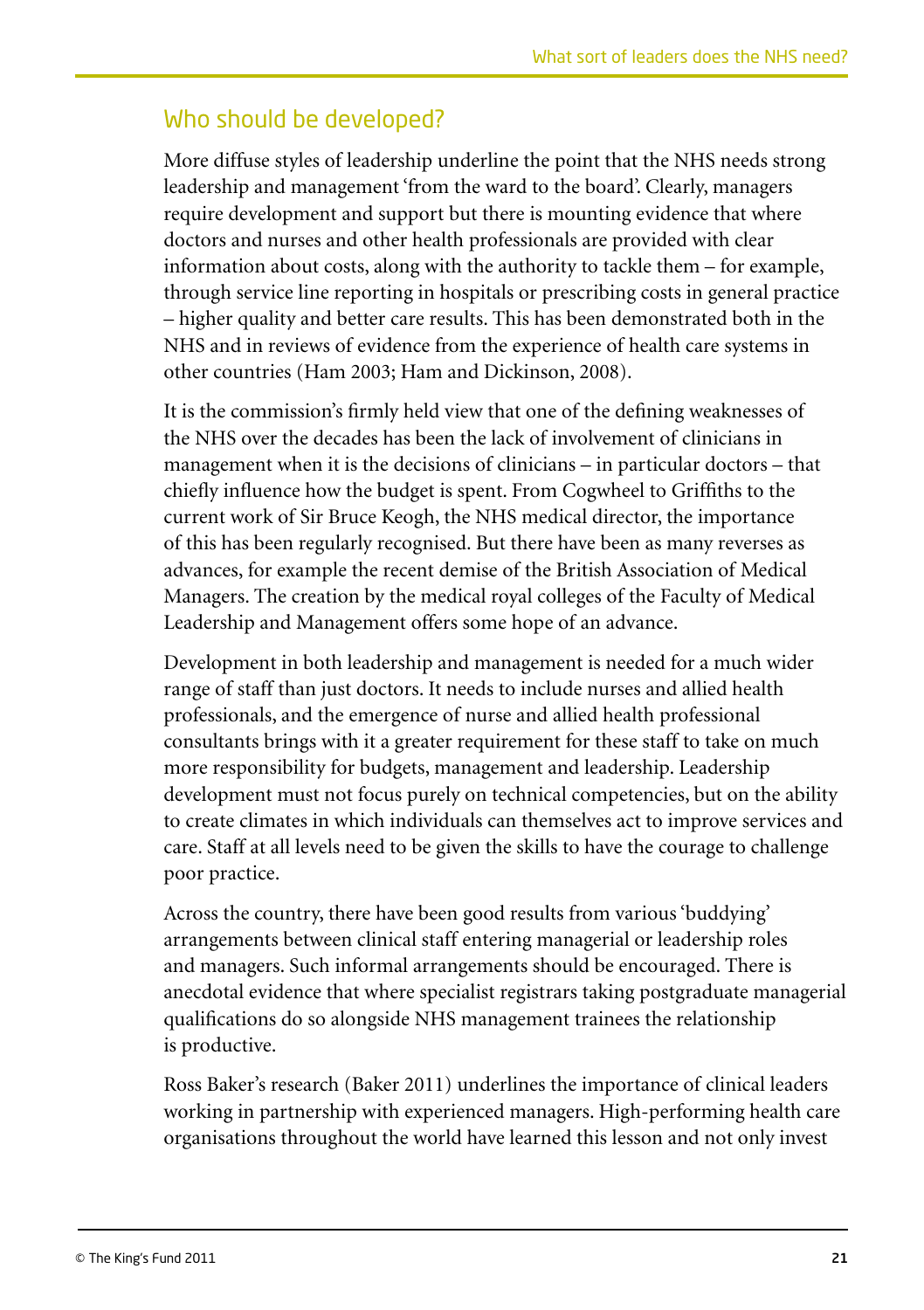## Who should be developed?

More diffuse styles of leadership underline the point that the NHS needs strong leadership and management 'from the ward to the board'. Clearly, managers require development and support but there is mounting evidence that where doctors and nurses and other health professionals are provided with clear information about costs, along with the authority to tackle them – for example, through service line reporting in hospitals or prescribing costs in general practice – higher quality and better care results. This has been demonstrated both in the NHS and in reviews of evidence from the experience of health care systems in other countries (Ham 2003; Ham and Dickinson, 2008).

It is the commission's firmly held view that one of the defining weaknesses of the NHS over the decades has been the lack of involvement of clinicians in management when it is the decisions of clinicians – in particular doctors – that chiefly influence how the budget is spent. From Cogwheel to Griffiths to the current work of Sir Bruce Keogh, the NHS medical director, the importance of this has been regularly recognised. But there have been as many reverses as advances, for example the recent demise of the British Association of Medical Managers. The creation by the medical royal colleges of the Faculty of Medical Leadership and Management offers some hope of an advance.

Development in both leadership and management is needed for a much wider range of staff than just doctors. It needs to include nurses and allied health professionals, and the emergence of nurse and allied health professional consultants brings with it a greater requirement for these staff to take on much more responsibility for budgets, management and leadership. Leadership development must not focus purely on technical competencies, but on the ability to create climates in which individuals can themselves act to improve services and care. Staff at all levels need to be given the skills to have the courage to challenge poor practice.

Across the country, there have been good results from various 'buddying' arrangements between clinical staff entering managerial or leadership roles and managers. Such informal arrangements should be encouraged. There is anecdotal evidence that where specialist registrars taking postgraduate managerial qualifications do so alongside NHS management trainees the relationship is productive.

Ross Baker's research (Baker 2011) underlines the importance of clinical leaders working in partnership with experienced managers. High-performing health care organisations throughout the world have learned this lesson and not only invest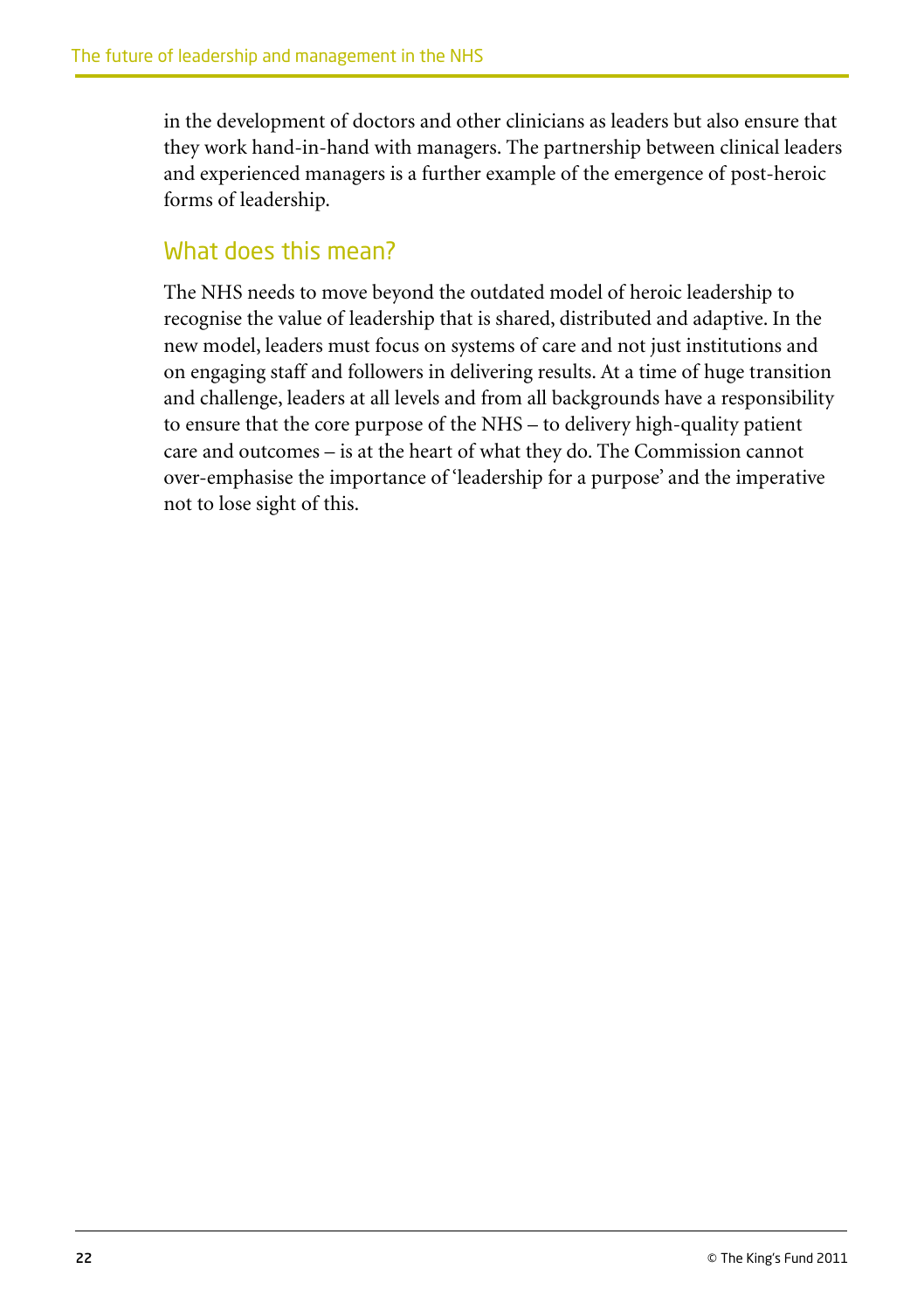in the development of doctors and other clinicians as leaders but also ensure that they work hand-in-hand with managers. The partnership between clinical leaders and experienced managers is a further example of the emergence of post-heroic forms of leadership.

## What does this mean?

The NHS needs to move beyond the outdated model of heroic leadership to recognise the value of leadership that is shared, distributed and adaptive. In the new model, leaders must focus on systems of care and not just institutions and on engaging staff and followers in delivering results. At a time of huge transition and challenge, leaders at all levels and from all backgrounds have a responsibility to ensure that the core purpose of the NHS – to delivery high-quality patient care and outcomes – is at the heart of what they do. The Commission cannot over-emphasise the importance of 'leadership for a purpose' and the imperative not to lose sight of this.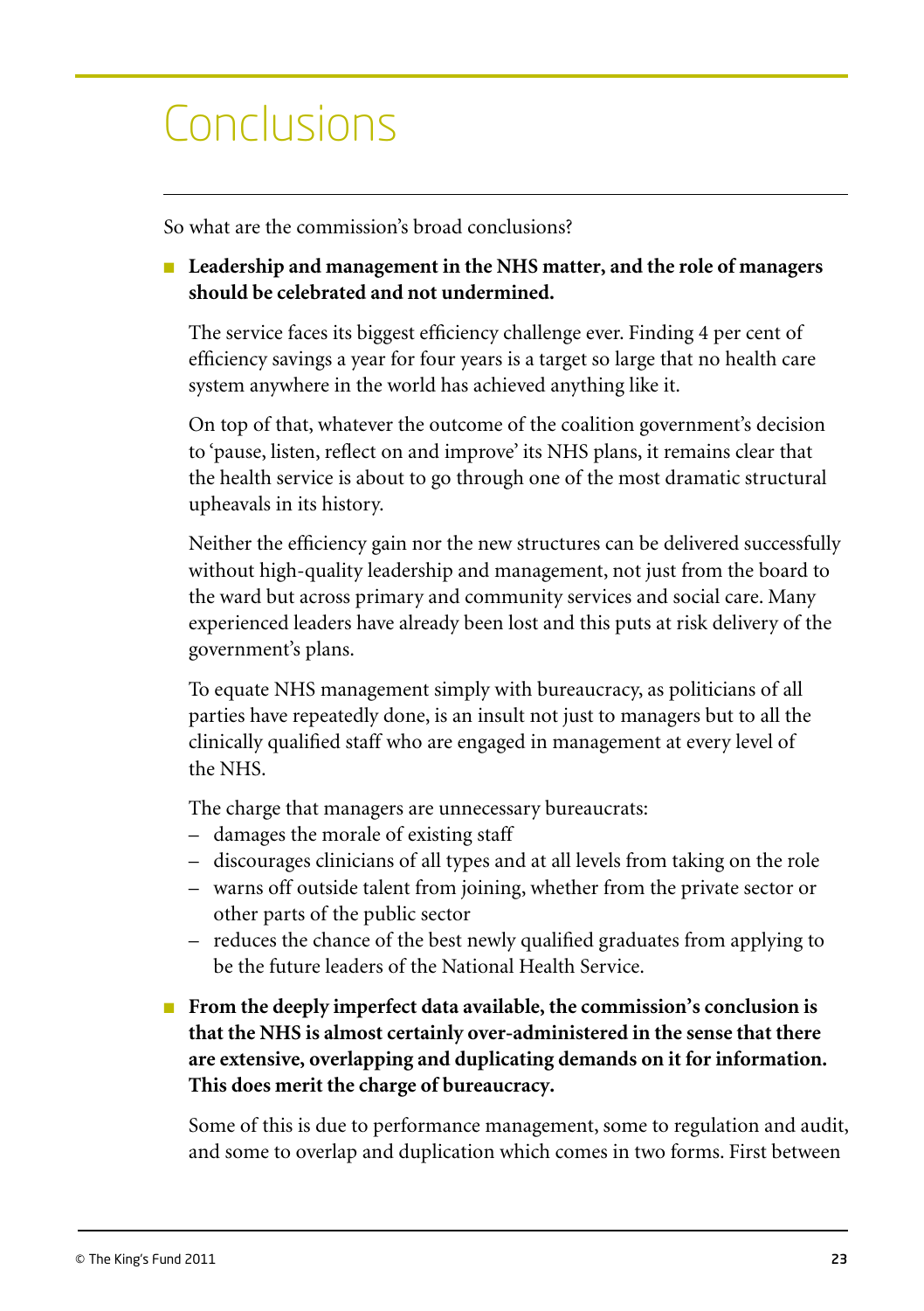# Conclusions

So what are the commission's broad conclusions?

- **Leadership and management in the NHS matter, and the role of managers should be celebrated and not undermined.**

  The service faces its biggest efficiency challenge ever. Finding 4 per cent of efficiency savings a year for four years is a target so large that no health care system anywhere in the world has achieved anything like it.

  On top of that, whatever the outcome of the coalition government's decision to 'pause, listen, reflect on and improve' its NHS plans, it remains clear that the health service is about to go through one of the most dramatic structural upheavals in its history.

  Neither the efficiency gain nor the new structures can be delivered successfully without high-quality leadership and management, not just from the board to the ward but across primary and community services and social care. Many experienced leaders have already been lost and this puts at risk delivery of the government's plans.

  To equate NHS management simply with bureaucracy, as politicians of all parties have repeatedly done, is an insult not just to managers but to all the clinically qualified staff who are engaged in management at every level of the NHS.

  The charge that managers are unnecessary bureaucrats:
  - damages the morale of existing staff
  - discourages clinicians of all types and at all levels from taking on the role
  - warns off outside talent from joining, whether from the private sector or other parts of the public sector
  - reduces the chance of the best newly qualified graduates from applying to be the future leaders of the National Health Service.

- **From the deeply imperfect data available, the commission's conclusion is that the NHS is almost certainly over-administered in the sense that there are extensive, overlapping and duplicating demands on it for information. This does merit the charge of bureaucracy.**

  Some of this is due to performance management, some to regulation and audit, and some to overlap and duplication which comes in two forms. First between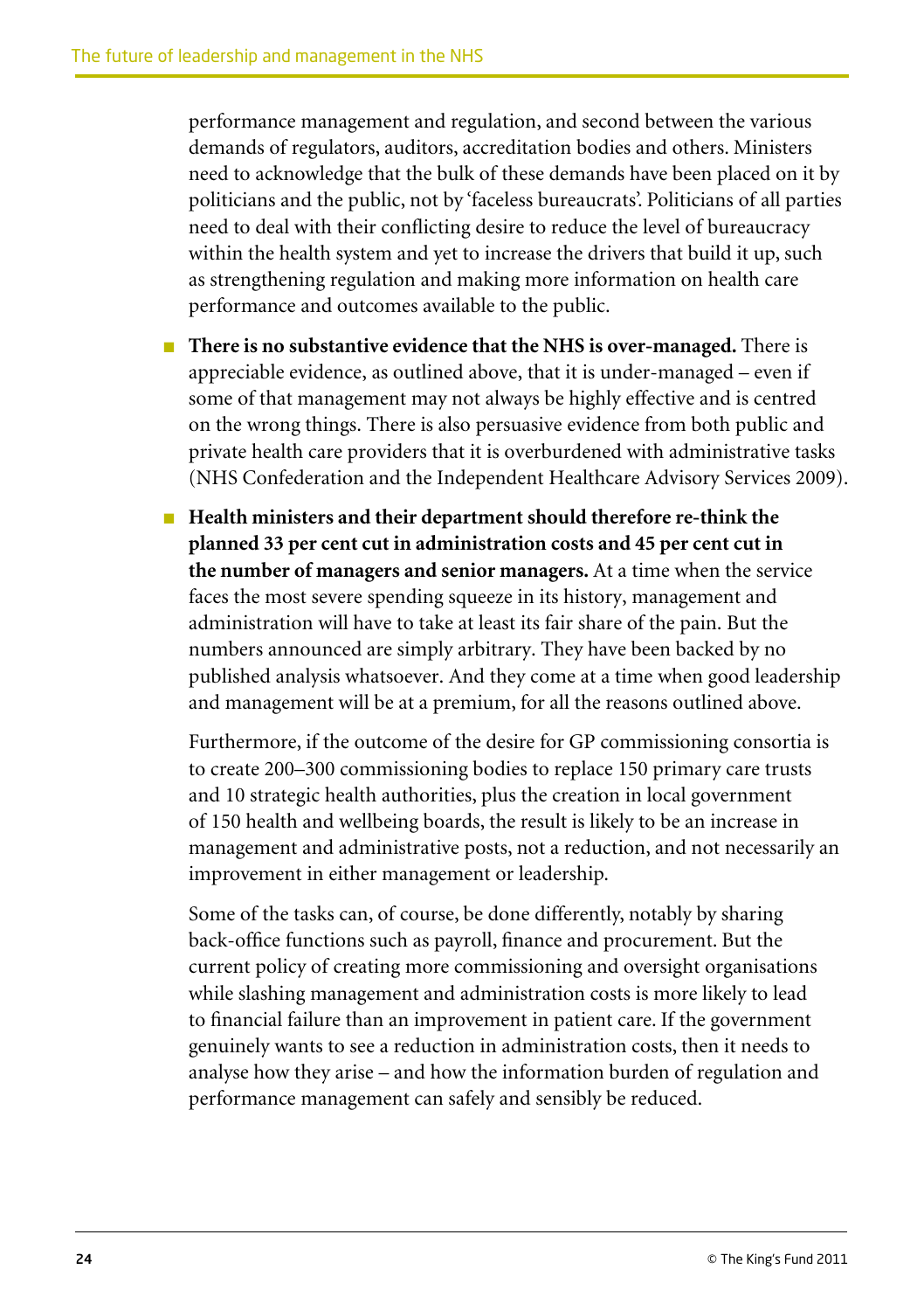performance management and regulation, and second between the various demands of regulators, auditors, accreditation bodies and others. Ministers need to acknowledge that the bulk of these demands have been placed on it by politicians and the public, not by 'faceless bureaucrats'. Politicians of all parties need to deal with their conflicting desire to reduce the level of bureaucracy within the health system and yet to increase the drivers that build it up, such as strengthening regulation and making more information on health care performance and outcomes available to the public.

- **There is no substantive evidence that the NHS is over-managed.** There is appreciable evidence, as outlined above, that it is under-managed – even if some of that management may not always be highly effective and is centred on the wrong things. There is also persuasive evidence from both public and private health care providers that it is overburdened with administrative tasks (NHS Confederation and the Independent Healthcare Advisory Services 2009).

- **Health ministers and their department should therefore re-think the planned 33 per cent cut in administration costs and 45 per cent cut in the number of managers and senior managers.** At a time when the service faces the most severe spending squeeze in its history, management and administration will have to take at least its fair share of the pain. But the numbers announced are simply arbitrary. They have been backed by no published analysis whatsoever. And they come at a time when good leadership and management will be at a premium, for all the reasons outlined above.

  Furthermore, if the outcome of the desire for GP commissioning consortia is to create 200–300 commissioning bodies to replace 150 primary care trusts and 10 strategic health authorities, plus the creation in local government of 150 health and wellbeing boards, the result is likely to be an increase in management and administrative posts, not a reduction, and not necessarily an improvement in either management or leadership.

  Some of the tasks can, of course, be done differently, notably by sharing back-office functions such as payroll, finance and procurement. But the current policy of creating more commissioning and oversight organisations while slashing management and administration costs is more likely to lead to financial failure than an improvement in patient care. If the government genuinely wants to see a reduction in administration costs, then it needs to analyse how they arise – and how the information burden of regulation and performance management can safely and sensibly be reduced.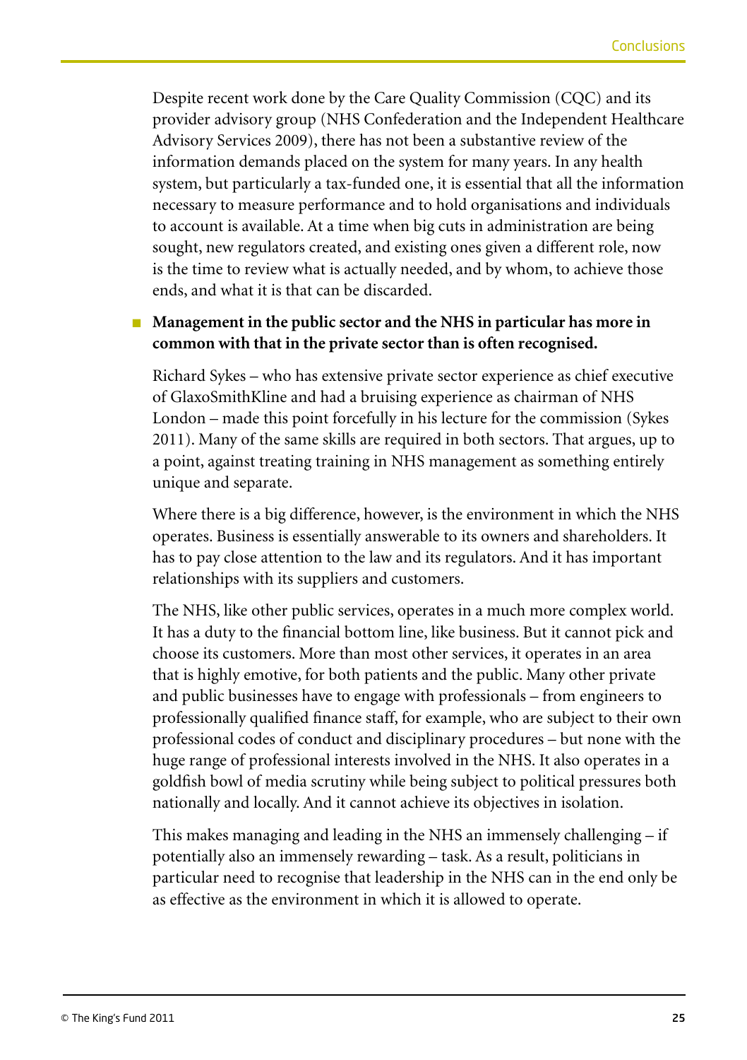Despite recent work done by the Care Quality Commission (CQC) and its provider advisory group (NHS Confederation and the Independent Healthcare Advisory Services 2009), there has not been a substantive review of the information demands placed on the system for many years. In any health system, but particularly a tax-funded one, it is essential that all the information necessary to measure performance and to hold organisations and individuals to account is available. At a time when big cuts in administration are being sought, new regulators created, and existing ones given a different role, now is the time to review what is actually needed, and by whom, to achieve those ends, and what it is that can be discarded.

- **Management in the public sector and the NHS in particular has more in common with that in the private sector than is often recognised.**

  Richard Sykes – who has extensive private sector experience as chief executive of GlaxoSmithKline and had a bruising experience as chairman of NHS London – made this point forcefully in his lecture for the commission (Sykes 2011). Many of the same skills are required in both sectors. That argues, up to a point, against treating training in NHS management as something entirely unique and separate.

  Where there is a big difference, however, is the environment in which the NHS operates. Business is essentially answerable to its owners and shareholders. It has to pay close attention to the law and its regulators. And it has important relationships with its suppliers and customers.

  The NHS, like other public services, operates in a much more complex world. It has a duty to the financial bottom line, like business. But it cannot pick and choose its customers. More than most other services, it operates in an area that is highly emotive, for both patients and the public. Many other private and public businesses have to engage with professionals – from engineers to professionally qualified finance staff, for example, who are subject to their own professional codes of conduct and disciplinary procedures – but none with the huge range of professional interests involved in the NHS. It also operates in a goldfish bowl of media scrutiny while being subject to political pressures both nationally and locally. And it cannot achieve its objectives in isolation.

  This makes managing and leading in the NHS an immensely challenging – if potentially also an immensely rewarding – task. As a result, politicians in particular need to recognise that leadership in the NHS can in the end only be as effective as the environment in which it is allowed to operate.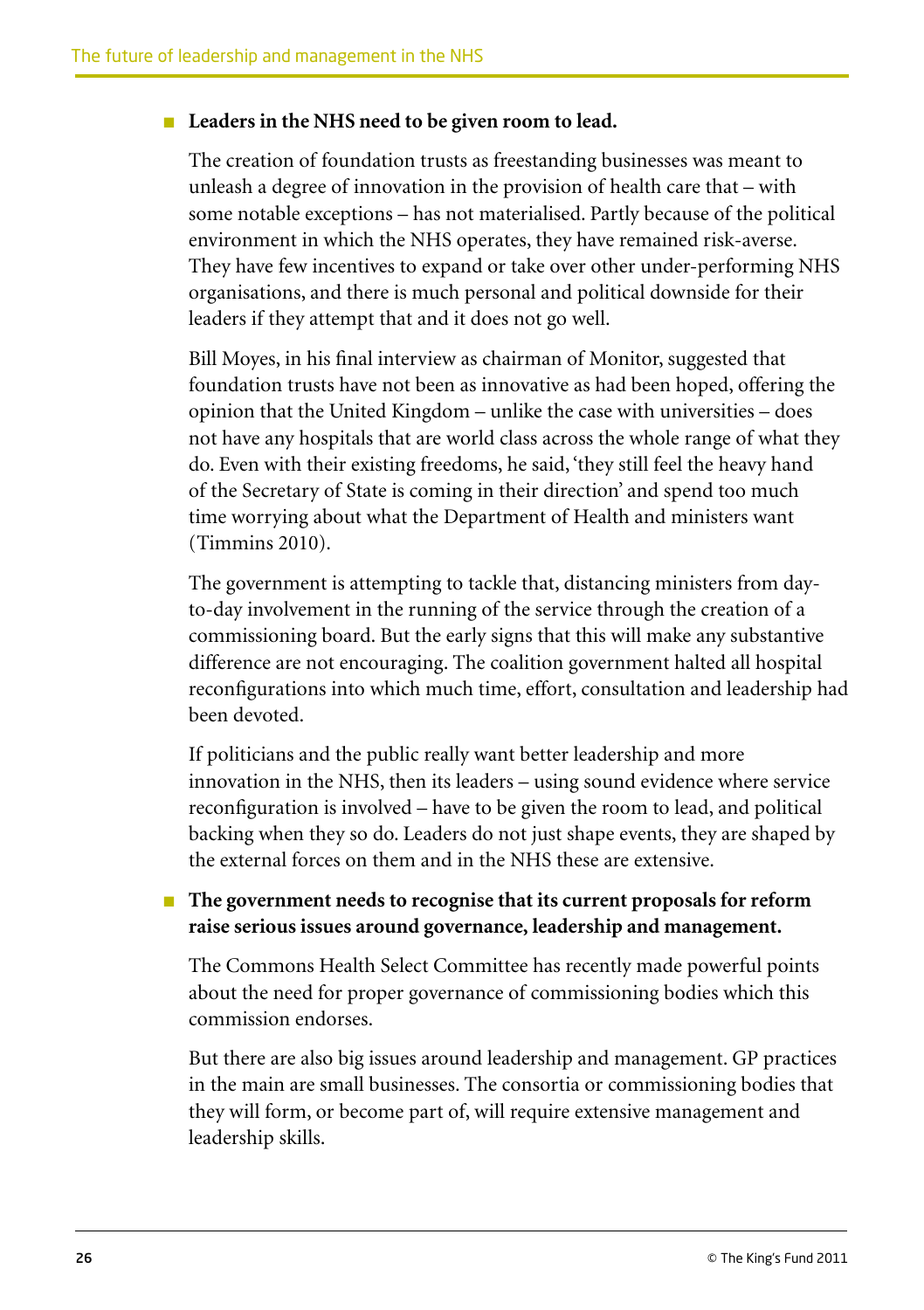- **Leaders in the NHS need to be given room to lead.**

  The creation of foundation trusts as freestanding businesses was meant to unleash a degree of innovation in the provision of health care that – with some notable exceptions – has not materialised. Partly because of the political environment in which the NHS operates, they have remained risk-averse. They have few incentives to expand or take over other under-performing NHS organisations, and there is much personal and political downside for their leaders if they attempt that and it does not go well.

  Bill Moyes, in his final interview as chairman of Monitor, suggested that foundation trusts have not been as innovative as had been hoped, offering the opinion that the United Kingdom – unlike the case with universities – does not have any hospitals that are world class across the whole range of what they do. Even with their existing freedoms, he said, 'they still feel the heavy hand of the Secretary of State is coming in their direction' and spend too much time worrying about what the Department of Health and ministers want (Timmins 2010).

  The government is attempting to tackle that, distancing ministers from day-to-day involvement in the running of the service through the creation of a commissioning board. But the early signs that this will make any substantive difference are not encouraging. The coalition government halted all hospital reconfigurations into which much time, effort, consultation and leadership had been devoted.

  If politicians and the public really want better leadership and more innovation in the NHS, then its leaders – using sound evidence where service reconfiguration is involved – have to be given the room to lead, and political backing when they so do. Leaders do not just shape events, they are shaped by the external forces on them and in the NHS these are extensive.

- **The government needs to recognise that its current proposals for reform raise serious issues around governance, leadership and management.**

  The Commons Health Select Committee has recently made powerful points about the need for proper governance of commissioning bodies which this commission endorses.

  But there are also big issues around leadership and management. GP practices in the main are small businesses. The consortia or commissioning bodies that they will form, or become part of, will require extensive management and leadership skills.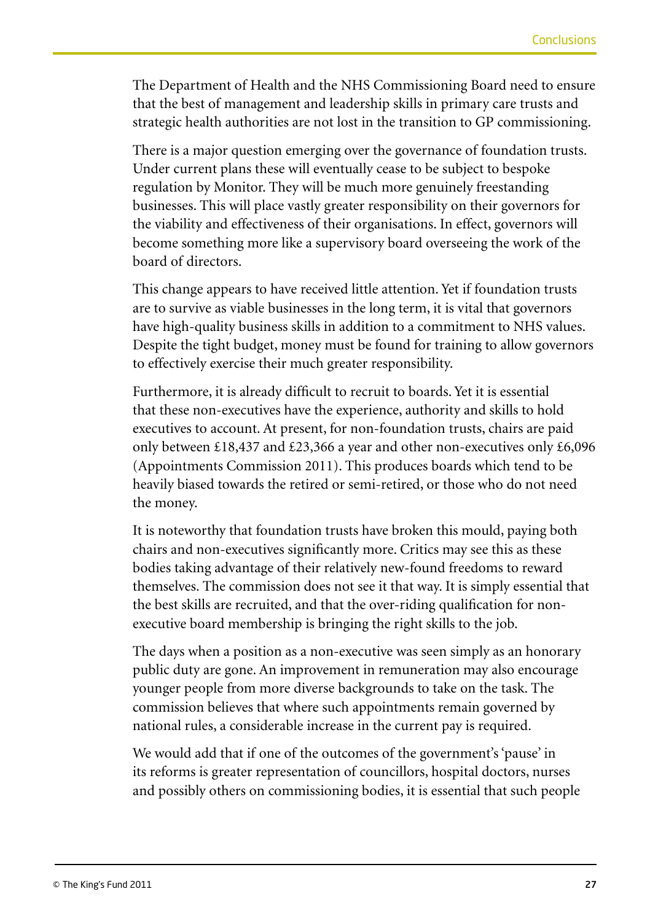The Department of Health and the NHS Commissioning Board need to ensure that the best of management and leadership skills in primary care trusts and strategic health authorities are not lost in the transition to GP commissioning.

There is a major question emerging over the governance of foundation trusts. Under current plans these will eventually cease to be subject to bespoke regulation by Monitor. They will be much more genuinely freestanding businesses. This will place vastly greater responsibility on their governors for the viability and effectiveness of their organisations. In effect, governors will become something more like a supervisory board overseeing the work of the board of directors.

This change appears to have received little attention. Yet if foundation trusts are to survive as viable businesses in the long term, it is vital that governors have high-quality business skills in addition to a commitment to NHS values. Despite the tight budget, money must be found for training to allow governors to effectively exercise their much greater responsibility.

Furthermore, it is already difficult to recruit to boards. Yet it is essential that these non-executives have the experience, authority and skills to hold executives to account. At present, for non-foundation trusts, chairs are paid only between £18,437 and £23,366 a year and other non-executives only £6,096 (Appointments Commission 2011). This produces boards which tend to be heavily biased towards the retired or semi-retired, or those who do not need the money.

It is noteworthy that foundation trusts have broken this mould, paying both chairs and non-executives significantly more. Critics may see this as these bodies taking advantage of their relatively new-found freedoms to reward themselves. The commission does not see it that way. It is simply essential that the best skills are recruited, and that the over-riding qualification for non-executive board membership is bringing the right skills to the job.

The days when a position as a non-executive was seen simply as an honorary public duty are gone. An improvement in remuneration may also encourage younger people from more diverse backgrounds to take on the task. The commission believes that where such appointments remain governed by national rules, a considerable increase in the current pay is required.

We would add that if one of the outcomes of the government's 'pause' in its reforms is greater representation of councillors, hospital doctors, nurses and possibly others on commissioning bodies, it is essential that such people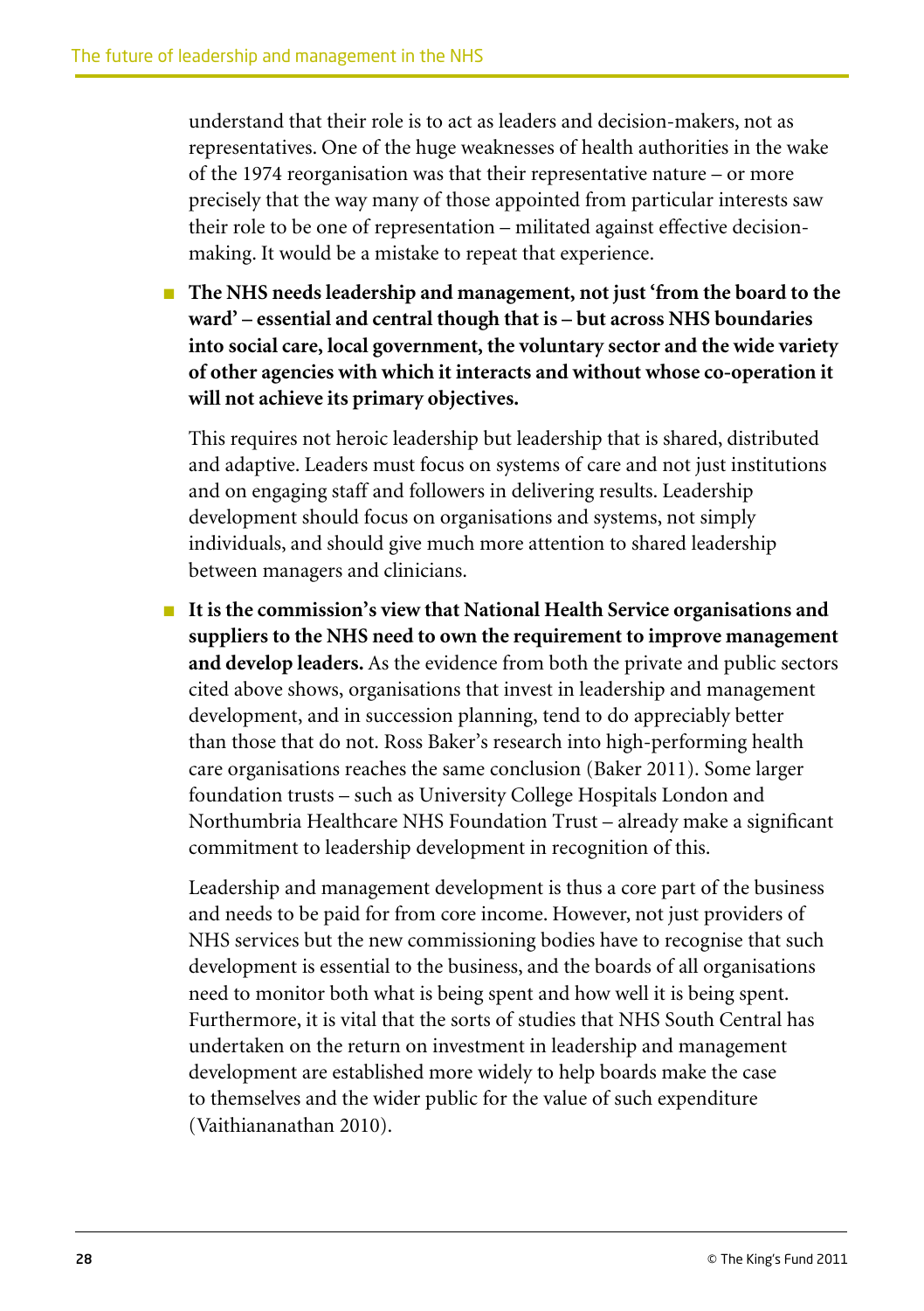understand that their role is to act as leaders and decision-makers, not as representatives. One of the huge weaknesses of health authorities in the wake of the 1974 reorganisation was that their representative nature – or more precisely that the way many of those appointed from particular interests saw their role to be one of representation – militated against effective decision-making. It would be a mistake to repeat that experience.

- **The NHS needs leadership and management, not just 'from the board to the ward' – essential and central though that is – but across NHS boundaries into social care, local government, the voluntary sector and the wide variety of other agencies with which it interacts and without whose co-operation it will not achieve its primary objectives.**

  This requires not heroic leadership but leadership that is shared, distributed and adaptive. Leaders must focus on systems of care and not just institutions and on engaging staff and followers in delivering results. Leadership development should focus on organisations and systems, not simply individuals, and should give much more attention to shared leadership between managers and clinicians.

- **It is the commission's view that National Health Service organisations and suppliers to the NHS need to own the requirement to improve management and develop leaders.** As the evidence from both the private and public sectors cited above shows, organisations that invest in leadership and management development, and in succession planning, tend to do appreciably better than those that do not. Ross Baker's research into high-performing health care organisations reaches the same conclusion (Baker 2011). Some larger foundation trusts – such as University College Hospitals London and Northumbria Healthcare NHS Foundation Trust – already make a significant commitment to leadership development in recognition of this.

  Leadership and management development is thus a core part of the business and needs to be paid for from core income. However, not just providers of NHS services but the new commissioning bodies have to recognise that such development is essential to the business, and the boards of all organisations need to monitor both what is being spent and how well it is being spent. Furthermore, it is vital that the sorts of studies that NHS South Central has undertaken on the return on investment in leadership and management development are established more widely to help boards make the case to themselves and the wider public for the value of such expenditure (Vaithiananathan 2010).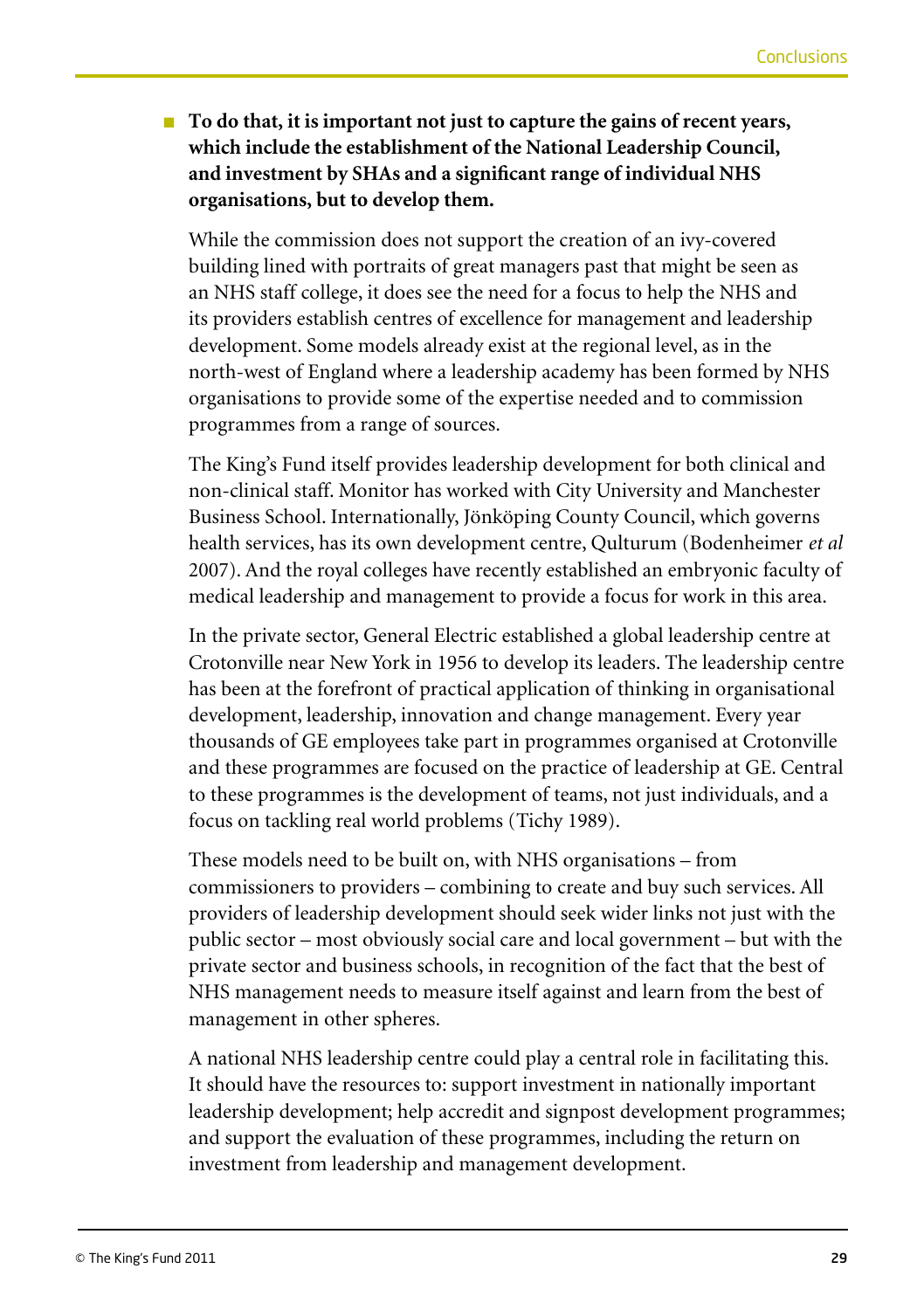- **To do that, it is important not just to capture the gains of recent years, which include the establishment of the National Leadership Council, and investment by SHAs and a significant range of individual NHS organisations, but to develop them.**

  While the commission does not support the creation of an ivy-covered building lined with portraits of great managers past that might be seen as an NHS staff college, it does see the need for a focus to help the NHS and its providers establish centres of excellence for management and leadership development. Some models already exist at the regional level, as in the north-west of England where a leadership academy has been formed by NHS organisations to provide some of the expertise needed and to commission programmes from a range of sources.

  The King's Fund itself provides leadership development for both clinical and non-clinical staff. Monitor has worked with City University and Manchester Business School. Internationally, Jönköping County Council, which governs health services, has its own development centre, Qulturum (Bodenheimer *et al* 2007). And the royal colleges have recently established an embryonic faculty of medical leadership and management to provide a focus for work in this area.

  In the private sector, General Electric established a global leadership centre at Crotonville near New York in 1956 to develop its leaders. The leadership centre has been at the forefront of practical application of thinking in organisational development, leadership, innovation and change management. Every year thousands of GE employees take part in programmes organised at Crotonville and these programmes are focused on the practice of leadership at GE. Central to these programmes is the development of teams, not just individuals, and a focus on tackling real world problems (Tichy 1989).

  These models need to be built on, with NHS organisations – from commissioners to providers – combining to create and buy such services. All providers of leadership development should seek wider links not just with the public sector – most obviously social care and local government – but with the private sector and business schools, in recognition of the fact that the best of NHS management needs to measure itself against and learn from the best of management in other spheres.

  A national NHS leadership centre could play a central role in facilitating this. It should have the resources to: support investment in nationally important leadership development; help accredit and signpost development programmes; and support the evaluation of these programmes, including the return on investment from leadership and management development.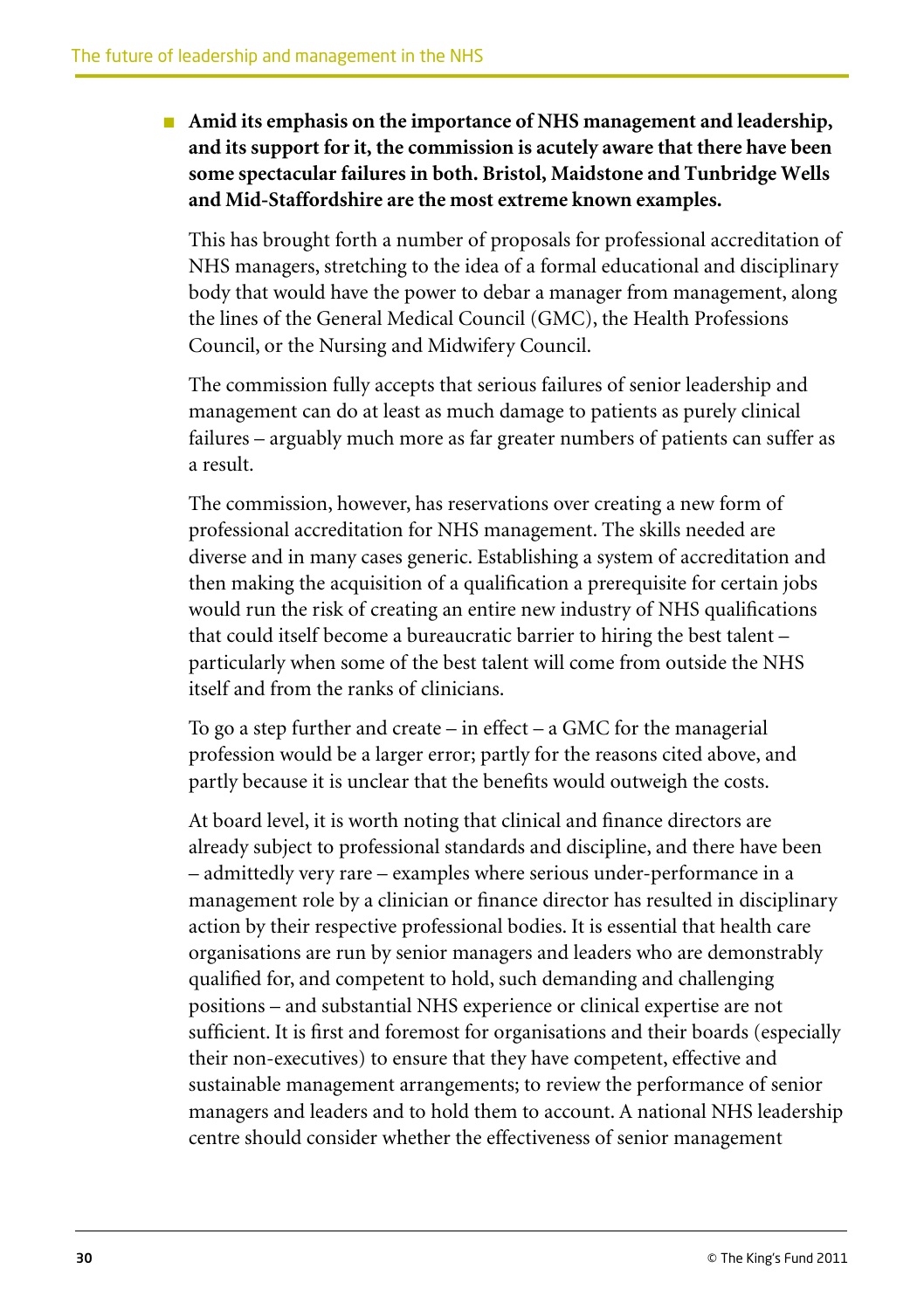- **Amid its emphasis on the importance of NHS management and leadership, and its support for it, the commission is acutely aware that there have been some spectacular failures in both. Bristol, Maidstone and Tunbridge Wells and Mid-Staffordshire are the most extreme known examples.**

  This has brought forth a number of proposals for professional accreditation of NHS managers, stretching to the idea of a formal educational and disciplinary body that would have the power to debar a manager from management, along the lines of the General Medical Council (GMC), the Health Professions Council, or the Nursing and Midwifery Council.

  The commission fully accepts that serious failures of senior leadership and management can do at least as much damage to patients as purely clinical failures – arguably much more as far greater numbers of patients can suffer as a result.

  The commission, however, has reservations over creating a new form of professional accreditation for NHS management. The skills needed are diverse and in many cases generic. Establishing a system of accreditation and then making the acquisition of a qualification a prerequisite for certain jobs would run the risk of creating an entire new industry of NHS qualifications that could itself become a bureaucratic barrier to hiring the best talent – particularly when some of the best talent will come from outside the NHS itself and from the ranks of clinicians.

  To go a step further and create – in effect – a GMC for the managerial profession would be a larger error; partly for the reasons cited above, and partly because it is unclear that the benefits would outweigh the costs.

  At board level, it is worth noting that clinical and finance directors are already subject to professional standards and discipline, and there have been – admittedly very rare – examples where serious under-performance in a management role by a clinician or finance director has resulted in disciplinary action by their respective professional bodies. It is essential that health care organisations are run by senior managers and leaders who are demonstrably qualified for, and competent to hold, such demanding and challenging positions – and substantial NHS experience or clinical expertise are not sufficient. It is first and foremost for organisations and their boards (especially their non-executives) to ensure that they have competent, effective and sustainable management arrangements; to review the performance of senior managers and leaders and to hold them to account. A national NHS leadership centre should consider whether the effectiveness of senior management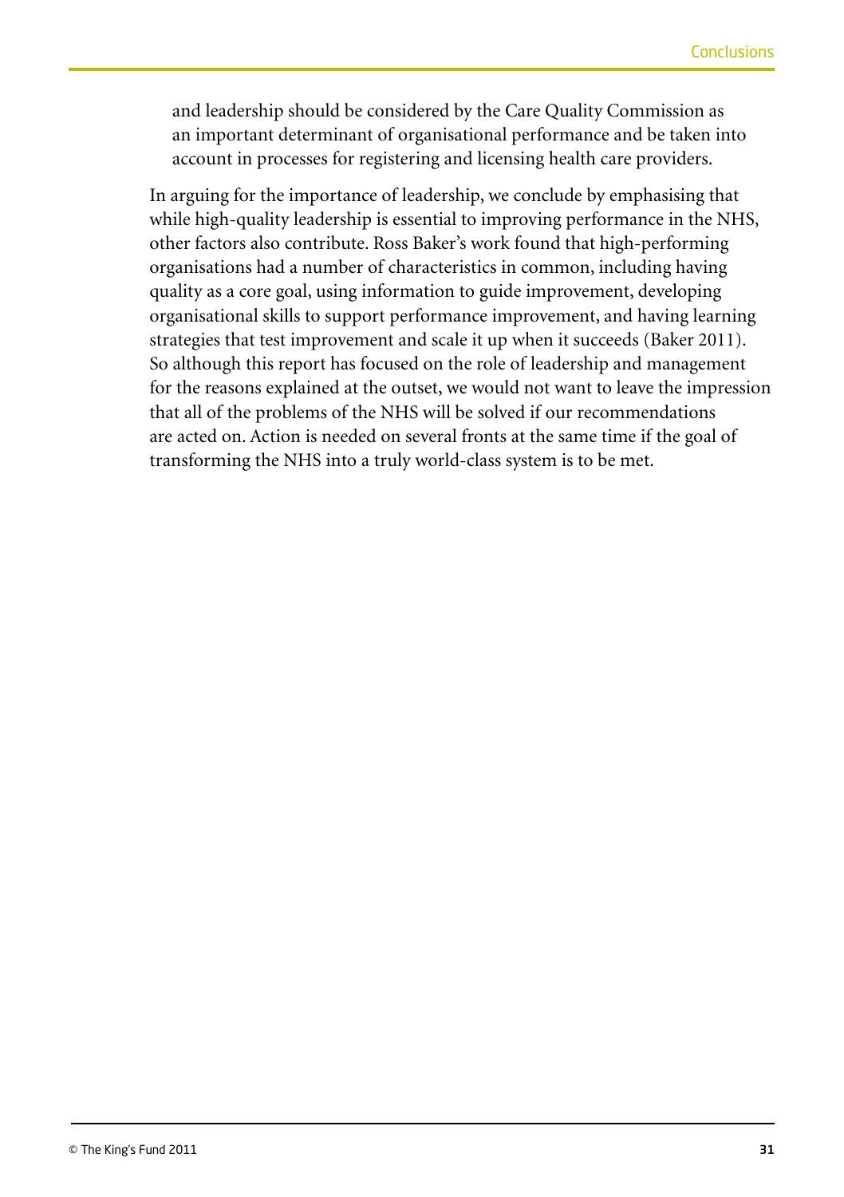and leadership should be considered by the Care Quality Commission as an important determinant of organisational performance and be taken into account in processes for registering and licensing health care providers.

In arguing for the importance of leadership, we conclude by emphasising that while high-quality leadership is essential to improving performance in the NHS, other factors also contribute. Ross Baker's work found that high-performing organisations had a number of characteristics in common, including having quality as a core goal, using information to guide improvement, developing organisational skills to support performance improvement, and having learning strategies that test improvement and scale it up when it succeeds (Baker 2011). So although this report has focused on the role of leadership and management for the reasons explained at the outset, we would not want to leave the impression that all of the problems of the NHS will be solved if our recommendations are acted on. Action is needed on several fronts at the same time if the goal of transforming the NHS into a truly world-class system is to be met.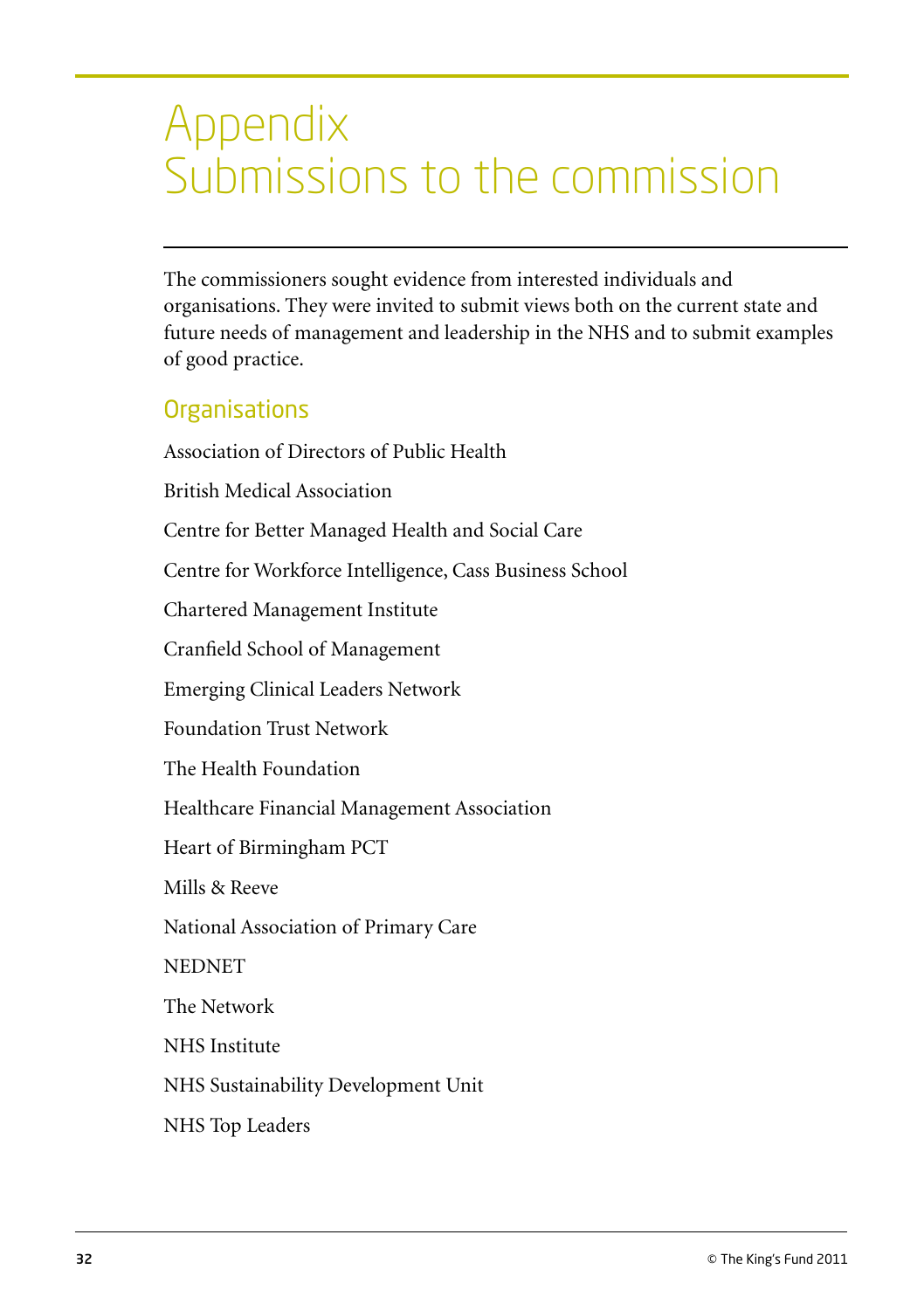# Appendix
# Submissions to the commission

The commissioners sought evidence from interested individuals and organisations. They were invited to submit views both on the current state and future needs of management and leadership in the NHS and to submit examples of good practice.

## Organisations

Association of Directors of Public Health

British Medical Association

Centre for Better Managed Health and Social Care

Centre for Workforce Intelligence, Cass Business School

Chartered Management Institute

Cranfield School of Management

Emerging Clinical Leaders Network

Foundation Trust Network

The Health Foundation

Healthcare Financial Management Association

Heart of Birmingham PCT

Mills & Reeve

National Association of Primary Care

NEDNET

The Network

NHS Institute

NHS Sustainability Development Unit

NHS Top Leaders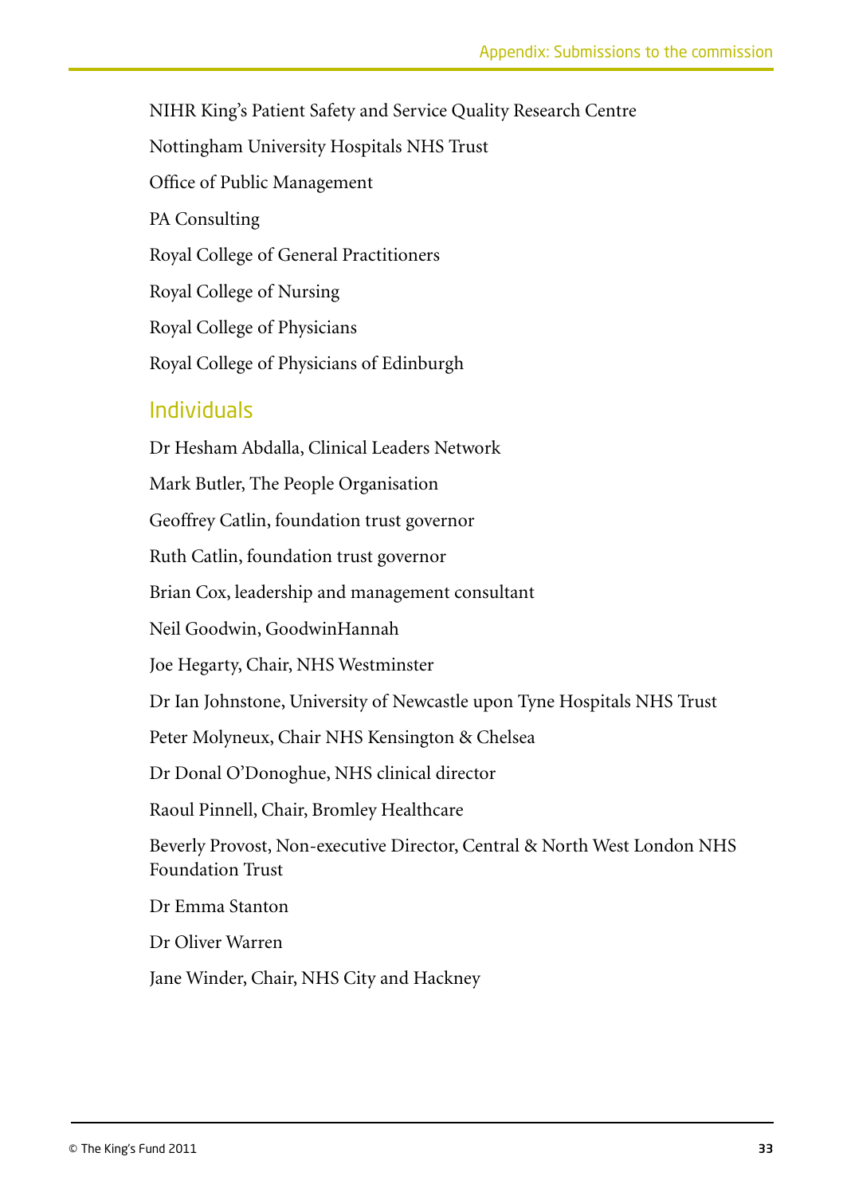NIHR King's Patient Safety and Service Quality Research Centre

Nottingham University Hospitals NHS Trust

Office of Public Management

PA Consulting

Royal College of General Practitioners

Royal College of Nursing

Royal College of Physicians

Royal College of Physicians of Edinburgh

## Individuals

Dr Hesham Abdalla, Clinical Leaders Network

Mark Butler, The People Organisation

Geoffrey Catlin, foundation trust governor

Ruth Catlin, foundation trust governor

Brian Cox, leadership and management consultant

Neil Goodwin, GoodwinHannah

Joe Hegarty, Chair, NHS Westminster

Dr Ian Johnstone, University of Newcastle upon Tyne Hospitals NHS Trust

Peter Molyneux, Chair NHS Kensington & Chelsea

Dr Donal O'Donoghue, NHS clinical director

Raoul Pinnell, Chair, Bromley Healthcare

Beverly Provost, Non-executive Director, Central & North West London NHS Foundation Trust

Dr Emma Stanton

Dr Oliver Warren

Jane Winder, Chair, NHS City and Hackney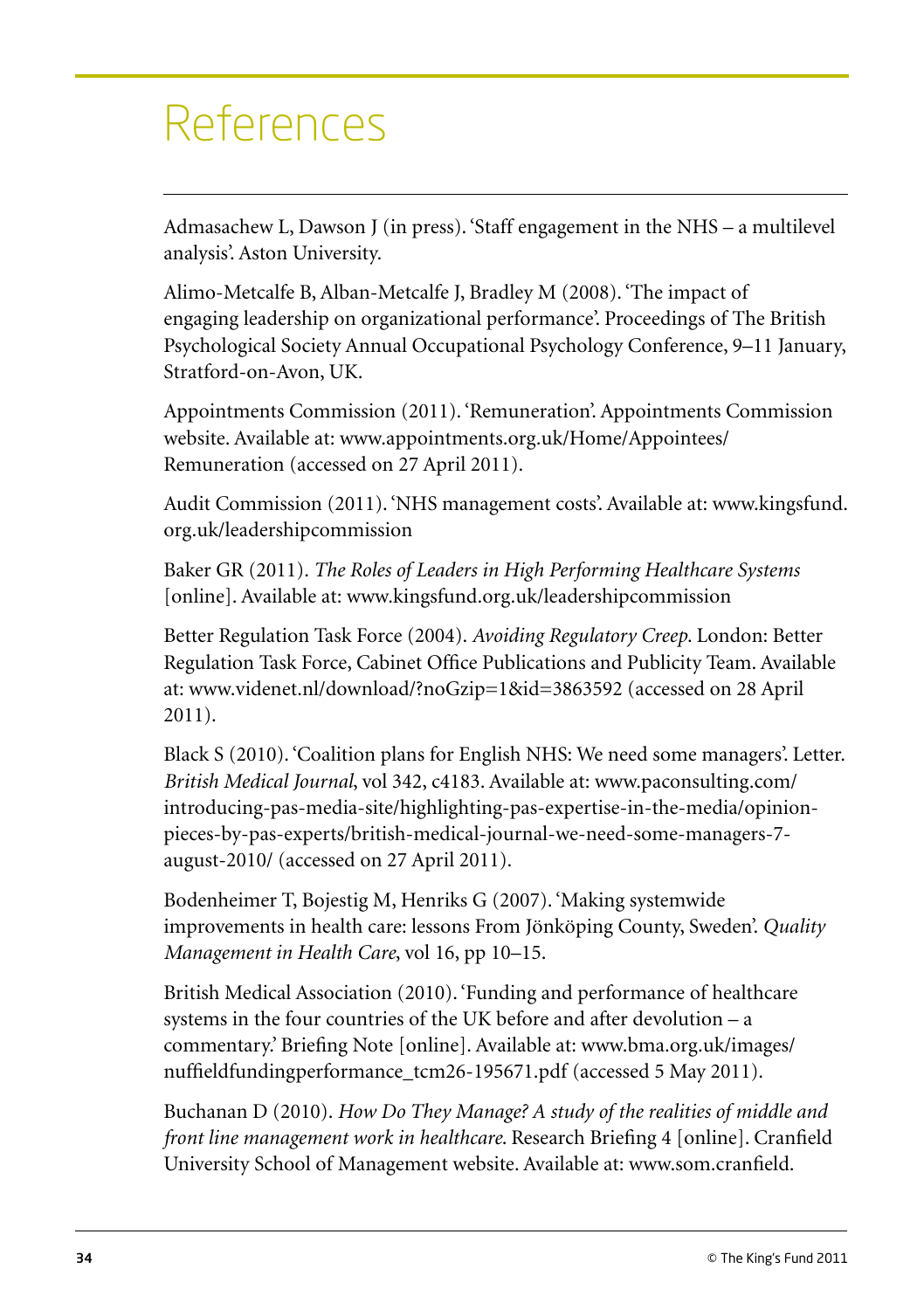# References

Admasachew L, Dawson J (in press). 'Staff engagement in the NHS – a multilevel analysis'. Aston University.

Alimo-Metcalfe B, Alban-Metcalfe J, Bradley M (2008). 'The impact of engaging leadership on organizational performance'. Proceedings of The British Psychological Society Annual Occupational Psychology Conference, 9–11 January, Stratford-on-Avon, UK.

Appointments Commission (2011). 'Remuneration'. Appointments Commission website. Available at: www.appointments.org.uk/Home/Appointees/Remuneration (accessed on 27 April 2011).

Audit Commission (2011). 'NHS management costs'. Available at: www.kingsfund.org.uk/leadershipcommission

Baker GR (2011). *The Roles of Leaders in High Performing Healthcare Systems* [online]. Available at: www.kingsfund.org.uk/leadershipcommission

Better Regulation Task Force (2004). *Avoiding Regulatory Creep*. London: Better Regulation Task Force, Cabinet Office Publications and Publicity Team. Available at: www.videnet.nl/download/?noGzip=1&id=3863592 (accessed on 28 April 2011).

Black S (2010). 'Coalition plans for English NHS: We need some managers'. Letter. *British Medical Journal*, vol 342, c4183. Available at: www.paconsulting.com/introducing-pas-media-site/highlighting-pas-expertise-in-the-media/opinion-pieces-by-pas-experts/british-medical-journal-we-need-some-managers-7-august-2010/ (accessed on 27 April 2011).

Bodenheimer T, Bojestig M, Henriks G (2007). 'Making systemwide improvements in health care: lessons From Jönköping County, Sweden'. *Quality Management in Health Care*, vol 16, pp 10–15.

British Medical Association (2010). 'Funding and performance of healthcare systems in the four countries of the UK before and after devolution – a commentary.' Briefing Note [online]. Available at: www.bma.org.uk/images/nuffieldfundingperformance_tcm26-195671.pdf (accessed 5 May 2011).

Buchanan D (2010). *How Do They Manage? A study of the realities of middle and front line management work in healthcare*. Research Briefing 4 [online]. Cranfield University School of Management website. Available at: www.som.cranfield.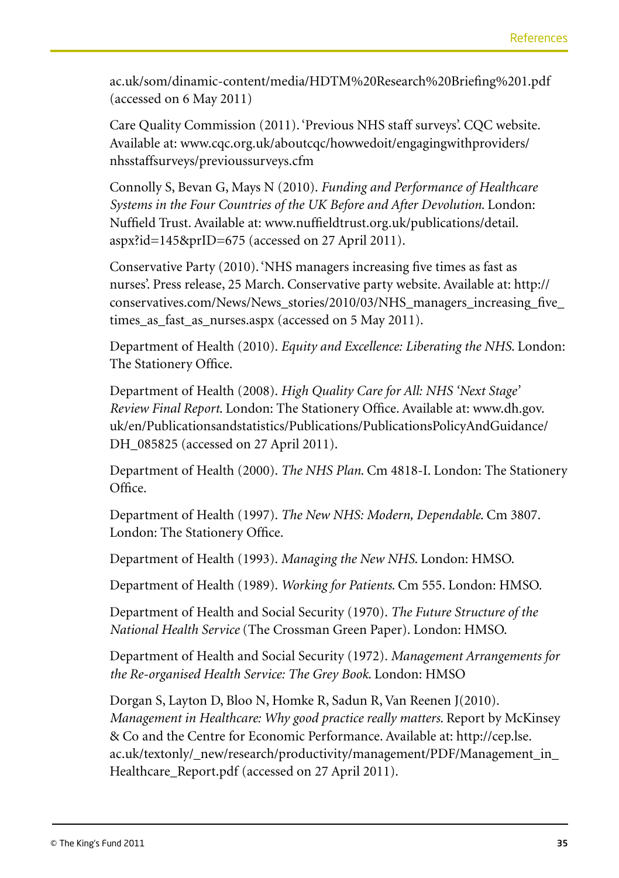ac.uk/som/dinamic-content/media/HDTM%20Research%20Briefing%201.pdf (accessed on 6 May 2011)

Care Quality Commission (2011). 'Previous NHS staff surveys'. CQC website. Available at: www.cqc.org.uk/aboutcqc/howwedoit/engagingwithproviders/nhsstaffsurveys/previoussurveys.cfm

Connolly S, Bevan G, Mays N (2010). *Funding and Performance of Healthcare Systems in the Four Countries of the UK Before and After Devolution*. London: Nuffield Trust. Available at: www.nuffieldtrust.org.uk/publications/detail.aspx?id=145&prID=675 (accessed on 27 April 2011).

Conservative Party (2010). 'NHS managers increasing five times as fast as nurses'. Press release, 25 March. Conservative party website. Available at: http://conservatives.com/News/News_stories/2010/03/NHS_managers_increasing_five_times_as_fast_as_nurses.aspx (accessed on 5 May 2011).

Department of Health (2010). *Equity and Excellence: Liberating the NHS*. London: The Stationery Office.

Department of Health (2008). *High Quality Care for All: NHS 'Next Stage' Review Final Report*. London: The Stationery Office. Available at: www.dh.gov.uk/en/Publicationsandstatistics/Publications/PublicationsPolicyAndGuidance/DH_085825 (accessed on 27 April 2011).

Department of Health (2000). *The NHS Plan*. Cm 4818-I. London: The Stationery Office.

Department of Health (1997). *The New NHS: Modern, Dependable*. Cm 3807. London: The Stationery Office.

Department of Health (1993). *Managing the New NHS*. London: HMSO.

Department of Health (1989). *Working for Patients*. Cm 555. London: HMSO.

Department of Health and Social Security (1970). *The Future Structure of the National Health Service* (The Crossman Green Paper). London: HMSO.

Department of Health and Social Security (1972). *Management Arrangements for the Re-organised Health Service: The Grey Book*. London: HMSO

Dorgan S, Layton D, Bloo N, Homke R, Sadun R, Van Reenen J(2010). *Management in Healthcare: Why good practice really matters*. Report by McKinsey & Co and the Centre for Economic Performance. Available at: http://cep.lse.ac.uk/textonly/_new/research/productivity/management/PDF/Management_in_Healthcare_Report.pdf (accessed on 27 April 2011).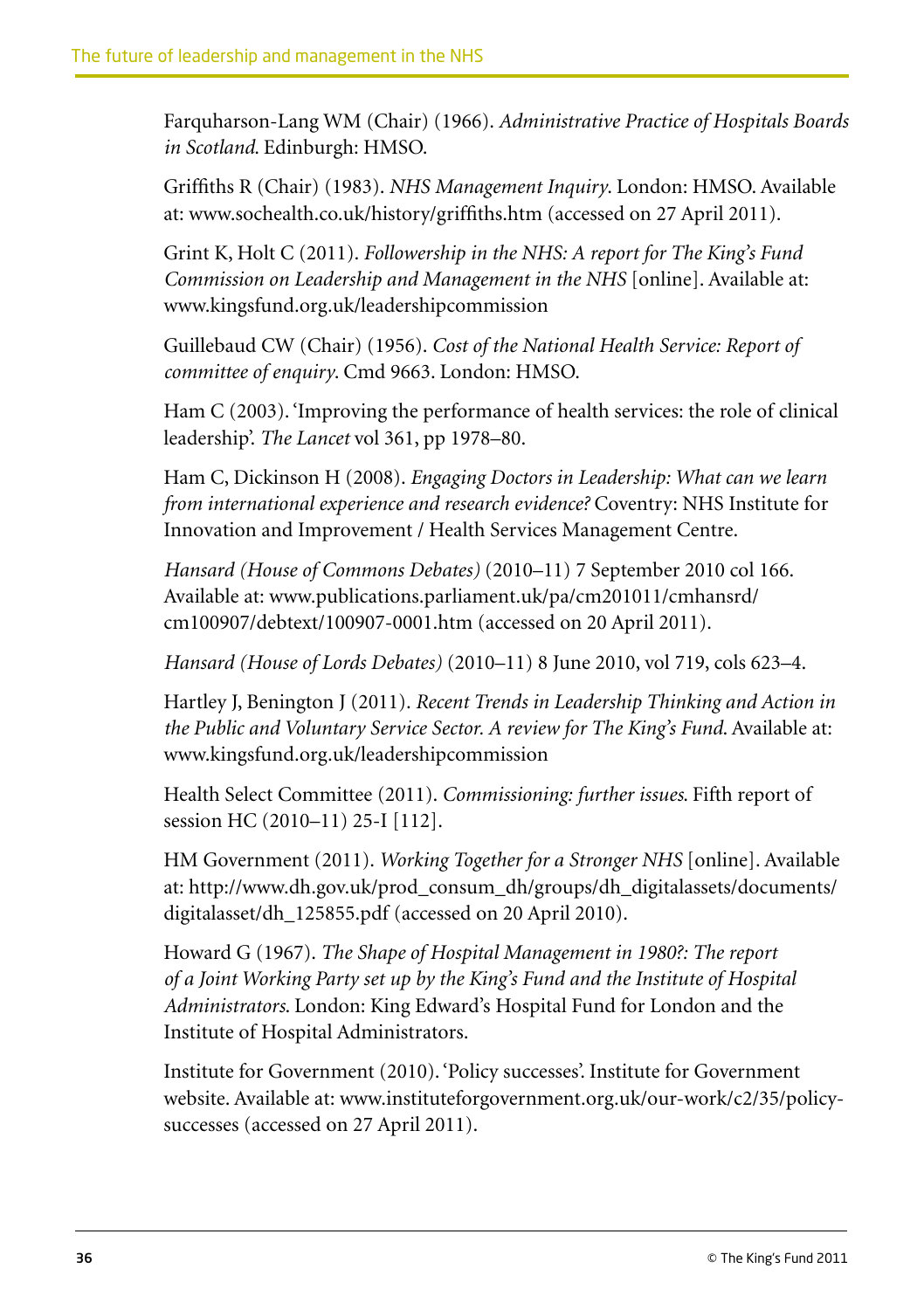Farquharson-Lang WM (Chair) (1966). *Administrative Practice of Hospitals Boards in Scotland*. Edinburgh: HMSO.

Griffiths R (Chair) (1983). *NHS Management Inquiry*. London: HMSO. Available at: www.sochealth.co.uk/history/griffiths.htm (accessed on 27 April 2011).

Grint K, Holt C (2011). *Followership in the NHS: A report for The King's Fund Commission on Leadership and Management in the NHS* [online]. Available at: www.kingsfund.org.uk/leadershipcommission

Guillebaud CW (Chair) (1956). *Cost of the National Health Service: Report of committee of enquiry*. Cmd 9663. London: HMSO.

Ham C (2003). 'Improving the performance of health services: the role of clinical leadership'. *The Lancet* vol 361, pp 1978–80.

Ham C, Dickinson H (2008). *Engaging Doctors in Leadership: What can we learn from international experience and research evidence?* Coventry: NHS Institute for Innovation and Improvement / Health Services Management Centre.

*Hansard (House of Commons Debates)* (2010–11) 7 September 2010 col 166. Available at: www.publications.parliament.uk/pa/cm201011/cmhansrd/cm100907/debtext/100907-0001.htm (accessed on 20 April 2011).

*Hansard (House of Lords Debates)* (2010–11) 8 June 2010, vol 719, cols 623–4.

Hartley J, Benington J (2011). *Recent Trends in Leadership Thinking and Action in the Public and Voluntary Service Sector. A review for The King's Fund*. Available at: www.kingsfund.org.uk/leadershipcommission

Health Select Committee (2011). *Commissioning: further issues*. Fifth report of session HC (2010–11) 25-I [112].

HM Government (2011). *Working Together for a Stronger NHS* [online]. Available at: http://www.dh.gov.uk/prod_consum_dh/groups/dh_digitalassets/documents/digitalasset/dh_125855.pdf (accessed on 20 April 2010).

Howard G (1967). *The Shape of Hospital Management in 1980?: The report of a Joint Working Party set up by the King's Fund and the Institute of Hospital Administrators*. London: King Edward's Hospital Fund for London and the Institute of Hospital Administrators.

Institute for Government (2010). 'Policy successes'. Institute for Government website. Available at: www.instituteforgovernment.org.uk/our-work/c2/35/policy-successes (accessed on 27 April 2011).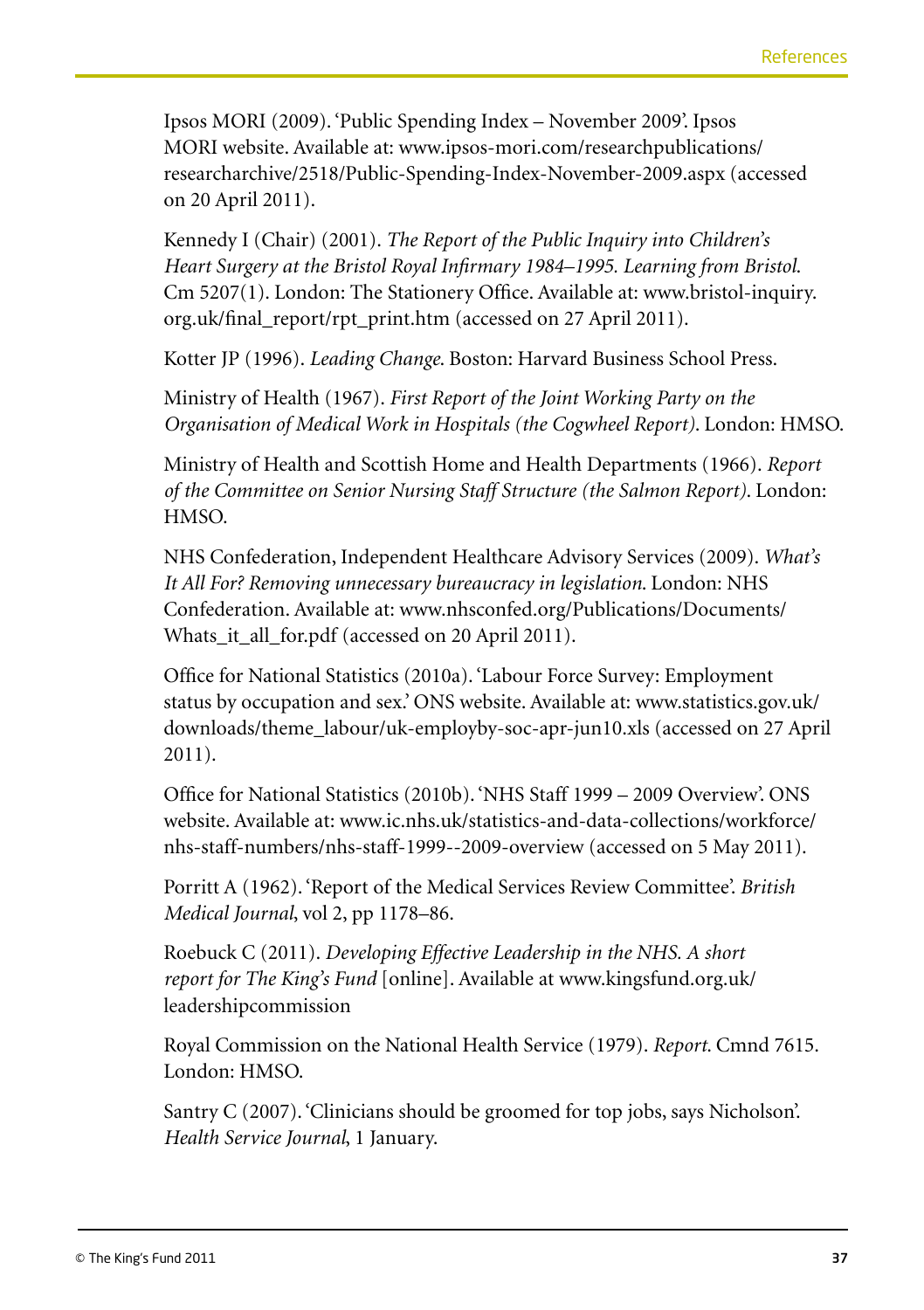Ipsos MORI (2009). 'Public Spending Index – November 2009'. Ipsos MORI website. Available at: www.ipsos-mori.com/researchpublications/researcharchive/2518/Public-Spending-Index-November-2009.aspx (accessed on 20 April 2011).

Kennedy I (Chair) (2001). *The Report of the Public Inquiry into Children's Heart Surgery at the Bristol Royal Infirmary 1984–1995. Learning from Bristol.* Cm 5207(1). London: The Stationery Office. Available at: www.bristol-inquiry.org.uk/final_report/rpt_print.htm (accessed on 27 April 2011).

Kotter JP (1996). *Leading Change.* Boston: Harvard Business School Press.

Ministry of Health (1967). *First Report of the Joint Working Party on the Organisation of Medical Work in Hospitals (the Cogwheel Report).* London: HMSO.

Ministry of Health and Scottish Home and Health Departments (1966). *Report of the Committee on Senior Nursing Staff Structure (the Salmon Report).* London: HMSO.

NHS Confederation, Independent Healthcare Advisory Services (2009). *What's It All For? Removing unnecessary bureaucracy in legislation.* London: NHS Confederation. Available at: www.nhsconfed.org/Publications/Documents/Whats_it_all_for.pdf (accessed on 20 April 2011).

Office for National Statistics (2010a). 'Labour Force Survey: Employment status by occupation and sex.' ONS website. Available at: www.statistics.gov.uk/downloads/theme_labour/uk-employby-soc-apr-jun10.xls (accessed on 27 April 2011).

Office for National Statistics (2010b). 'NHS Staff 1999 – 2009 Overview'. ONS website. Available at: www.ic.nhs.uk/statistics-and-data-collections/workforce/nhs-staff-numbers/nhs-staff-1999--2009-overview (accessed on 5 May 2011).

Porritt A (1962). 'Report of the Medical Services Review Committee'. *British Medical Journal*, vol 2, pp 1178–86.

Roebuck C (2011). *Developing Effective Leadership in the NHS. A short report for The King's Fund* [online]. Available at www.kingsfund.org.uk/leadershipcommission

Royal Commission on the National Health Service (1979). *Report.* Cmnd 7615. London: HMSO.

Santry C (2007). 'Clinicians should be groomed for top jobs, says Nicholson'. *Health Service Journal*, 1 January.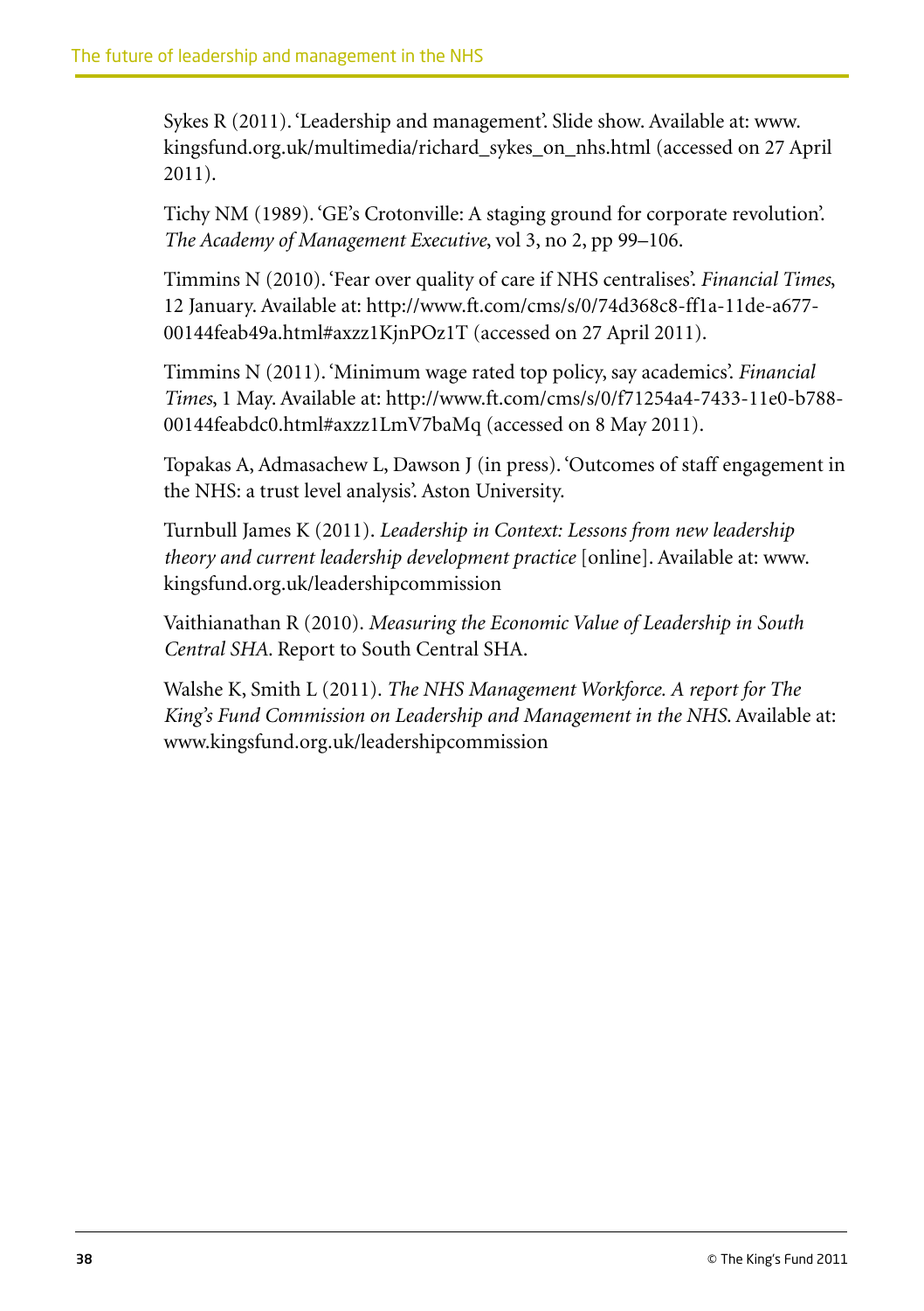Sykes R (2011). 'Leadership and management'. Slide show. Available at: www.kingsfund.org.uk/multimedia/richard_sykes_on_nhs.html (accessed on 27 April 2011).

Tichy NM (1989). 'GE's Crotonville: A staging ground for corporate revolution'. *The Academy of Management Executive*, vol 3, no 2, pp 99–106.

Timmins N (2010). 'Fear over quality of care if NHS centralises'. *Financial Times*, 12 January. Available at: http://www.ft.com/cms/s/0/74d368c8-ff1a-11de-a677-00144feab49a.html#axzz1KjnPOz1T (accessed on 27 April 2011).

Timmins N (2011). 'Minimum wage rated top policy, say academics'. *Financial Times*, 1 May. Available at: http://www.ft.com/cms/s/0/f71254a4-7433-11e0-b788-00144feabdc0.html#axzz1LmV7baMq (accessed on 8 May 2011).

Topakas A, Admasachew L, Dawson J (in press). 'Outcomes of staff engagement in the NHS: a trust level analysis'. Aston University.

Turnbull James K (2011). *Leadership in Context: Lessons from new leadership theory and current leadership development practice* [online]. Available at: www.kingsfund.org.uk/leadershipcommission

Vaithianathan R (2010). *Measuring the Economic Value of Leadership in South Central SHA*. Report to South Central SHA.

Walshe K, Smith L (2011). *The NHS Management Workforce. A report for The King's Fund Commission on Leadership and Management in the NHS*. Available at: www.kingsfund.org.uk/leadershipcommission